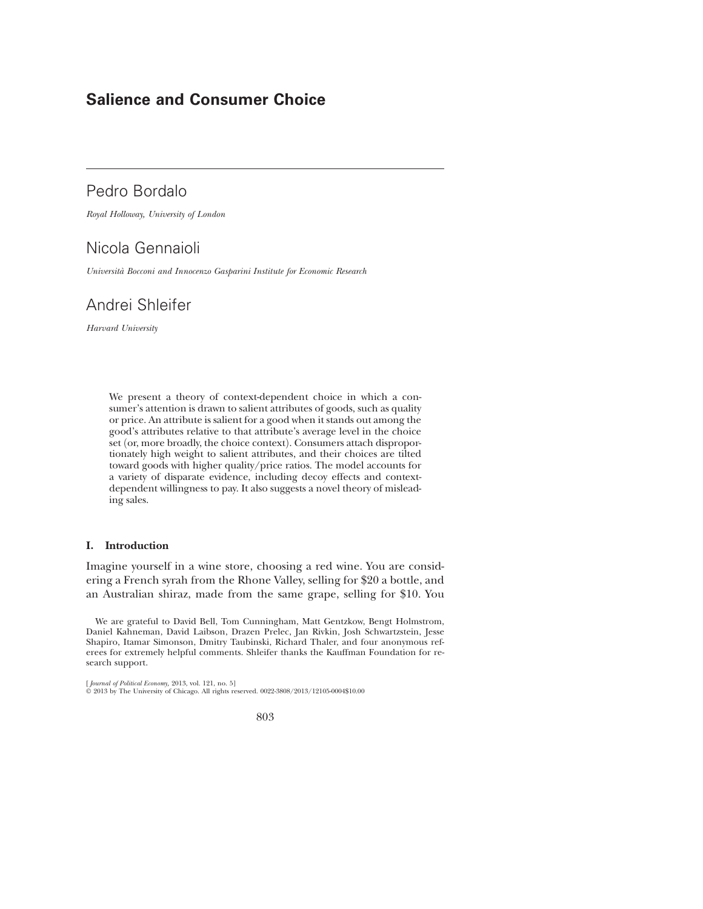# Salience and Consumer Choice

## Pedro Bordalo

*Royal Holloway, University of London*

## Nicola Gennaioli

*Università Bocconi and Innocenzo Gasparini Institute for Economic Research*

## Andrei Shleifer

*Harvard University*

We present a theory of context-dependent choice in which a consumer's attention is drawn to salient attributes of goods, such as quality or price. An attribute is salient for a good when it stands out among the good's attributes relative to that attribute's average level in the choice set (or, more broadly, the choice context). Consumers attach disproportionately high weight to salient attributes, and their choices are tilted toward goods with higher quality/price ratios. The model accounts for a variety of disparate evidence, including decoy effects and context-dependent willingness to pay. It also suggests a novel theory of misleading sales.

### I. Introduction

Imagine yourself in a wine store, choosing a red wine. You are considering a French syrah from the Rhone Valley, selling for $20 a bottle, and an Australian shiraz, made from the same grape, selling for $10. You

We are grateful to David Bell, Tom Cunningham, Matt Gentzkow, Bengt Holmstrom, Daniel Kahneman, David Laibson, Drazen Prelec, Jan Rivkin, Josh Schwartzstein, Jesse Shapiro, Itamar Simonson, Dmitry Taubinski, Richard Thaler, and four anonymous referees for extremely helpful comments. Shleifer thanks the Kauffman Foundation for research support.

[*Journal of Political Economy*, 2013, vol. 121, no. 5]
© 2013 by The University of Chicago. All rights reserved. 0022-3808/2013/12105-0004$10.00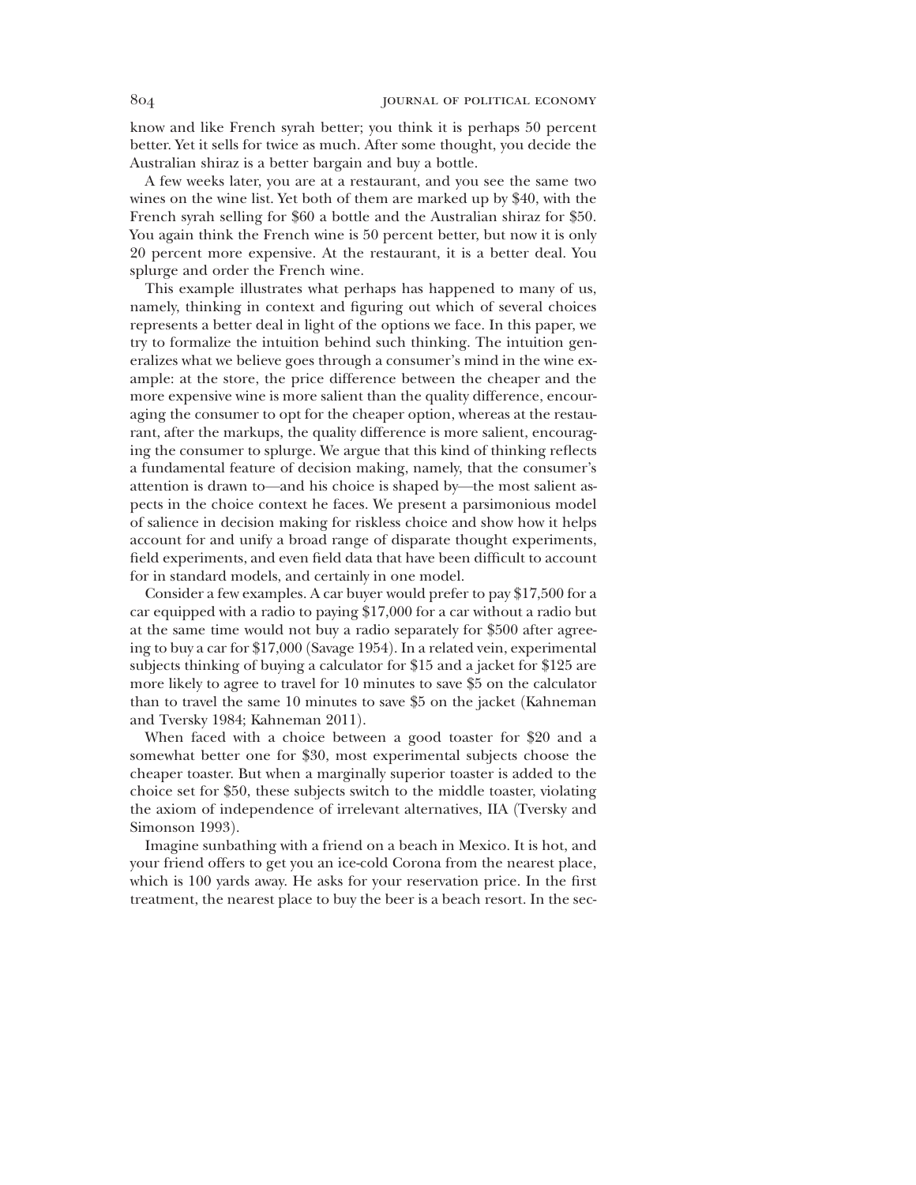know and like French syrah better; you think it is perhaps 50 percent better. Yet it sells for twice as much. After some thought, you decide the Australian shiraz is a better bargain and buy a bottle.

A few weeks later, you are at a restaurant, and you see the same two wines on the wine list. Yet both of them are marked up by $40, with the French syrah selling for $60 a bottle and the Australian shiraz for $50. You again think the French wine is 50 percent better, but now it is only 20 percent more expensive. At the restaurant, it is a better deal. You splurge and order the French wine.

This example illustrates what perhaps has happened to many of us, namely, thinking in context and figuring out which of several choices represents a better deal in light of the options we face. In this paper, we try to formalize the intuition behind such thinking. The intuition generalizes what we believe goes through a consumer's mind in the wine example: at the store, the price difference between the cheaper and the more expensive wine is more salient than the quality difference, encouraging the consumer to opt for the cheaper option, whereas at the restaurant, after the markups, the quality difference is more salient, encouraging the consumer to splurge. We argue that this kind of thinking reflects a fundamental feature of decision making, namely, that the consumer's attention is drawn to—and his choice is shaped by—the most salient aspects in the choice context he faces. We present a parsimonious model of salience in decision making for riskless choice and show how it helps account for and unify a broad range of disparate thought experiments, field experiments, and even field data that have been difficult to account for in standard models, and certainly in one model.

Consider a few examples. A car buyer would prefer to pay $17,500 for a car equipped with a radio to paying $17,000 for a car without a radio but at the same time would not buy a radio separately for $500 after agreeing to buy a car for $17,000 (Savage 1954). In a related vein, experimental subjects thinking of buying a calculator for $15 and a jacket for $125 are more likely to agree to travel for 10 minutes to save $5 on the calculator than to travel the same 10 minutes to save $5 on the jacket (Kahneman and Tversky 1984; Kahneman 2011).

When faced with a choice between a good toaster for $20 and a somewhat better one for $30, most experimental subjects choose the cheaper toaster. But when a marginally superior toaster is added to the choice set for $50, these subjects switch to the middle toaster, violating the axiom of independence of irrelevant alternatives, IIA (Tversky and Simonson 1993).

Imagine sunbathing with a friend on a beach in Mexico. It is hot, and your friend offers to get you an ice-cold Corona from the nearest place, which is 100 yards away. He asks for your reservation price. In the first treatment, the nearest place to buy the beer is a beach resort. In the sec-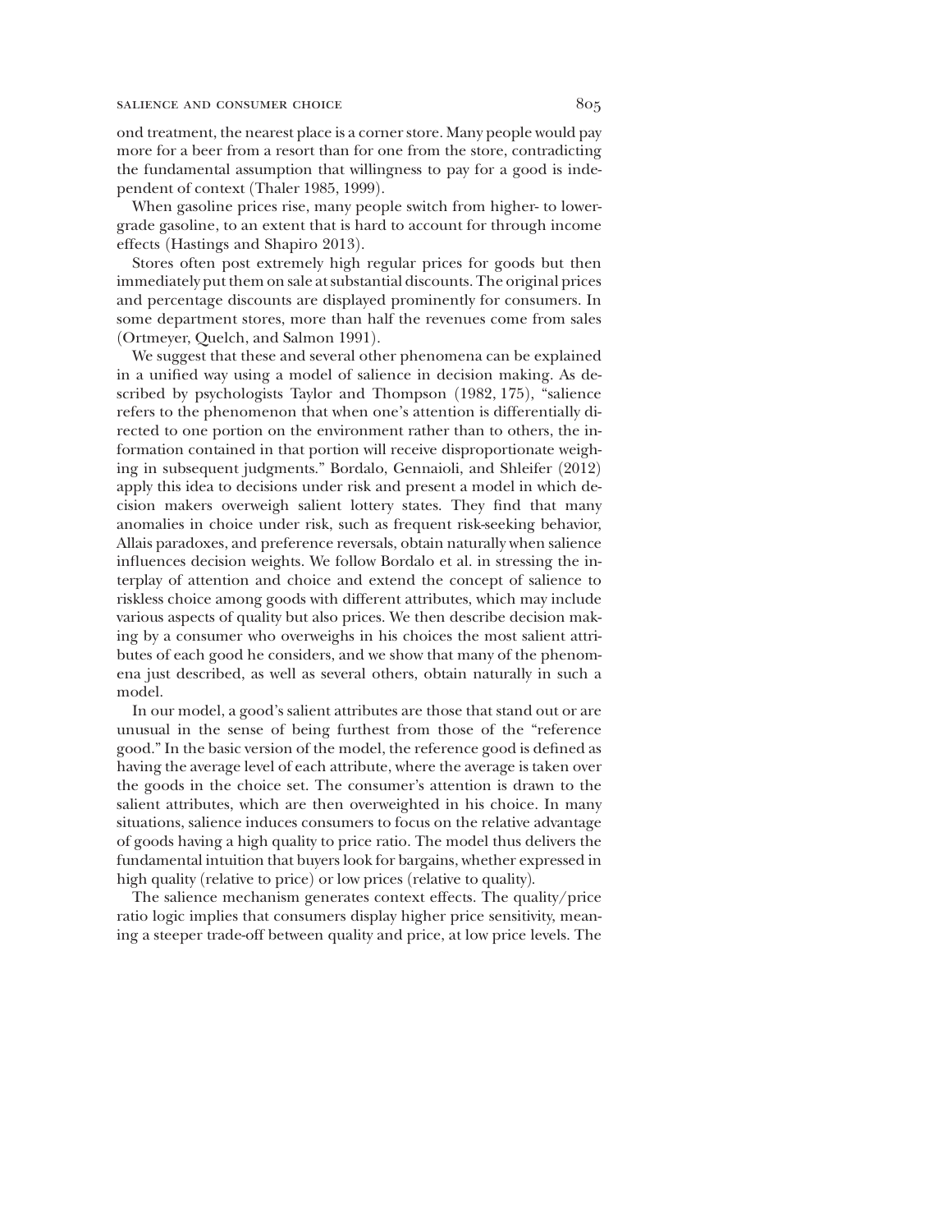ond treatment, the nearest place is a corner store. Many people would pay more for a beer from a resort than for one from the store, contradicting the fundamental assumption that willingness to pay for a good is independent of context (Thaler 1985, 1999).

When gasoline prices rise, many people switch from higher- to lower-grade gasoline, to an extent that is hard to account for through income effects (Hastings and Shapiro 2013).

Stores often post extremely high regular prices for goods but then immediately put them on sale at substantial discounts. The original prices and percentage discounts are displayed prominently for consumers. In some department stores, more than half the revenues come from sales (Ortmeyer, Quelch, and Salmon 1991).

We suggest that these and several other phenomena can be explained in a unified way using a model of salience in decision making. As described by psychologists Taylor and Thompson (1982, 175), "salience refers to the phenomenon that when one's attention is differentially directed to one portion on the environment rather than to others, the information contained in that portion will receive disproportionate weighing in subsequent judgments." Bordalo, Gennaioli, and Shleifer (2012) apply this idea to decisions under risk and present a model in which decision makers overweigh salient lottery states. They find that many anomalies in choice under risk, such as frequent risk-seeking behavior, Allais paradoxes, and preference reversals, obtain naturally when salience influences decision weights. We follow Bordalo et al. in stressing the interplay of attention and choice and extend the concept of salience to riskless choice among goods with different attributes, which may include various aspects of quality but also prices. We then describe decision making by a consumer who overweighs in his choices the most salient attributes of each good he considers, and we show that many of the phenomena just described, as well as several others, obtain naturally in such a model.

In our model, a good's salient attributes are those that stand out or are unusual in the sense of being furthest from those of the "reference good." In the basic version of the model, the reference good is defined as having the average level of each attribute, where the average is taken over the goods in the choice set. The consumer's attention is drawn to the salient attributes, which are then overweighted in his choice. In many situations, salience induces consumers to focus on the relative advantage of goods having a high quality to price ratio. The model thus delivers the fundamental intuition that buyers look for bargains, whether expressed in high quality (relative to price) or low prices (relative to quality).

The salience mechanism generates context effects. The quality/price ratio logic implies that consumers display higher price sensitivity, meaning a steeper trade-off between quality and price, at low price levels. The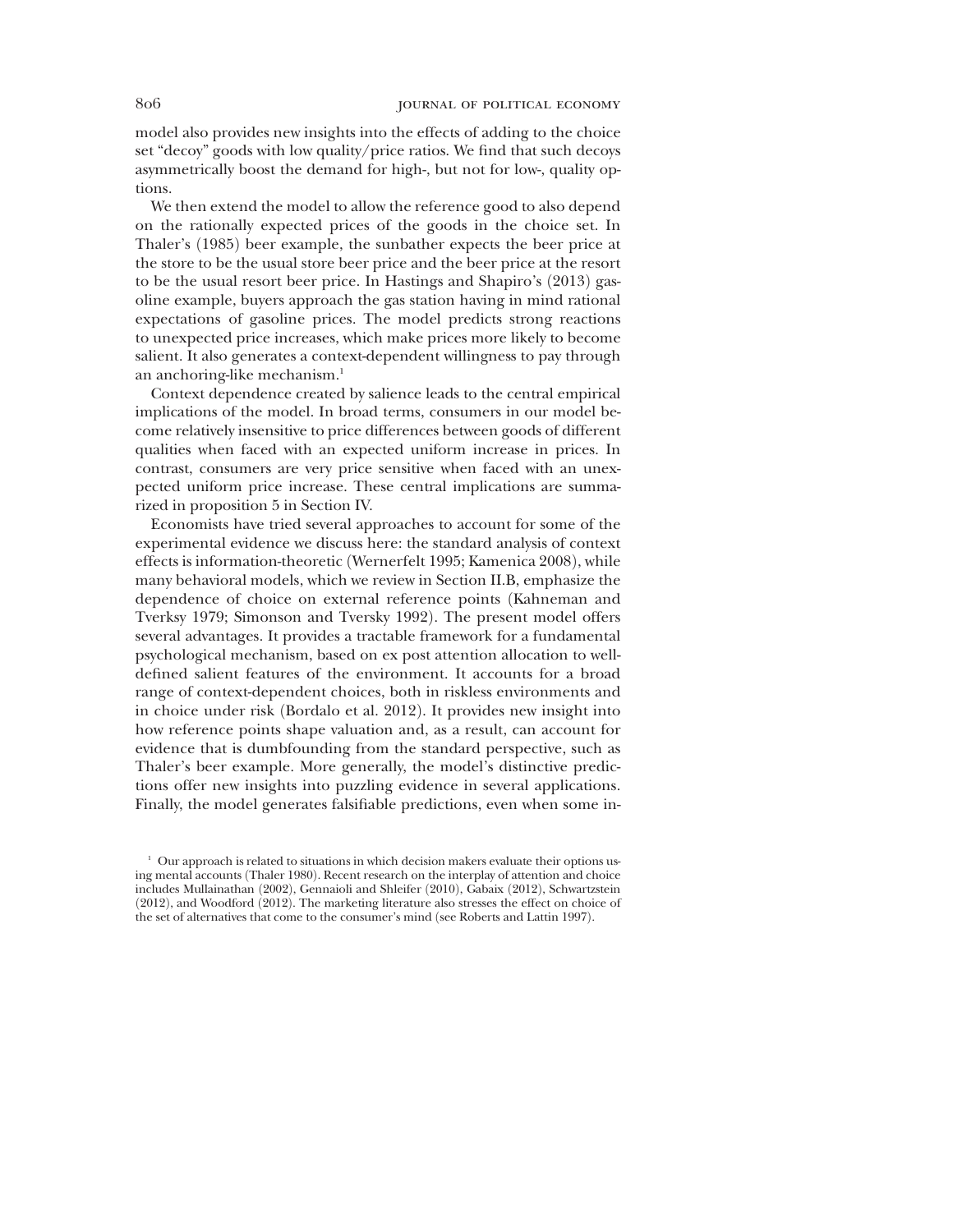model also provides new insights into the effects of adding to the choice set "decoy" goods with low quality/price ratios. We find that such decoys asymmetrically boost the demand for high-, but not for low-, quality options.

We then extend the model to allow the reference good to also depend on the rationally expected prices of the goods in the choice set. In Thaler's (1985) beer example, the sunbather expects the beer price at the store to be the usual store beer price and the beer price at the resort to be the usual resort beer price. In Hastings and Shapiro's (2013) gasoline example, buyers approach the gas station having in mind rational expectations of gasoline prices. The model predicts strong reactions to unexpected price increases, which make prices more likely to become salient. It also generates a context-dependent willingness to pay through an anchoring-like mechanism.[1]

Context dependence created by salience leads to the central empirical implications of the model. In broad terms, consumers in our model become relatively insensitive to price differences between goods of different qualities when faced with an expected uniform increase in prices. In contrast, consumers are very price sensitive when faced with an unexpected uniform price increase. These central implications are summarized in proposition 5 in Section IV.

Economists have tried several approaches to account for some of the experimental evidence we discuss here: the standard analysis of context effects is information-theoretic (Wernerfelt 1995; Kamenica 2008), while many behavioral models, which we review in Section II.B, emphasize the dependence of choice on external reference points (Kahneman and Tversky 1979; Simonson and Tversky 1992). The present model offers several advantages. It provides a tractable framework for a fundamental psychological mechanism, based on ex post attention allocation to well-defined salient features of the environment. It accounts for a broad range of context-dependent choices, both in riskless environments and in choice under risk (Bordalo et al. 2012). It provides new insight into how reference points shape valuation and, as a result, can account for evidence that is dumbfounding from the standard perspective, such as Thaler's beer example. More generally, the model's distinctive predictions offer new insights into puzzling evidence in several applications. Finally, the model generates falsifiable predictions, even when some in-

[1] Our approach is related to situations in which decision makers evaluate their options using mental accounts (Thaler 1980). Recent research on the interplay of attention and choice includes Mullainathan (2002), Gennaioli and Shleifer (2010), Gabaix (2012), Schwartzstein (2012), and Woodford (2012). The marketing literature also stresses the effect on choice of the set of alternatives that come to the consumer's mind (see Roberts and Lattin 1997).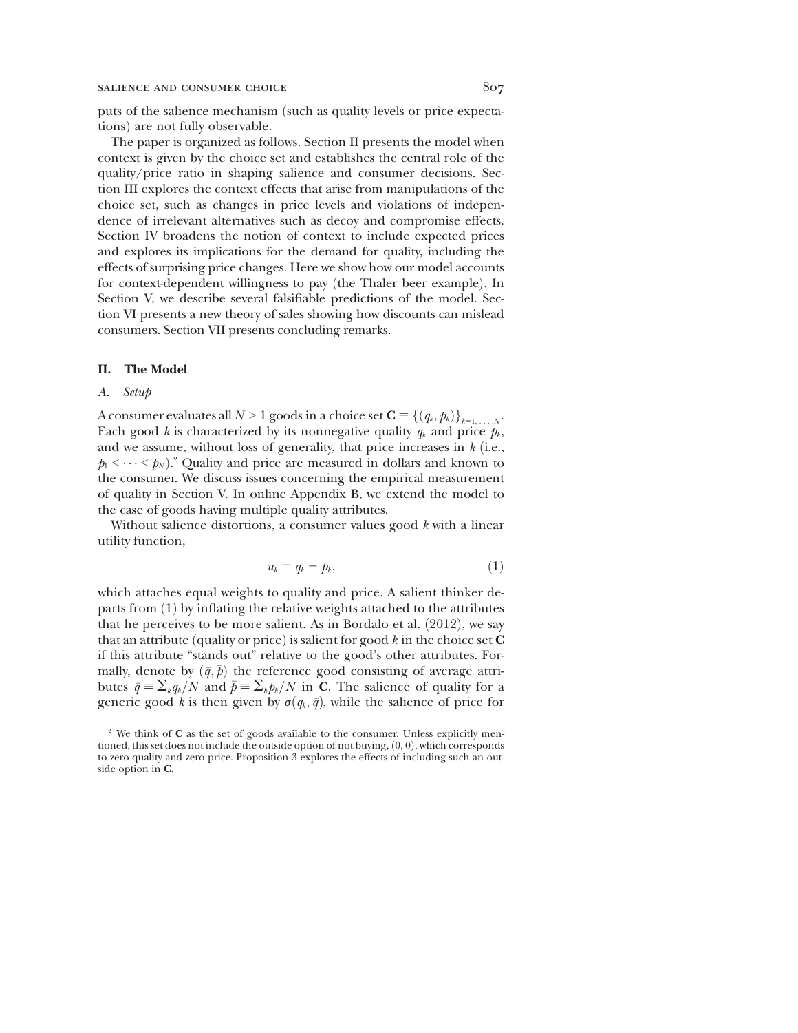puts of the salience mechanism (such as quality levels or price expectations) are not fully observable.

The paper is organized as follows. Section II presents the model when context is given by the choice set and establishes the central role of the quality/price ratio in shaping salience and consumer decisions. Section III explores the context effects that arise from manipulations of the choice set, such as changes in price levels and violations of independence of irrelevant alternatives such as decoy and compromise effects. Section IV broadens the notion of context to include expected prices and explores its implications for the demand for quality, including the effects of surprising price changes. Here we show how our model accounts for context-dependent willingness to pay (the Thaler beer example). In Section V, we describe several falsifiable predictions of the model. Section VI presents a new theory of sales showing how discounts can mislead consumers. Section VII presents concluding remarks.

## II. The Model

### A. *Setup*

A consumer evaluates all $N > 1$ goods in a choice set $\mathbf{C} \equiv \{(q_k, p_k)\}_{k=1,\ldots,N}$. Each good $k$ is characterized by its nonnegative quality $q_k$ and price $p_k$, and we assume, without loss of generality, that price increases in $k$ (i.e., $p_1 < \cdots < p_N$).[2] Quality and price are measured in dollars and known to the consumer. We discuss issues concerning the empirical measurement of quality in Section V. In online Appendix B, we extend the model to the case of goods having multiple quality attributes.

Without salience distortions, a consumer values good $k$ with a linear utility function,

$$u_k = q_k - p_k, \tag{1}$$

which attaches equal weights to quality and price. A salient thinker departs from (1) by inflating the relative weights attached to the attributes that he perceives to be more salient. As in Bordalo et al. (2012), we say that an attribute (quality or price) is salient for good $k$ in the choice set $\mathbf{C}$ if this attribute "stands out" relative to the good's other attributes. Formally, denote by $(\bar{q}, \bar{p})$ the reference good consisting of average attributes $\bar{q} \equiv \sum_k q_k / N$ and $\bar{p} \equiv \sum_k p_k / N$ in $\mathbf{C}$. The salience of quality for a generic good $k$ is then given by $\sigma(q_k, \bar{q})$, while the salience of price for

[2] We think of $\mathbf{C}$ as the set of goods available to the consumer. Unless explicitly mentioned, this set does not include the outside option of not buying, $(0, 0)$, which corresponds to zero quality and zero price. Proposition 3 explores the effects of including such an outside option in $\mathbf{C}$.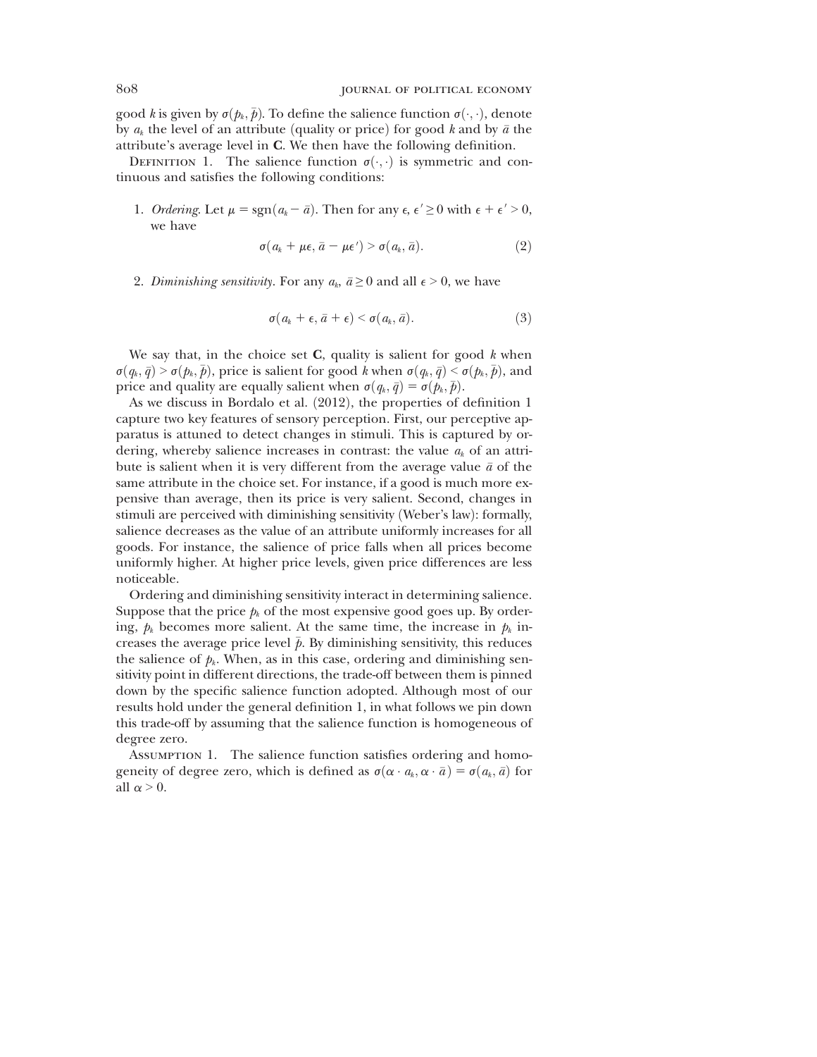good $k$ is given by $\sigma(p_k, \bar{p})$. To define the salience function $\sigma(\cdot, \cdot)$, denote by $a_k$ the level of an attribute (quality or price) for good $k$ and by $\bar{a}$ the attribute's average level in **C**. We then have the following definition.

Definition 1. The salience function $\sigma(\cdot, \cdot)$ is symmetric and continuous and satisfies the following conditions:

1. *Ordering*. Let $\mu = \text{sgn}(a_k - \bar{a})$. Then for any $\epsilon, \epsilon' \geq 0$ with $\epsilon + \epsilon' > 0$, we have

$$\sigma(a_k + \mu\epsilon, \bar{a} - \mu\epsilon') > \sigma(a_k, \bar{a}). \tag{2}$$

2. *Diminishing sensitivity*. For any $a_k, \bar{a} \geq 0$ and all $\epsilon > 0$, we have

$$\sigma(a_k + \epsilon, \bar{a} + \epsilon) < \sigma(a_k, \bar{a}). \tag{3}$$

We say that, in the choice set **C**, quality is salient for good $k$ when $\sigma(q_k, \bar{q}) > \sigma(p_k, \bar{p})$, price is salient for good $k$ when $\sigma(q_k, \bar{q}) < \sigma(p_k, \bar{p})$, and price and quality are equally salient when $\sigma(q_k, \bar{q}) = \sigma(p_k, \bar{p})$.

As we discuss in Bordalo et al. (2012), the properties of definition 1 capture two key features of sensory perception. First, our perceptive apparatus is attuned to detect changes in stimuli. This is captured by ordering, whereby salience increases in contrast: the value $a_k$ of an attribute is salient when it is very different from the average value $\bar{a}$ of the same attribute in the choice set. For instance, if a good is much more expensive than average, then its price is very salient. Second, changes in stimuli are perceived with diminishing sensitivity (Weber's law): formally, salience decreases as the value of an attribute uniformly increases for all goods. For instance, the salience of price falls when all prices become uniformly higher. At higher price levels, given price differences are less noticeable.

Ordering and diminishing sensitivity interact in determining salience. Suppose that the price $p_k$ of the most expensive good goes up. By ordering, $p_k$ becomes more salient. At the same time, the increase in $p_k$ increases the average price level $\bar{p}$. By diminishing sensitivity, this reduces the salience of $p_k$. When, as in this case, ordering and diminishing sensitivity point in different directions, the trade-off between them is pinned down by the specific salience function adopted. Although most of our results hold under the general definition 1, in what follows we pin down this trade-off by assuming that the salience function is homogeneous of degree zero.

Assumption 1. The salience function satisfies ordering and homogeneity of degree zero, which is defined as $\sigma(\alpha \cdot a_k, \alpha \cdot \bar{a}) = \sigma(a_k, \bar{a})$ for all $\alpha > 0$.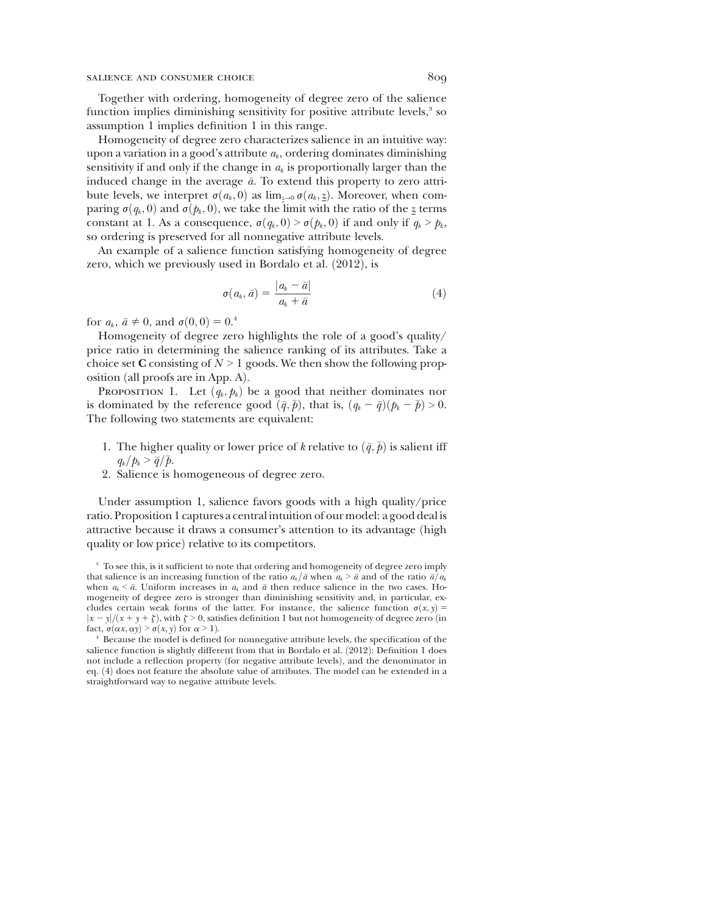Together with ordering, homogeneity of degree zero of the salience function implies diminishing sensitivity for positive attribute levels,[3] so assumption 1 implies definition 1 in this range.

Homogeneity of degree zero characterizes salience in an intuitive way: upon a variation in a good's attribute $a_k$, ordering dominates diminishing sensitivity if and only if the change in $a_k$ is proportionally larger than the induced change in the average $\bar{a}$. To extend this property to zero attribute levels, we interpret $\sigma(a_k, 0)$ as $\lim_{\underline{z}\to 0} \sigma(a_k, \underline{z})$. Moreover, when comparing $\sigma(q_k, 0)$ and $\sigma(p_k, 0)$, we take the limit with the ratio of the $\underline{z}$ terms constant at 1. As a consequence, $\sigma(q_k, 0) > \sigma(p_k, 0)$ if and only if $q_k > p_k$, so ordering is preserved for all nonnegative attribute levels.

An example of a salience function satisfying homogeneity of degree zero, which we previously used in Bordalo et al. (2012), is

$$\sigma(a_k, \bar{a}) = \frac{|a_k - \bar{a}|}{a_k + \bar{a}} \tag{4}$$

for $a_k,\ \bar{a} \neq 0$, and $\sigma(0, 0) = 0$.[4]

Homogeneity of degree zero highlights the role of a good's quality/price ratio in determining the salience ranking of its attributes. Take a choice set **C** consisting of $N > 1$ goods. We then show the following proposition (all proofs are in App. A).

Proposition 1. Let $(q_k, p_k)$ be a good that neither dominates nor is dominated by the reference good $(\bar{q}, \bar{p})$, that is, $(q_k - \bar{q})(p_k - \bar{p}) > 0$. The following two statements are equivalent:

1. The higher quality or lower price of $k$ relative to $(\bar{q}, \bar{p})$ is salient iff $q_k/p_k > \bar{q}/\bar{p}$.
2. Salience is homogeneous of degree zero.

Under assumption 1, salience favors goods with a high quality/price ratio. Proposition 1 captures a central intuition of our model: a good deal is attractive because it draws a consumer's attention to its advantage (high quality or low price) relative to its competitors.

[3] To see this, is it sufficient to note that ordering and homogeneity of degree zero imply that salience is an increasing function of the ratio $a_k/\bar{a}$ when $a_k > \bar{a}$ and of the ratio $\bar{a}/a_k$ when $a_k < \bar{a}$. Uniform increases in $a_k$ and $\bar{a}$ then reduce salience in the two cases. Homogeneity of degree zero is stronger than diminishing sensitivity and, in particular, excludes certain weak forms of the latter. For instance, the salience function $\sigma(x, y) = |x - y|/(x + y + \zeta)$, with $\zeta > 0$, satisfies definition 1 but not homogeneity of degree zero (in fact, $\sigma(\alpha x, \alpha y) > \sigma(x, y)$ for $\alpha > 1$).

[4] Because the model is defined for nonnegative attribute levels, the specification of the salience function is slightly different from that in Bordalo et al. (2012): Definition 1 does not include a reflection property (for negative attribute levels), and the denominator in eq. (4) does not feature the absolute value of attributes. The model can be extended in a straightforward way to negative attribute levels.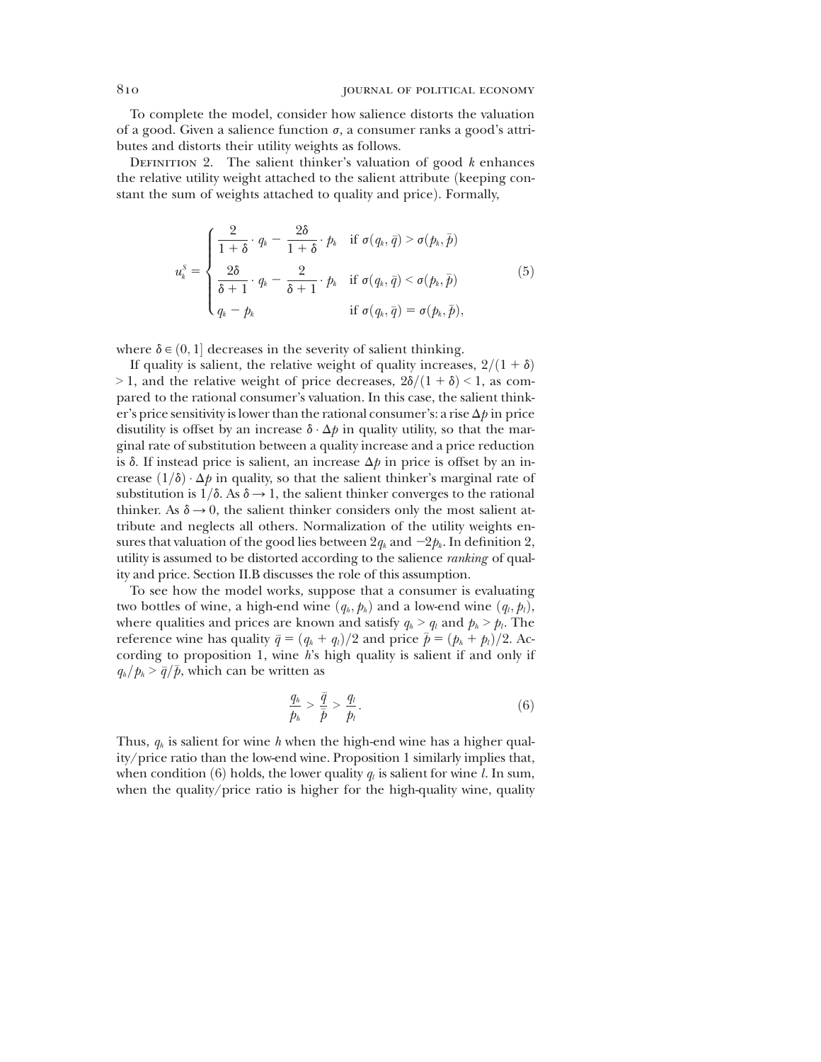To complete the model, consider how salience distorts the valuation of a good. Given a salience function $\sigma$, a consumer ranks a good's attributes and distorts their utility weights as follows.

Definition 2. The salient thinker's valuation of good $k$ enhances the relative utility weight attached to the salient attribute (keeping constant the sum of weights attached to quality and price). Formally,

$$u_k^S = \begin{cases} \dfrac{2}{1+\delta} \cdot q_k - \dfrac{2\delta}{1+\delta} \cdot p_k & \text{if } \sigma(q_k, \bar{q}) > \sigma(p_k, \bar{p}) \\[2ex] \dfrac{2\delta}{\delta+1} \cdot q_k - \dfrac{2}{\delta+1} \cdot p_k & \text{if } \sigma(q_k, \bar{q}) < \sigma(p_k, \bar{p}) \\[2ex] q_k - p_k & \text{if } \sigma(q_k, \bar{q}) = \sigma(p_k, \bar{p}), \end{cases} \tag{5}$$

where $\delta \in (0, 1]$ decreases in the severity of salient thinking.

If quality is salient, the relative weight of quality increases, $2/(1 + \delta) > 1$, and the relative weight of price decreases, $2\delta/(1 + \delta) < 1$, as compared to the rational consumer's valuation. In this case, the salient thinker's price sensitivity is lower than the rational consumer's: a rise $\Delta p$ in price disutility is offset by an increase $\delta \cdot \Delta p$ in quality utility, so that the marginal rate of substitution between a quality increase and a price reduction is $\delta$. If instead price is salient, an increase $\Delta p$ in price is offset by an increase $(1/\delta) \cdot \Delta p$ in quality, so that the salient thinker's marginal rate of substitution is $1/\delta$. As $\delta \to 1$, the salient thinker converges to the rational thinker. As $\delta \to 0$, the salient thinker considers only the most salient attribute and neglects all others. Normalization of the utility weights ensures that valuation of the good lies between $2q_k$ and $-2p_k$. In definition 2, utility is assumed to be distorted according to the salience *ranking* of quality and price. Section II.B discusses the role of this assumption.

To see how the model works, suppose that a consumer is evaluating two bottles of wine, a high-end wine $(q_h, p_h)$ and a low-end wine $(q_l, p_l)$, where qualities and prices are known and satisfy $q_h > q_l$ and $p_h > p_l$. The reference wine has quality $\bar{q} = (q_h + q_l)/2$ and price $\bar{p} = (p_h + p_l)/2$. According to proposition 1, wine $h$'s high quality is salient if and only if $q_h/p_h > \bar{q}/\bar{p}$, which can be written as

$$\frac{q_h}{p_h} > \frac{\bar{q}}{\bar{p}} > \frac{q_l}{p_l}. \tag{6}$$

Thus, $q_h$ is salient for wine $h$ when the high-end wine has a higher quality/price ratio than the low-end wine. Proposition 1 similarly implies that, when condition (6) holds, the lower quality $q_l$ is salient for wine $l$. In sum, when the quality/price ratio is higher for the high-quality wine, quality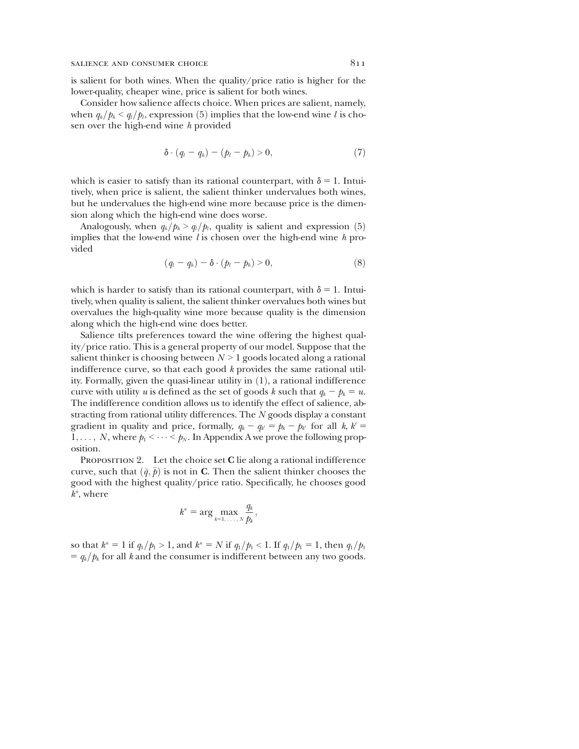is salient for both wines. When the quality/price ratio is higher for the lower-quality, cheaper wine, price is salient for both wines.

Consider how salience affects choice. When prices are salient, namely, when $q_h/p_h < q_l/p_l$, expression (5) implies that the low-end wine $l$ is chosen over the high-end wine $h$ provided

$$\delta \cdot (q_l - q_h) - (p_l - p_h) > 0, \tag{7}$$

which is easier to satisfy than its rational counterpart, with $\delta = 1$. Intuitively, when price is salient, the salient thinker undervalues both wines, but he undervalues the high-end wine more because price is the dimension along which the high-end wine does worse.

Analogously, when $q_h/p_h > q_l/p_l$, quality is salient and expression (5) implies that the low-end wine $l$ is chosen over the high-end wine $h$ provided

$$(q_l - q_h) - \delta \cdot (p_l - p_h) > 0, \tag{8}$$

which is harder to satisfy than its rational counterpart, with $\delta = 1$. Intuitively, when quality is salient, the salient thinker overvalues both wines but overvalues the high-quality wine more because quality is the dimension along which the high-end wine does better.

Salience tilts preferences toward the wine offering the highest quality/price ratio. This is a general property of our model. Suppose that the salient thinker is choosing between $N > 1$ goods located along a rational indifference curve, so that each good $k$ provides the same rational utility. Formally, given the quasi-linear utility in (1), a rational indifference curve with utility $u$ is defined as the set of goods $k$ such that $q_k - p_k = u$. The indifference condition allows us to identify the effect of salience, abstracting from rational utility differences. The $N$ goods display a constant gradient in quality and price, formally, $q_k - q_{k'} = p_k - p_{k'}$ for all $k, k' = 1, \ldots, N$, where $p_1 < \cdots < p_N$. In Appendix A we prove the following proposition.

Proposition 2. Let the choice set **C** lie along a rational indifference curve, such that $(\bar{q}, \bar{p})$ is not in **C**. Then the salient thinker chooses the good with the highest quality/price ratio. Specifically, he chooses good $k^*$, where

$$k^* = \arg \max_{k=1,\ldots,N} \frac{q_k}{p_k},$$

so that $k^* = 1$ if $q_1/p_1 > 1$, and $k^* = N$ if $q_1/p_1 < 1$. If $q_1/p_1 = 1$, then $q_1/p_1 = q_k/p_k$ for all $k$ and the consumer is indifferent between any two goods.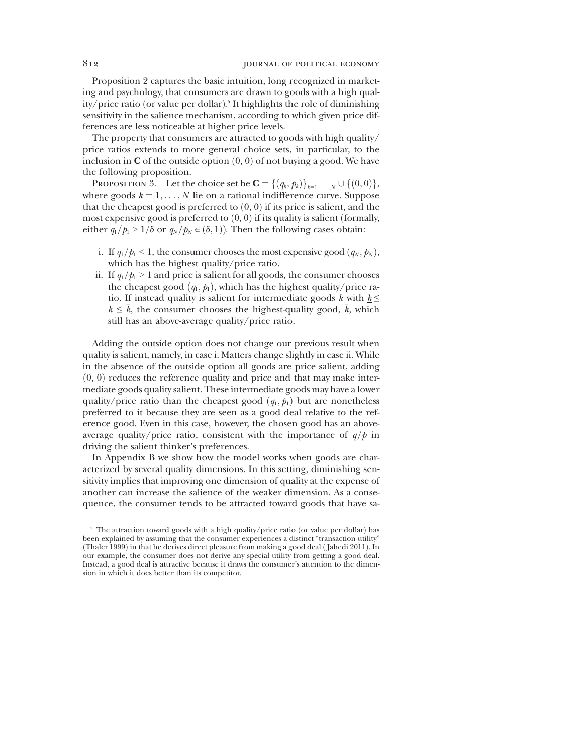Proposition 2 captures the basic intuition, long recognized in marketing and psychology, that consumers are drawn to goods with a high quality/price ratio (or value per dollar).[5] It highlights the role of diminishing sensitivity in the salience mechanism, according to which given price differences are less noticeable at higher price levels.

The property that consumers are attracted to goods with high quality/price ratios extends to more general choice sets, in particular, to the inclusion in $\mathbf{C}$ of the outside option $(0, 0)$ of not buying a good. We have the following proposition.

Proposition 3. Let the choice set be $\mathbf{C} = \{(q_k, p_k)\}_{k=1,\ldots,N} \cup \{(0,0)\}$, where goods $k = 1, \ldots, N$ lie on a rational indifference curve. Suppose that the cheapest good is preferred to $(0, 0)$ if its price is salient, and the most expensive good is preferred to $(0, 0)$ if its quality is salient (formally, either $q_1/p_1 > 1/\delta$ or $q_N/p_N \in (\delta, 1)$). Then the following cases obtain:

i. If $q_1/p_1 < 1$, the consumer chooses the most expensive good $(q_N, p_N)$, which has the highest quality/price ratio.

ii. If $q_1/p_1 > 1$ and price is salient for all goods, the consumer chooses the cheapest good $(q_1, p_1)$, which has the highest quality/price ratio. If instead quality is salient for intermediate goods $k$ with $\underline{k} \leq k \leq \bar{k}$, the consumer chooses the highest-quality good, $\bar{k}$, which still has an above-average quality/price ratio.

Adding the outside option does not change our previous result when quality is salient, namely, in case i. Matters change slightly in case ii. While in the absence of the outside option all goods are price salient, adding $(0, 0)$ reduces the reference quality and price and that may make intermediate goods quality salient. These intermediate goods may have a lower quality/price ratio than the cheapest good $(q_1, p_1)$ but are nonetheless preferred to it because they are seen as a good deal relative to the reference good. Even in this case, however, the chosen good has an above-average quality/price ratio, consistent with the importance of $q/p$ in driving the salient thinker's preferences.

In Appendix B we show how the model works when goods are characterized by several quality dimensions. In this setting, diminishing sensitivity implies that improving one dimension of quality at the expense of another can increase the salience of the weaker dimension. As a consequence, the consumer tends to be attracted toward goods that have sa-

[5] The attraction toward goods with a high quality/price ratio (or value per dollar) has been explained by assuming that the consumer experiences a distinct "transaction utility" (Thaler 1999) in that he derives direct pleasure from making a good deal (Jahedi 2011). In our example, the consumer does not derive any special utility from getting a good deal. Instead, a good deal is attractive because it draws the consumer's attention to the dimension in which it does better than its competitor.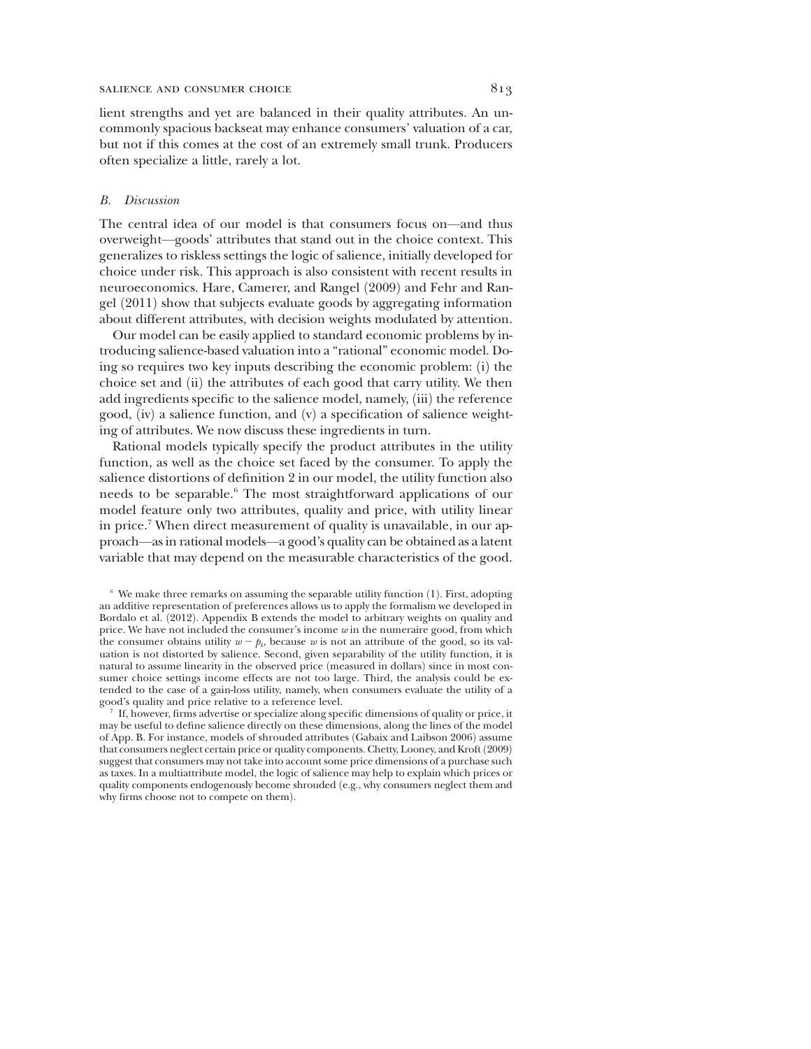lient strengths and yet are balanced in their quality attributes. An uncommonly spacious backseat may enhance consumers' valuation of a car, but not if this comes at the cost of an extremely small trunk. Producers often specialize a little, rarely a lot.

### *B. Discussion*

The central idea of our model is that consumers focus on—and thus overweight—goods' attributes that stand out in the choice context. This generalizes to riskless settings the logic of salience, initially developed for choice under risk. This approach is also consistent with recent results in neuroeconomics. Hare, Camerer, and Rangel (2009) and Fehr and Rangel (2011) show that subjects evaluate goods by aggregating information about different attributes, with decision weights modulated by attention.

Our model can be easily applied to standard economic problems by introducing salience-based valuation into a "rational" economic model. Doing so requires two key inputs describing the economic problem: (i) the choice set and (ii) the attributes of each good that carry utility. We then add ingredients specific to the salience model, namely, (iii) the reference good, (iv) a salience function, and (v) a specification of salience weighting of attributes. We now discuss these ingredients in turn.

Rational models typically specify the product attributes in the utility function, as well as the choice set faced by the consumer. To apply the salience distortions of definition 2 in our model, the utility function also needs to be separable.[6] The most straightforward applications of our model feature only two attributes, quality and price, with utility linear in price.[7] When direct measurement of quality is unavailable, in our approach—as in rational models—a good's quality can be obtained as a latent variable that may depend on the measurable characteristics of the good.

---

[6] We make three remarks on assuming the separable utility function (1). First, adopting an additive representation of preferences allows us to apply the formalism we developed in Bordalo et al. (2012). Appendix B extends the model to arbitrary weights on quality and price. We have not included the consumer's income $w$ in the numeraire good, from which the consumer obtains utility $w - p_k$, because $w$ is not an attribute of the good, so its valuation is not distorted by salience. Second, given separability of the utility function, it is natural to assume linearity in the observed price (measured in dollars) since in most consumer choice settings income effects are not too large. Third, the analysis could be extended to the case of a gain-loss utility, namely, when consumers evaluate the utility of a good's quality and price relative to a reference level.

[7] If, however, firms advertise or specialize along specific dimensions of quality or price, it may be useful to define salience directly on these dimensions, along the lines of the model of App. B. For instance, models of shrouded attributes (Gabaix and Laibson 2006) assume that consumers neglect certain price or quality components. Chetty, Looney, and Kroft (2009) suggest that consumers may not take into account some price dimensions of a purchase such as taxes. In a multiattribute model, the logic of salience may help to explain which prices or quality components endogenously become shrouded (e.g., why consumers neglect them and why firms choose not to compete on them).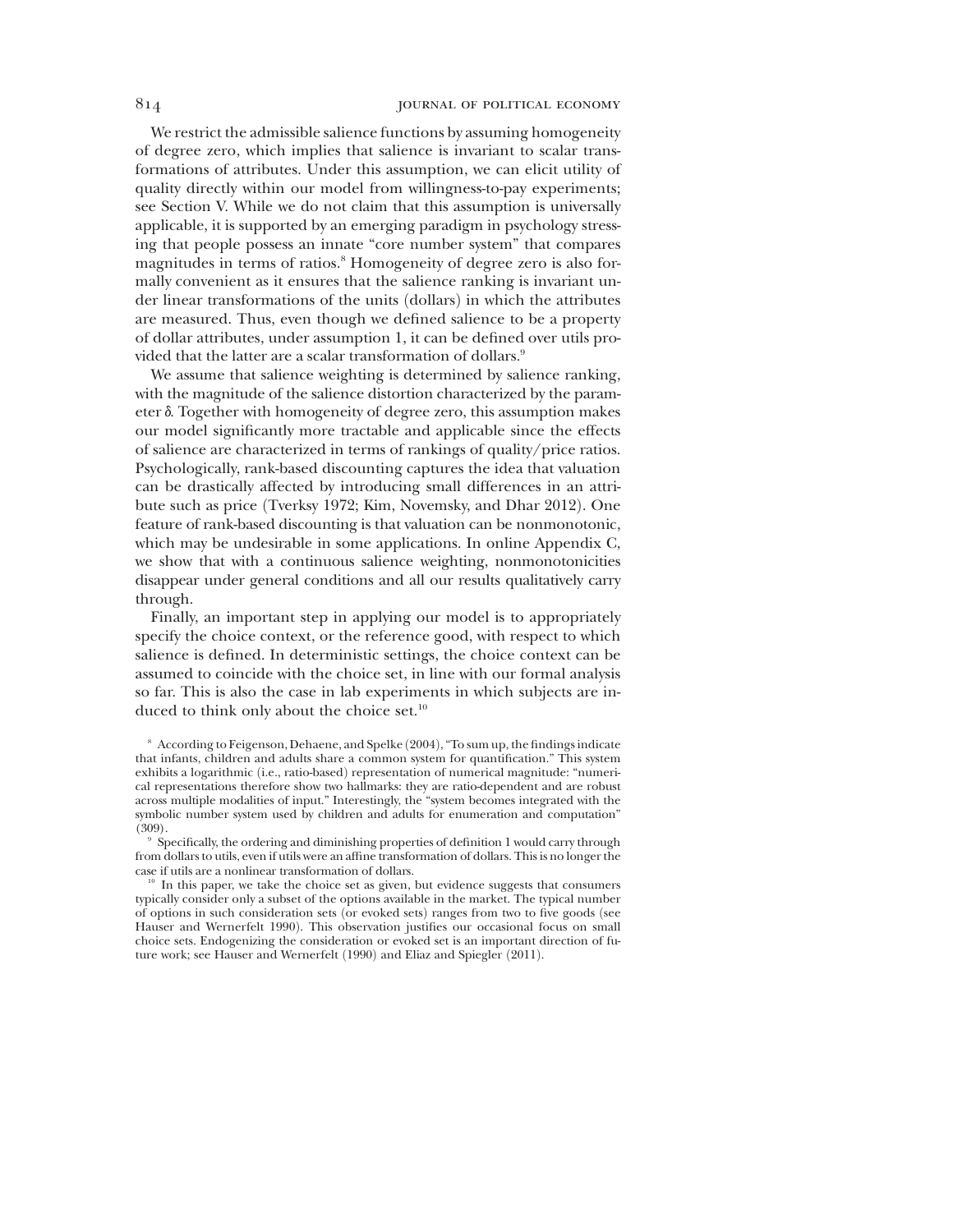We restrict the admissible salience functions by assuming homogeneity of degree zero, which implies that salience is invariant to scalar transformations of attributes. Under this assumption, we can elicit utility of quality directly within our model from willingness-to-pay experiments; see Section V. While we do not claim that this assumption is universally applicable, it is supported by an emerging paradigm in psychology stressing that people possess an innate "core number system" that compares magnitudes in terms of ratios.[8] Homogeneity of degree zero is also formally convenient as it ensures that the salience ranking is invariant under linear transformations of the units (dollars) in which the attributes are measured. Thus, even though we defined salience to be a property of dollar attributes, under assumption 1, it can be defined over utils provided that the latter are a scalar transformation of dollars.[9]

We assume that salience weighting is determined by salience ranking, with the magnitude of the salience distortion characterized by the parameter $\delta$. Together with homogeneity of degree zero, this assumption makes our model significantly more tractable and applicable since the effects of salience are characterized in terms of rankings of quality/price ratios. Psychologically, rank-based discounting captures the idea that valuation can be drastically affected by introducing small differences in an attribute such as price (Tverksy 1972; Kim, Novemsky, and Dhar 2012). One feature of rank-based discounting is that valuation can be nonmonotonic, which may be undesirable in some applications. In online Appendix C, we show that with a continuous salience weighting, nonmonotonicities disappear under general conditions and all our results qualitatively carry through.

Finally, an important step in applying our model is to appropriately specify the choice context, or the reference good, with respect to which salience is defined. In deterministic settings, the choice context can be assumed to coincide with the choice set, in line with our formal analysis so far. This is also the case in lab experiments in which subjects are induced to think only about the choice set.[10]

[8] According to Feigenson, Dehaene, and Spelke (2004), "To sum up, the findings indicate that infants, children and adults share a common system for quantification." This system exhibits a logarithmic (i.e., ratio-based) representation of numerical magnitude: "numerical representations therefore show two hallmarks: they are ratio-dependent and are robust across multiple modalities of input." Interestingly, the "system becomes integrated with the symbolic number system used by children and adults for enumeration and computation" (309).

[9] Specifically, the ordering and diminishing properties of definition 1 would carry through from dollars to utils, even if utils were an affine transformation of dollars. This is no longer the case if utils are a nonlinear transformation of dollars.

[10] In this paper, we take the choice set as given, but evidence suggests that consumers typically consider only a subset of the options available in the market. The typical number of options in such consideration sets (or evoked sets) ranges from two to five goods (see Hauser and Wernerfelt 1990). This observation justifies our occasional focus on small choice sets. Endogenizing the consideration or evoked set is an important direction of future work; see Hauser and Wernerfelt (1990) and Eliaz and Spiegler (2011).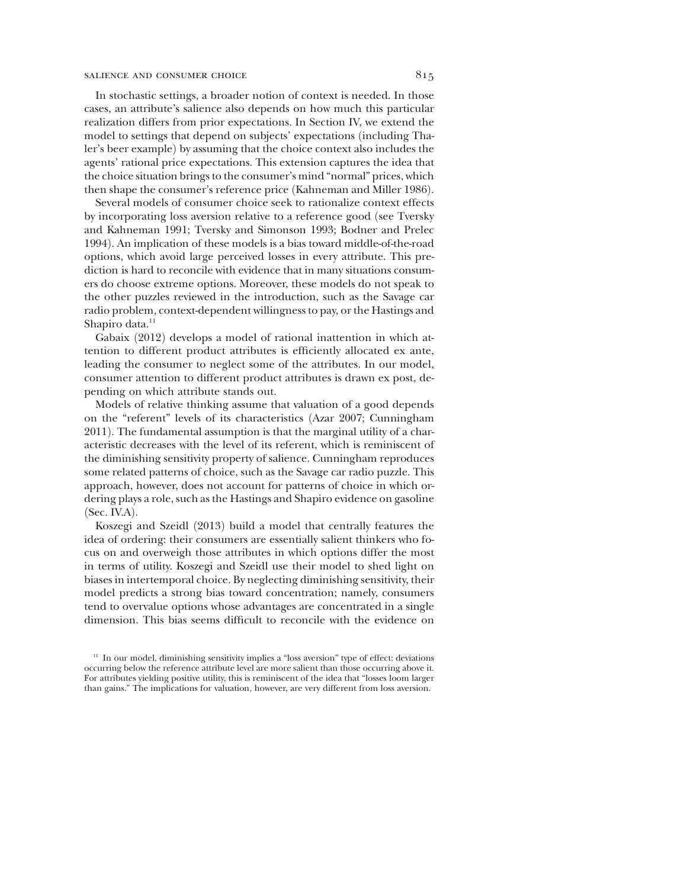In stochastic settings, a broader notion of context is needed. In those cases, an attribute's salience also depends on how much this particular realization differs from prior expectations. In Section IV, we extend the model to settings that depend on subjects' expectations (including Thaler's beer example) by assuming that the choice context also includes the agents' rational price expectations. This extension captures the idea that the choice situation brings to the consumer's mind "normal" prices, which then shape the consumer's reference price (Kahneman and Miller 1986).

Several models of consumer choice seek to rationalize context effects by incorporating loss aversion relative to a reference good (see Tversky and Kahneman 1991; Tversky and Simonson 1993; Bodner and Prelec 1994). An implication of these models is a bias toward middle-of-the-road options, which avoid large perceived losses in every attribute. This prediction is hard to reconcile with evidence that in many situations consumers do choose extreme options. Moreover, these models do not speak to the other puzzles reviewed in the introduction, such as the Savage car radio problem, context-dependent willingness to pay, or the Hastings and Shapiro data.[11]

Gabaix (2012) develops a model of rational inattention in which attention to different product attributes is efficiently allocated ex ante, leading the consumer to neglect some of the attributes. In our model, consumer attention to different product attributes is drawn ex post, depending on which attribute stands out.

Models of relative thinking assume that valuation of a good depends on the "referent" levels of its characteristics (Azar 2007; Cunningham 2011). The fundamental assumption is that the marginal utility of a characteristic decreases with the level of its referent, which is reminiscent of the diminishing sensitivity property of salience. Cunningham reproduces some related patterns of choice, such as the Savage car radio puzzle. This approach, however, does not account for patterns of choice in which ordering plays a role, such as the Hastings and Shapiro evidence on gasoline (Sec. IV.A).

Koszegi and Szeidl (2013) build a model that centrally features the idea of ordering: their consumers are essentially salient thinkers who focus on and overweigh those attributes in which options differ the most in terms of utility. Koszegi and Szeidl use their model to shed light on biases in intertemporal choice. By neglecting diminishing sensitivity, their model predicts a strong bias toward concentration; namely, consumers tend to overvalue options whose advantages are concentrated in a single dimension. This bias seems difficult to reconcile with the evidence on

[11] In our model, diminishing sensitivity implies a "loss aversion" type of effect: deviations occurring below the reference attribute level are more salient than those occurring above it. For attributes yielding positive utility, this is reminiscent of the idea that "losses loom larger than gains." The implications for valuation, however, are very different from loss aversion.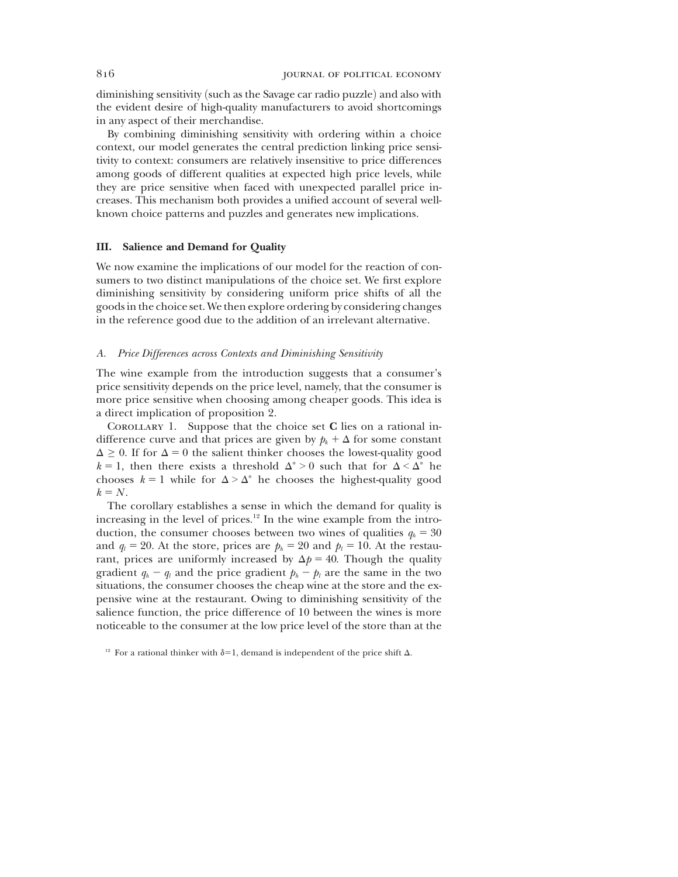diminishing sensitivity (such as the Savage car radio puzzle) and also with the evident desire of high-quality manufacturers to avoid shortcomings in any aspect of their merchandise.

By combining diminishing sensitivity with ordering within a choice context, our model generates the central prediction linking price sensitivity to context: consumers are relatively insensitive to price differences among goods of different qualities at expected high price levels, while they are price sensitive when faced with unexpected parallel price increases. This mechanism both provides a unified account of several well-known choice patterns and puzzles and generates new implications.

## III. Salience and Demand for Quality

We now examine the implications of our model for the reaction of consumers to two distinct manipulations of the choice set. We first explore diminishing sensitivity by considering uniform price shifts of all the goods in the choice set. We then explore ordering by considering changes in the reference good due to the addition of an irrelevant alternative.

### A. *Price Differences across Contexts and Diminishing Sensitivity*

The wine example from the introduction suggests that a consumer's price sensitivity depends on the price level, namely, that the consumer is more price sensitive when choosing among cheaper goods. This idea is a direct implication of proposition 2.

Corollary 1. Suppose that the choice set **C** lies on a rational indifference curve and that prices are given by $p_k + \Delta$ for some constant $\Delta \geq 0$. If for $\Delta = 0$ the salient thinker chooses the lowest-quality good $k = 1$, then there exists a threshold $\Delta^* > 0$ such that for $\Delta < \Delta^*$ he chooses $k = 1$ while for $\Delta > \Delta^*$ he chooses the highest-quality good $k = N$.

The corollary establishes a sense in which the demand for quality is increasing in the level of prices.[12] In the wine example from the introduction, the consumer chooses between two wines of qualities $q_h = 30$ and $q_l = 20$. At the store, prices are $p_h = 20$ and $p_l = 10$. At the restaurant, prices are uniformly increased by $\Delta p = 40$. Though the quality gradient $q_h - q_l$ and the price gradient $p_h - p_l$ are the same in the two situations, the consumer chooses the cheap wine at the store and the expensive wine at the restaurant. Owing to diminishing sensitivity of the salience function, the price difference of 10 between the wines is more noticeable to the consumer at the low price level of the store than at the

[12] For a rational thinker with $\delta=1$, demand is independent of the price shift $\Delta$.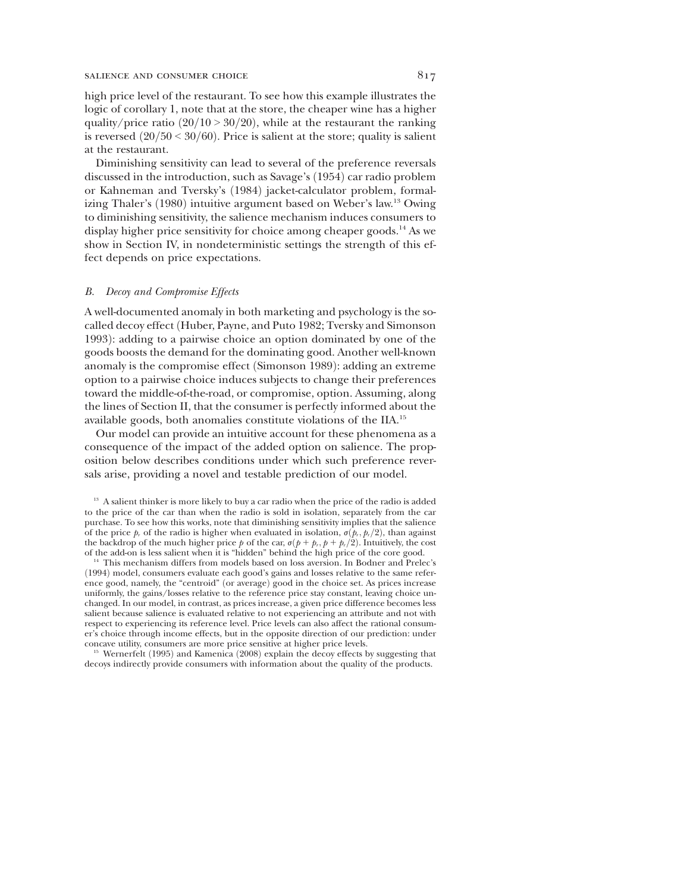high price level of the restaurant. To see how this example illustrates the logic of corollary 1, note that at the store, the cheaper wine has a higher quality/price ratio ($20/10 > 30/20$), while at the restaurant the ranking is reversed ($20/50 < 30/60$). Price is salient at the store; quality is salient at the restaurant.

Diminishing sensitivity can lead to several of the preference reversals discussed in the introduction, such as Savage's (1954) car radio problem or Kahneman and Tversky's (1984) jacket-calculator problem, formalizing Thaler's (1980) intuitive argument based on Weber's law.[13] Owing to diminishing sensitivity, the salience mechanism induces consumers to display higher price sensitivity for choice among cheaper goods.[14] As we show in Section IV, in nondeterministic settings the strength of this effect depends on price expectations.

### *B. Decoy and Compromise Effects*

A well-documented anomaly in both marketing and psychology is the so-called decoy effect (Huber, Payne, and Puto 1982; Tversky and Simonson 1993): adding to a pairwise choice an option dominated by one of the goods boosts the demand for the dominating good. Another well-known anomaly is the compromise effect (Simonson 1989): adding an extreme option to a pairwise choice induces subjects to change their preferences toward the middle-of-the-road, or compromise, option. Assuming, along the lines of Section II, that the consumer is perfectly informed about the available goods, both anomalies constitute violations of the IIA.[15]

Our model can provide an intuitive account for these phenomena as a consequence of the impact of the added option on salience. The proposition below describes conditions under which such preference reversals arise, providing a novel and testable prediction of our model.

[13] A salient thinker is more likely to buy a car radio when the price of the radio is added to the price of the car than when the radio is sold in isolation, separately from the car purchase. To see how this works, note that diminishing sensitivity implies that the salience of the price $p_r$ of the radio is higher when evaluated in isolation, $\sigma(p_r, p_r/2)$, than against the backdrop of the much higher price $p$ of the car, $\sigma(p + p_r, p + p_r/2)$. Intuitively, the cost of the add-on is less salient when it is "hidden" behind the high price of the core good.

[14] This mechanism differs from models based on loss aversion. In Bodner and Prelec's (1994) model, consumers evaluate each good's gains and losses relative to the same reference good, namely, the "centroid" (or average) good in the choice set. As prices increase uniformly, the gains/losses relative to the reference price stay constant, leaving choice unchanged. In our model, in contrast, as prices increase, a given price difference becomes less salient because salience is evaluated relative to not experiencing an attribute and not with respect to experiencing its reference level. Price levels can also affect the rational consumer's choice through income effects, but in the opposite direction of our prediction: under concave utility, consumers are more price sensitive at higher price levels.

[15] Wernerfelt (1995) and Kamenica (2008) explain the decoy effects by suggesting that decoys indirectly provide consumers with information about the quality of the products.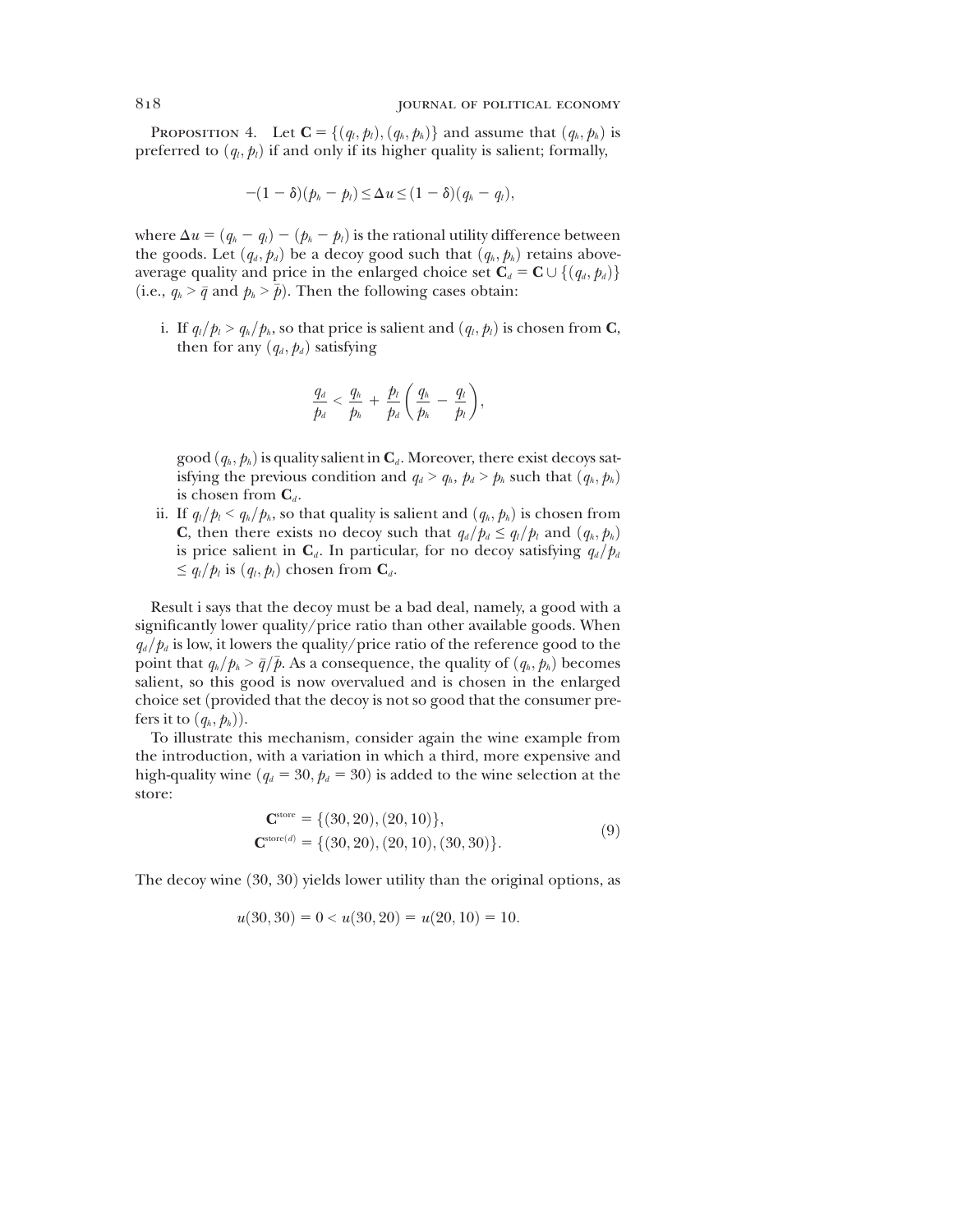PROPOSITION 4. Let $\mathbf{C} = \{(q_l, p_l), (q_h, p_h)\}$ and assume that $(q_h, p_h)$ is preferred to $(q_l, p_l)$ if and only if its higher quality is salient; formally,

$$-(1-\delta)(p_h - p_l) \leq \Delta u \leq (1-\delta)(q_h - q_l),$$

where $\Delta u = (q_h - q_l) - (p_h - p_l)$ is the rational utility difference between the goods. Let $(q_d, p_d)$ be a decoy good such that $(q_h, p_h)$ retains above-average quality and price in the enlarged choice set $\mathbf{C}_d = \mathbf{C} \cup \{(q_d, p_d)\}$ (i.e., $q_h > \bar{q}$ and $p_h > \bar{p}$). Then the following cases obtain:

i. If $q_l/p_l > q_h/p_h$, so that price is salient and $(q_l, p_l)$ is chosen from $\mathbf{C}$, then for any $(q_d, p_d)$ satisfying

$$\frac{q_d}{p_d} < \frac{q_h}{p_h} + \frac{p_l}{p_d}\left(\frac{q_h}{p_h} - \frac{q_l}{p_l}\right),$$

good $(q_h, p_h)$ is quality salient in $\mathbf{C}_d$. Moreover, there exist decoys satisfying the previous condition and $q_d > q_h$, $p_d > p_h$ such that $(q_h, p_h)$ is chosen from $\mathbf{C}_d$.

ii. If $q_l/p_l < q_h/p_h$, so that quality is salient and $(q_h, p_h)$ is chosen from $\mathbf{C}$, then there exists no decoy such that $q_d/p_d \leq q_l/p_l$ and $(q_h, p_h)$ is price salient in $\mathbf{C}_d$. In particular, for no decoy satisfying $q_d/p_d \leq q_l/p_l$ is $(q_l, p_l)$ chosen from $\mathbf{C}_d$.

Result i says that the decoy must be a bad deal, namely, a good with a significantly lower quality/price ratio than other available goods. When $q_d/p_d$ is low, it lowers the quality/price ratio of the reference good to the point that $q_h/p_h > \bar{q}/\bar{p}$. As a consequence, the quality of $(q_h, p_h)$ becomes salient, so this good is now overvalued and is chosen in the enlarged choice set (provided that the decoy is not so good that the consumer prefers it to $(q_h, p_h)$).

To illustrate this mechanism, consider again the wine example from the introduction, with a variation in which a third, more expensive and high-quality wine ($q_d = 30$, $p_d = 30$) is added to the wine selection at the store:

$$\begin{aligned} \mathbf{C}^{\text{store}} &= \{(30, 20), (20, 10)\}, \\ \mathbf{C}^{\text{store}(d)} &= \{(30, 20), (20, 10), (30, 30)\}. \end{aligned} \tag{9}$$

The decoy wine (30, 30) yields lower utility than the original options, as

$$u(30, 30) = 0 < u(30, 20) = u(20, 10) = 10.$$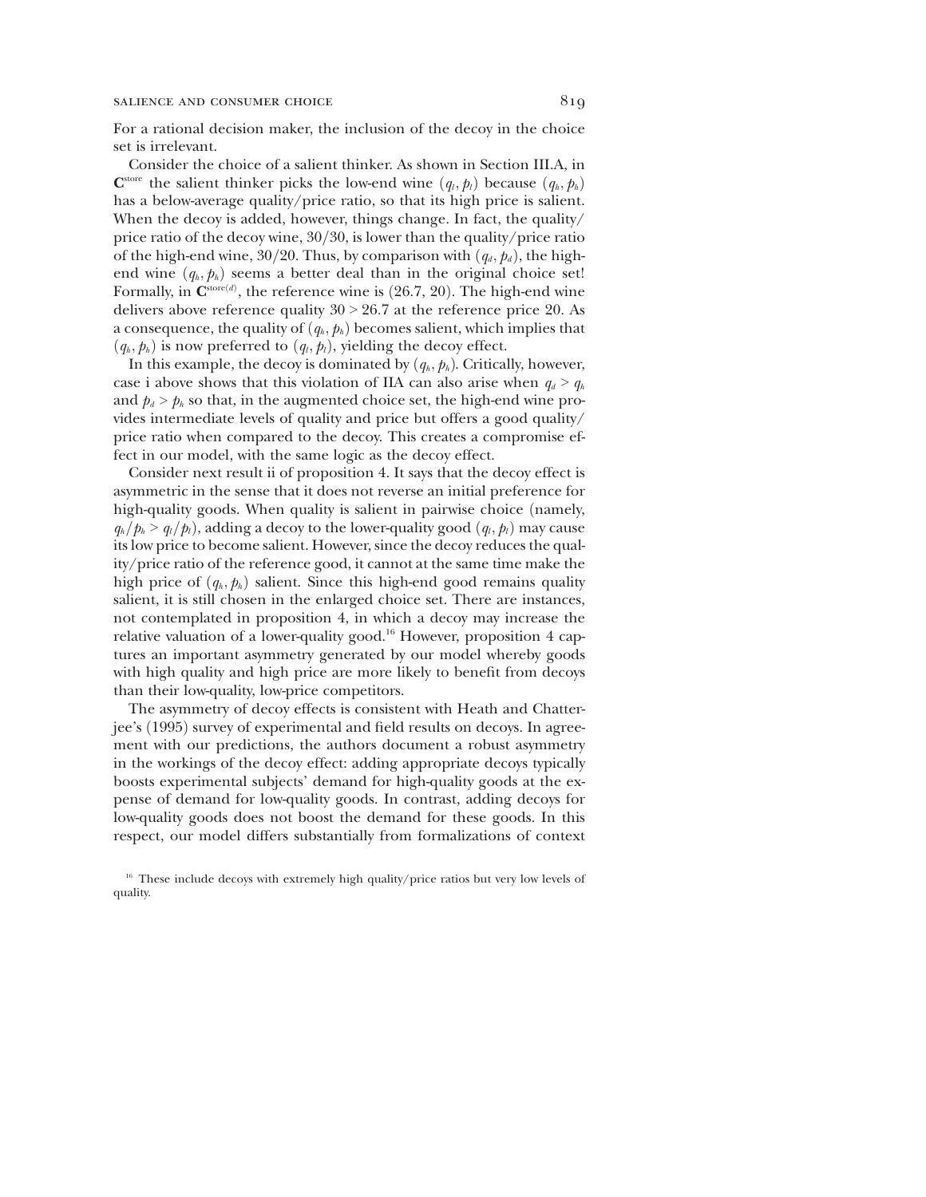For a rational decision maker, the inclusion of the decoy in the choice set is irrelevant.

Consider the choice of a salient thinker. As shown in Section III.A, in $\mathbf{C}^{\text{store}}$ the salient thinker picks the low-end wine $(q_l, p_l)$ because $(q_h, p_h)$ has a below-average quality/price ratio, so that its high price is salient. When the decoy is added, however, things change. In fact, the quality/price ratio of the decoy wine, 30/30, is lower than the quality/price ratio of the high-end wine, 30/20. Thus, by comparison with $(q_d, p_d)$, the high-end wine $(q_h, p_h)$ seems a better deal than in the original choice set! Formally, in $\mathbf{C}^{\text{store}(d)}$, the reference wine is (26.7, 20). The high-end wine delivers above reference quality $30 > 26.7$ at the reference price 20. As a consequence, the quality of $(q_h, p_h)$ becomes salient, which implies that $(q_h, p_h)$ is now preferred to $(q_l, p_l)$, yielding the decoy effect.

In this example, the decoy is dominated by $(q_h, p_h)$. Critically, however, case i above shows that this violation of IIA can also arise when $q_d > q_h$ and $p_d > p_h$ so that, in the augmented choice set, the high-end wine provides intermediate levels of quality and price but offers a good quality/price ratio when compared to the decoy. This creates a compromise effect in our model, with the same logic as the decoy effect.

Consider next result ii of proposition 4. It says that the decoy effect is asymmetric in the sense that it does not reverse an initial preference for high-quality goods. When quality is salient in pairwise choice (namely, $q_h/p_h > q_l/p_l$), adding a decoy to the lower-quality good $(q_l, p_l)$ may cause its low price to become salient. However, since the decoy reduces the quality/price ratio of the reference good, it cannot at the same time make the high price of $(q_h, p_h)$ salient. Since this high-end good remains quality salient, it is still chosen in the enlarged choice set. There are instances, not contemplated in proposition 4, in which a decoy may increase the relative valuation of a lower-quality good.[16] However, proposition 4 captures an important asymmetry generated by our model whereby goods with high quality and high price are more likely to benefit from decoys than their low-quality, low-price competitors.

The asymmetry of decoy effects is consistent with Heath and Chatterjee's (1995) survey of experimental and field results on decoys. In agreement with our predictions, the authors document a robust asymmetry in the workings of the decoy effect: adding appropriate decoys typically boosts experimental subjects' demand for high-quality goods at the expense of demand for low-quality goods. In contrast, adding decoys for low-quality goods does not boost the demand for these goods. In this respect, our model differs substantially from formalizations of context

[16] These include decoys with extremely high quality/price ratios but very low levels of quality.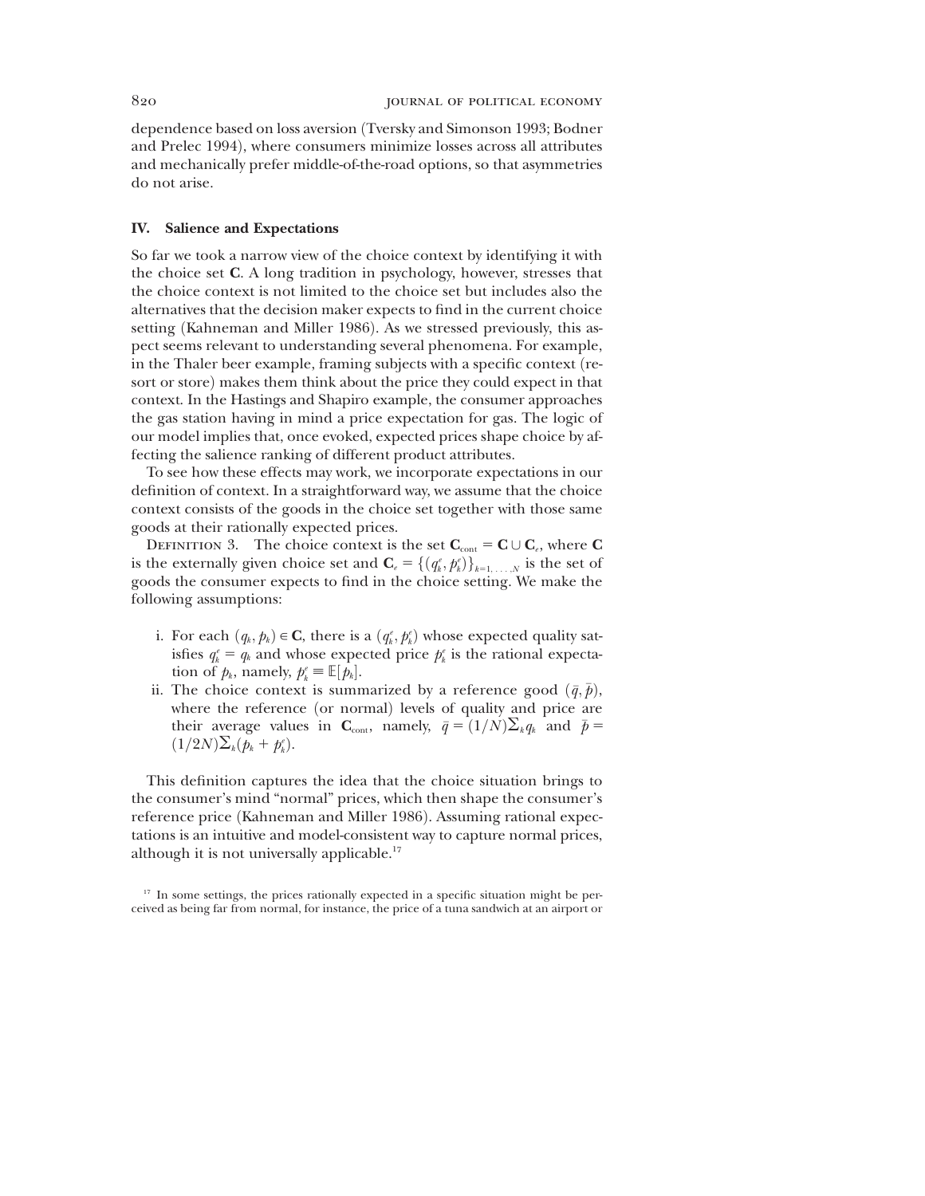dependence based on loss aversion (Tversky and Simonson 1993; Bodner and Prelec 1994), where consumers minimize losses across all attributes and mechanically prefer middle-of-the-road options, so that asymmetries do not arise.

## IV. Salience and Expectations

So far we took a narrow view of the choice context by identifying it with the choice set $\mathbf{C}$. A long tradition in psychology, however, stresses that the choice context is not limited to the choice set but includes also the alternatives that the decision maker expects to find in the current choice setting (Kahneman and Miller 1986). As we stressed previously, this aspect seems relevant to understanding several phenomena. For example, in the Thaler beer example, framing subjects with a specific context (resort or store) makes them think about the price they could expect in that context. In the Hastings and Shapiro example, the consumer approaches the gas station having in mind a price expectation for gas. The logic of our model implies that, once evoked, expected prices shape choice by affecting the salience ranking of different product attributes.

To see how these effects may work, we incorporate expectations in our definition of context. In a straightforward way, we assume that the choice context consists of the goods in the choice set together with those same goods at their rationally expected prices.

Definition 3. The choice context is the set $\mathbf{C}_{\text{cont}} = \mathbf{C} \cup \mathbf{C}_e$, where $\mathbf{C}$ is the externally given choice set and $\mathbf{C}_e = \{(q_k^e, p_k^e)\}_{k=1,\ldots,N}$ is the set of goods the consumer expects to find in the choice setting. We make the following assumptions:

i. For each $(q_k, p_k) \in \mathbf{C}$, there is a $(q_k^e, p_k^e)$ whose expected quality satisfies $q_k^e = q_k$ and whose expected price $p_k^e$ is the rational expectation of $p_k$, namely, $p_k^e \equiv \mathbb{E}[p_k]$.

ii. The choice context is summarized by a reference good $(\bar{q}, \bar{p})$, where the reference (or normal) levels of quality and price are their average values in $\mathbf{C}_{\text{cont}}$, namely, $\bar{q} = (1/N)\sum_k q_k$ and $\bar{p} = (1/2N)\sum_k (p_k + p_k^e)$.

This definition captures the idea that the choice situation brings to the consumer's mind "normal" prices, which then shape the consumer's reference price (Kahneman and Miller 1986). Assuming rational expectations is an intuitive and model-consistent way to capture normal prices, although it is not universally applicable.[17]

[17] In some settings, the prices rationally expected in a specific situation might be perceived as being far from normal, for instance, the price of a tuna sandwich at an airport or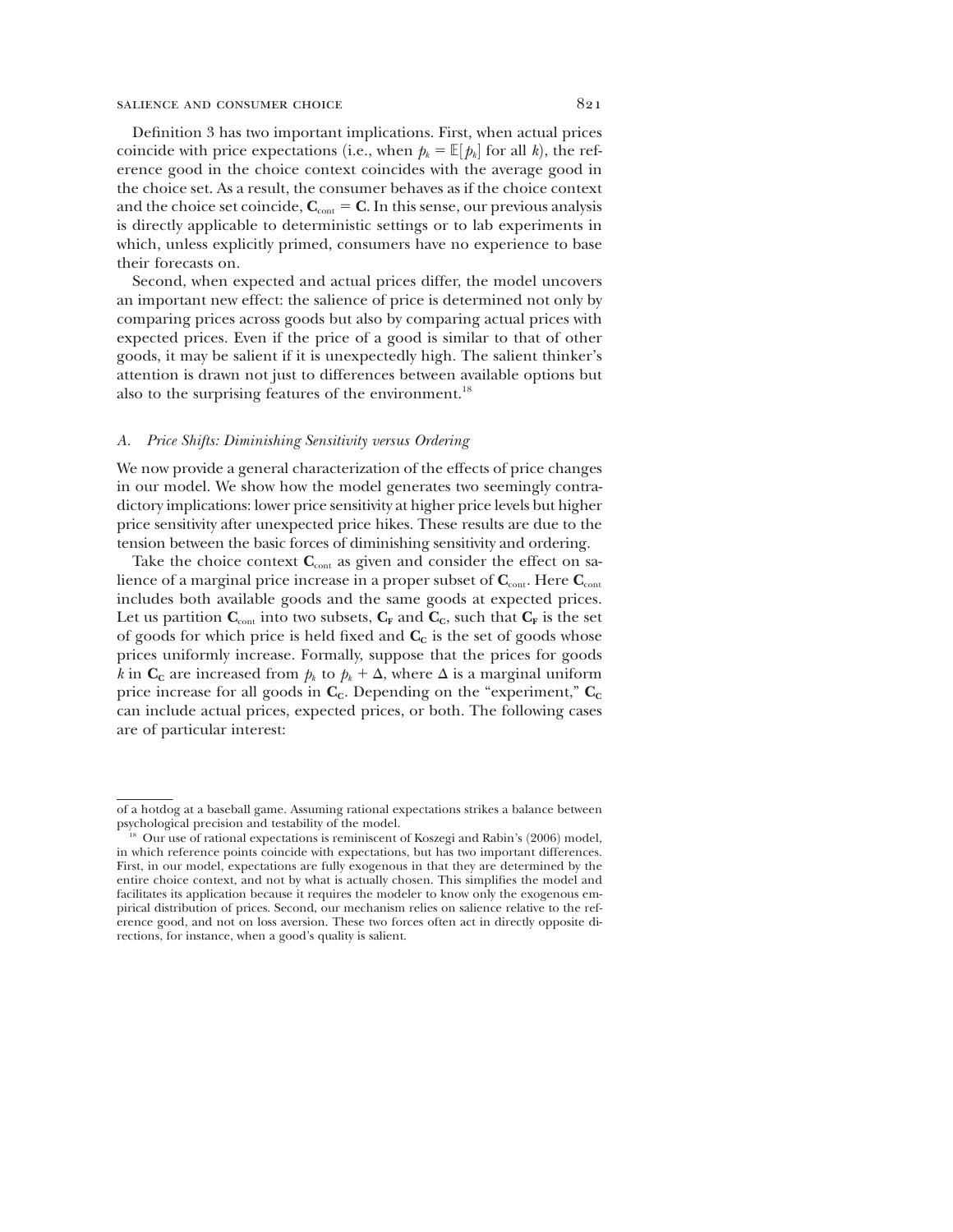Definition 3 has two important implications. First, when actual prices coincide with price expectations (i.e., when $p_k = \mathbb{E}[p_k]$ for all $k$), the reference good in the choice context coincides with the average good in the choice set. As a result, the consumer behaves as if the choice context and the choice set coincide, $\mathbf{C}_{\text{cont}} = \mathbf{C}$. In this sense, our previous analysis is directly applicable to deterministic settings or to lab experiments in which, unless explicitly primed, consumers have no experience to base their forecasts on.

Second, when expected and actual prices differ, the model uncovers an important new effect: the salience of price is determined not only by comparing prices across goods but also by comparing actual prices with expected prices. Even if the price of a good is similar to that of other goods, it may be salient if it is unexpectedly high. The salient thinker's attention is drawn not just to differences between available options but also to the surprising features of the environment.[18]

### A. *Price Shifts: Diminishing Sensitivity versus Ordering*

We now provide a general characterization of the effects of price changes in our model. We show how the model generates two seemingly contradictory implications: lower price sensitivity at higher price levels but higher price sensitivity after unexpected price hikes. These results are due to the tension between the basic forces of diminishing sensitivity and ordering.

Take the choice context $\mathbf{C}_{\text{cont}}$ as given and consider the effect on salience of a marginal price increase in a proper subset of $\mathbf{C}_{\text{cont}}$. Here $\mathbf{C}_{\text{cont}}$ includes both available goods and the same goods at expected prices. Let us partition $\mathbf{C}_{\text{cont}}$ into two subsets, $\mathbf{C_F}$ and $\mathbf{C_C}$, such that $\mathbf{C_F}$ is the set of goods for which price is held fixed and $\mathbf{C_C}$ is the set of goods whose prices uniformly increase. Formally, suppose that the prices for goods $k$ in $\mathbf{C_C}$ are increased from $p_k$ to $p_k + \Delta$, where $\Delta$ is a marginal uniform price increase for all goods in $\mathbf{C_C}$. Depending on the "experiment," $\mathbf{C_C}$ can include actual prices, expected prices, or both. The following cases are of particular interest:

---

of a hotdog at a baseball game. Assuming rational expectations strikes a balance between psychological precision and testability of the model.

[18] Our use of rational expectations is reminiscent of Koszegi and Rabin's (2006) model, in which reference points coincide with expectations, but has two important differences. First, in our model, expectations are fully exogenous in that they are determined by the entire choice context, and not by what is actually chosen. This simplifies the model and facilitates its application because it requires the modeler to know only the exogenous empirical distribution of prices. Second, our mechanism relies on salience relative to the reference good, and not on loss aversion. These two forces often act in directly opposite directions, for instance, when a good's quality is salient.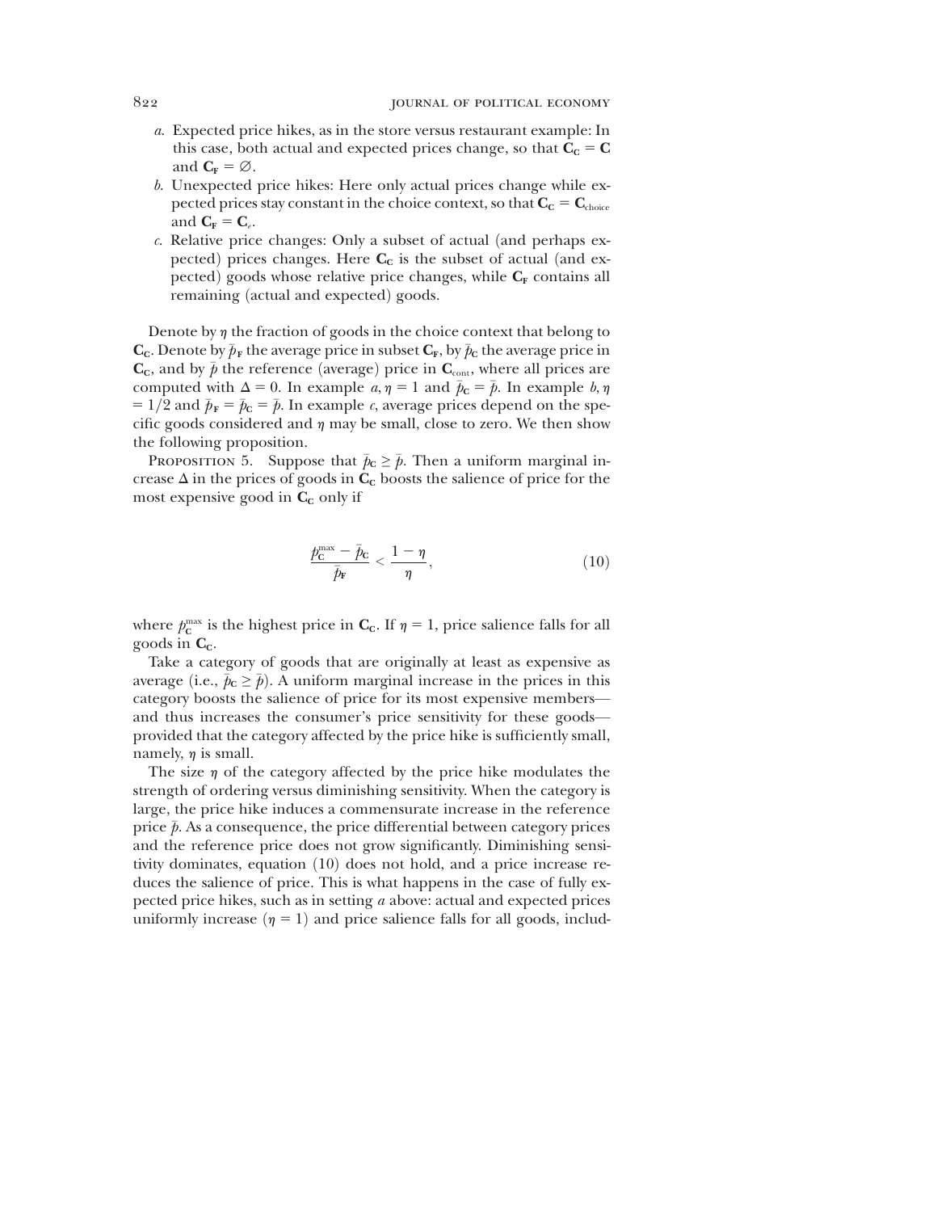*a*. Expected price hikes, as in the store versus restaurant example: In this case, both actual and expected prices change, so that $\mathbf{C_C} = \mathbf{C}$ and $\mathbf{C_F} = \varnothing$.

*b*. Unexpected price hikes: Here only actual prices change while expected prices stay constant in the choice context, so that $\mathbf{C_C} = \mathbf{C}_{\text{choice}}$ and $\mathbf{C_F} = \mathbf{C}_e$.

*c*. Relative price changes: Only a subset of actual (and perhaps expected) prices changes. Here $\mathbf{C_C}$ is the subset of actual (and expected) goods whose relative price changes, while $\mathbf{C_F}$ contains all remaining (actual and expected) goods.

Denote by $\eta$ the fraction of goods in the choice context that belong to $\mathbf{C_C}$. Denote by $\bar{p}_{\mathbf{F}}$ the average price in subset $\mathbf{C_F}$, by $\bar{p}_{\mathbf{C}}$ the average price in $\mathbf{C_C}$, and by $\bar{p}$ the reference (average) price in $\mathbf{C}_{\text{cont}}$, where all prices are computed with $\Delta = 0$. In example *a*, $\eta = 1$ and $\bar{p}_{\mathbf{C}} = \bar{p}$. In example *b*, $\eta = 1/2$ and $\bar{p}_{\mathbf{F}} = \bar{p}_{\mathbf{C}} = \bar{p}$. In example *c*, average prices depend on the specific goods considered and $\eta$ may be small, close to zero. We then show the following proposition.

Proposition 5. Suppose that $\bar{p}_{\mathbf{C}} \geq \bar{p}$. Then a uniform marginal increase $\Delta$ in the prices of goods in $\mathbf{C_C}$ boosts the salience of price for the most expensive good in $\mathbf{C_C}$ only if

$$\frac{p_{\mathbf{C}}^{\max} - \bar{p}_{\mathbf{C}}}{\bar{p}_{\mathbf{F}}} < \frac{1 - \eta}{\eta}, \tag{10}$$

where $p_{\mathbf{C}}^{\max}$ is the highest price in $\mathbf{C_C}$. If $\eta = 1$, price salience falls for all goods in $\mathbf{C_C}$.

Take a category of goods that are originally at least as expensive as average (i.e., $\bar{p}_{\mathbf{C}} \geq \bar{p}$). A uniform marginal increase in the prices in this category boosts the salience of price for its most expensive members—and thus increases the consumer's price sensitivity for these goods—provided that the category affected by the price hike is sufficiently small, namely, $\eta$ is small.

The size $\eta$ of the category affected by the price hike modulates the strength of ordering versus diminishing sensitivity. When the category is large, the price hike induces a commensurate increase in the reference price $\bar{p}$. As a consequence, the price differential between category prices and the reference price does not grow significantly. Diminishing sensitivity dominates, equation (10) does not hold, and a price increase reduces the salience of price. This is what happens in the case of fully expected price hikes, such as in setting *a* above: actual and expected prices uniformly increase ($\eta = 1$) and price salience falls for all goods, includ-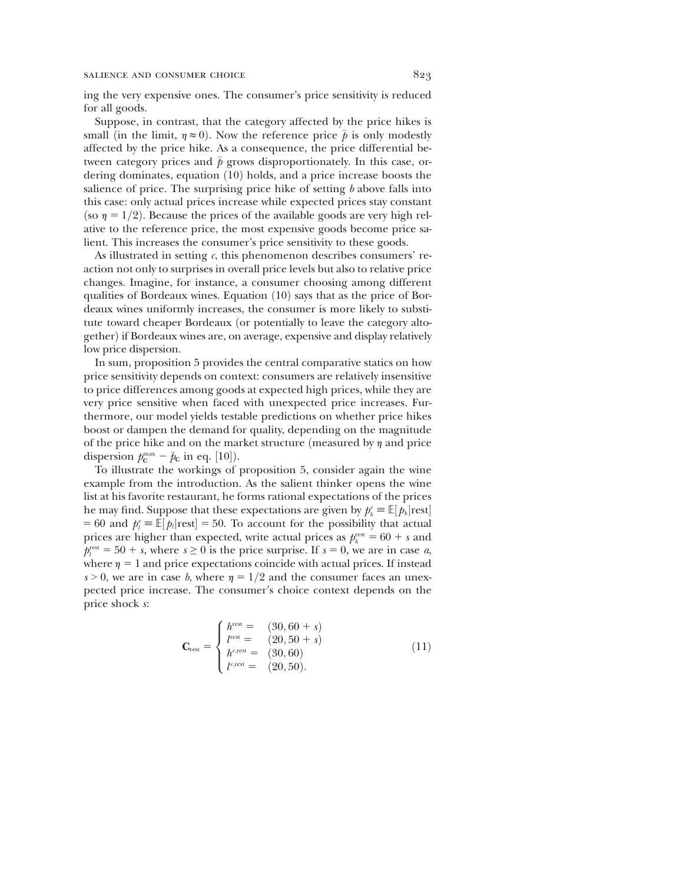ing the very expensive ones. The consumer's price sensitivity is reduced for all goods.

Suppose, in contrast, that the category affected by the price hikes is small (in the limit, $\eta \approx 0$). Now the reference price $\bar{p}$ is only modestly affected by the price hike. As a consequence, the price differential between category prices and $\bar{p}$ grows disproportionately. In this case, ordering dominates, equation (10) holds, and a price increase boosts the salience of price. The surprising price hike of setting $b$ above falls into this case: only actual prices increase while expected prices stay constant (so $\eta = 1/2$). Because the prices of the available goods are very high relative to the reference price, the most expensive goods become price salient. This increases the consumer's price sensitivity to these goods.

As illustrated in setting $c$, this phenomenon describes consumers' reaction not only to surprises in overall price levels but also to relative price changes. Imagine, for instance, a consumer choosing among different qualities of Bordeaux wines. Equation (10) says that as the price of Bordeaux wines uniformly increases, the consumer is more likely to substitute toward cheaper Bordeaux (or potentially to leave the category altogether) if Bordeaux wines are, on average, expensive and display relatively low price dispersion.

In sum, proposition 5 provides the central comparative statics on how price sensitivity depends on context: consumers are relatively insensitive to price differences among goods at expected high prices, while they are very price sensitive when faced with unexpected price increases. Furthermore, our model yields testable predictions on whether price hikes boost or dampen the demand for quality, depending on the magnitude of the price hike and on the market structure (measured by $\eta$ and price dispersion $p_{\mathbf{C}}^{\max} - \bar{p}_{\mathbf{C}}$ in eq. [10]).

To illustrate the workings of proposition 5, consider again the wine example from the introduction. As the salient thinker opens the wine list at his favorite restaurant, he forms rational expectations of the prices he may find. Suppose that these expectations are given by $p_h^e \equiv \mathbb{E}[p_h|\text{rest}] = 60$ and $p_l^e \equiv \mathbb{E}[p_l|\text{rest}] = 50$. To account for the possibility that actual prices are higher than expected, write actual prices as $p_h^{\text{rest}} = 60 + s$ and $p_l^{\text{rest}} = 50 + s$, where $s \geq 0$ is the price surprise. If $s = 0$, we are in case $a$, where $\eta = 1$ and price expectations coincide with actual prices. If instead $s > 0$, we are in case $b$, where $\eta = 1/2$ and the consumer faces an unexpected price increase. The consumer's choice context depends on the price shock $s$:

$$\mathbf{C}_{\text{rest}} = \begin{cases} h^{\text{rest}} = & (30, 60 + s) \\ l^{\text{rest}} = & (20, 50 + s) \\ h^{e,\text{rest}} = & (30, 60) \\ l^{e,\text{rest}} = & (20, 50). \end{cases} \tag{11}$$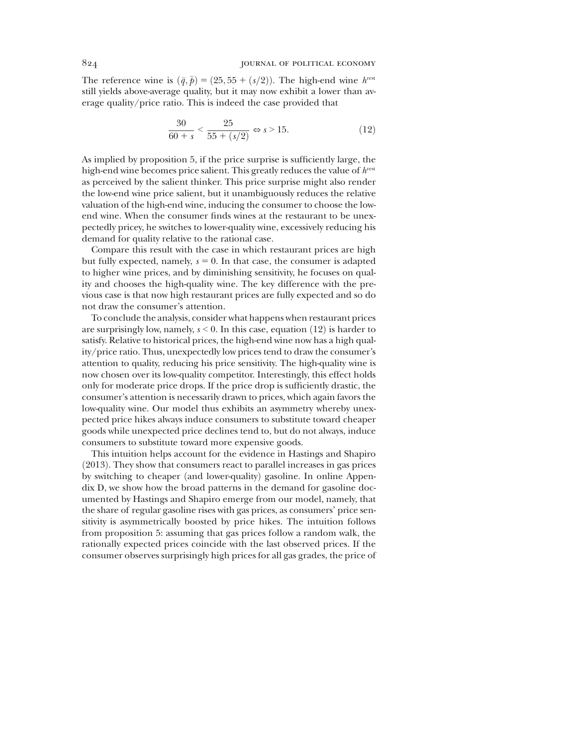The reference wine is $(\bar{q}, \bar{p}) = (25, 55 + (s/2))$. The high-end wine $h^{\text{rest}}$ still yields above-average quality, but it may now exhibit a lower than average quality/price ratio. This is indeed the case provided that

$$\frac{30}{60 + s} < \frac{25}{55 + (s/2)} \Leftrightarrow s > 15. \tag{12}$$

As implied by proposition 5, if the price surprise is sufficiently large, the high-end wine becomes price salient. This greatly reduces the value of $h^{\text{rest}}$ as perceived by the salient thinker. This price surprise might also render the low-end wine price salient, but it unambiguously reduces the relative valuation of the high-end wine, inducing the consumer to choose the low-end wine. When the consumer finds wines at the restaurant to be unexpectedly pricey, he switches to lower-quality wine, excessively reducing his demand for quality relative to the rational case.

Compare this result with the case in which restaurant prices are high but fully expected, namely, $s = 0$. In that case, the consumer is adapted to higher wine prices, and by diminishing sensitivity, he focuses on quality and chooses the high-quality wine. The key difference with the previous case is that now high restaurant prices are fully expected and so do not draw the consumer's attention.

To conclude the analysis, consider what happens when restaurant prices are surprisingly low, namely, $s < 0$. In this case, equation (12) is harder to satisfy. Relative to historical prices, the high-end wine now has a high quality/price ratio. Thus, unexpectedly low prices tend to draw the consumer's attention to quality, reducing his price sensitivity. The high-quality wine is now chosen over its low-quality competitor. Interestingly, this effect holds only for moderate price drops. If the price drop is sufficiently drastic, the consumer's attention is necessarily drawn to prices, which again favors the low-quality wine. Our model thus exhibits an asymmetry whereby unexpected price hikes always induce consumers to substitute toward cheaper goods while unexpected price declines tend to, but do not always, induce consumers to substitute toward more expensive goods.

This intuition helps account for the evidence in Hastings and Shapiro (2013). They show that consumers react to parallel increases in gas prices by switching to cheaper (and lower-quality) gasoline. In online Appendix D, we show how the broad patterns in the demand for gasoline documented by Hastings and Shapiro emerge from our model, namely, that the share of regular gasoline rises with gas prices, as consumers' price sensitivity is asymmetrically boosted by price hikes. The intuition follows from proposition 5: assuming that gas prices follow a random walk, the rationally expected prices coincide with the last observed prices. If the consumer observes surprisingly high prices for all gas grades, the price of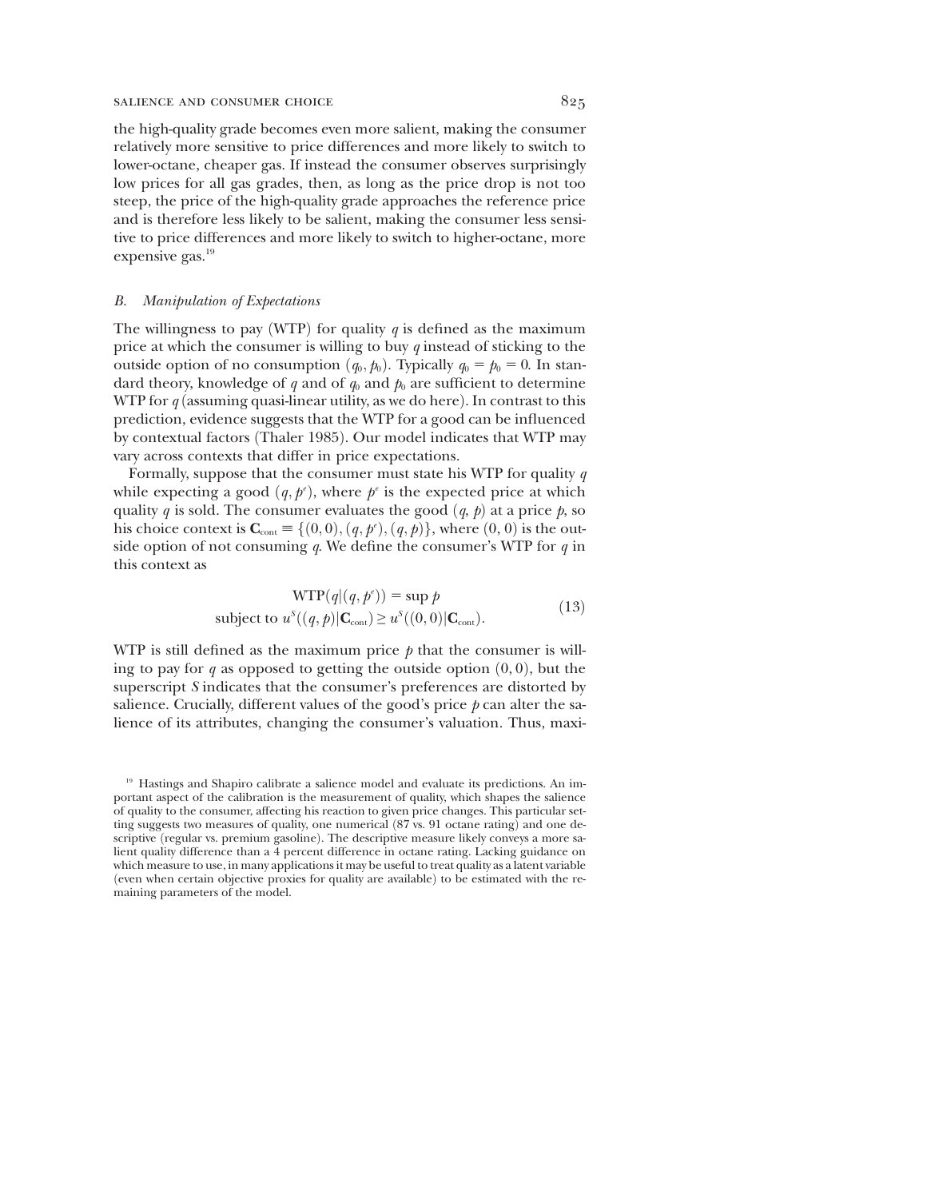the high-quality grade becomes even more salient, making the consumer relatively more sensitive to price differences and more likely to switch to lower-octane, cheaper gas. If instead the consumer observes surprisingly low prices for all gas grades, then, as long as the price drop is not too steep, the price of the high-quality grade approaches the reference price and is therefore less likely to be salient, making the consumer less sensitive to price differences and more likely to switch to higher-octane, more expensive gas.[19]

### *B. Manipulation of Expectations*

The willingness to pay (WTP) for quality $q$ is defined as the maximum price at which the consumer is willing to buy $q$ instead of sticking to the outside option of no consumption $(q_0, p_0)$. Typically $q_0 = p_0 = 0$. In standard theory, knowledge of $q$ and of $q_0$ and $p_0$ are sufficient to determine WTP for $q$ (assuming quasi-linear utility, as we do here). In contrast to this prediction, evidence suggests that the WTP for a good can be influenced by contextual factors (Thaler 1985). Our model indicates that WTP may vary across contexts that differ in price expectations.

Formally, suppose that the consumer must state his WTP for quality $q$ while expecting a good $(q, p^e)$, where $p^e$ is the expected price at which quality $q$ is sold. The consumer evaluates the good $(q, p)$ at a price $p$, so his choice context is $\mathbf{C}_{\text{cont}} \equiv \{(0,0), (q, p^e), (q, p)\}$, where $(0, 0)$ is the outside option of not consuming $q$. We define the consumer's WTP for $q$ in this context as

$$\begin{gathered}\text{WTP}(q|(q, p^e)) = \sup p \\ \text{subject to } u^S((q, p)|\mathbf{C}_{\text{cont}}) \geq u^S((0,0)|\mathbf{C}_{\text{cont}}).\end{gathered} \tag{13}$$

WTP is still defined as the maximum price $p$ that the consumer is willing to pay for $q$ as opposed to getting the outside option $(0, 0)$, but the superscript $S$ indicates that the consumer's preferences are distorted by salience. Crucially, different values of the good's price $p$ can alter the salience of its attributes, changing the consumer's valuation. Thus, maxi-

[19] Hastings and Shapiro calibrate a salience model and evaluate its predictions. An important aspect of the calibration is the measurement of quality, which shapes the salience of quality to the consumer, affecting his reaction to given price changes. This particular setting suggests two measures of quality, one numerical (87 vs. 91 octane rating) and one descriptive (regular vs. premium gasoline). The descriptive measure likely conveys a more salient quality difference than a 4 percent difference in octane rating. Lacking guidance on which measure to use, in many applications it may be useful to treat quality as a latent variable (even when certain objective proxies for quality are available) to be estimated with the remaining parameters of the model.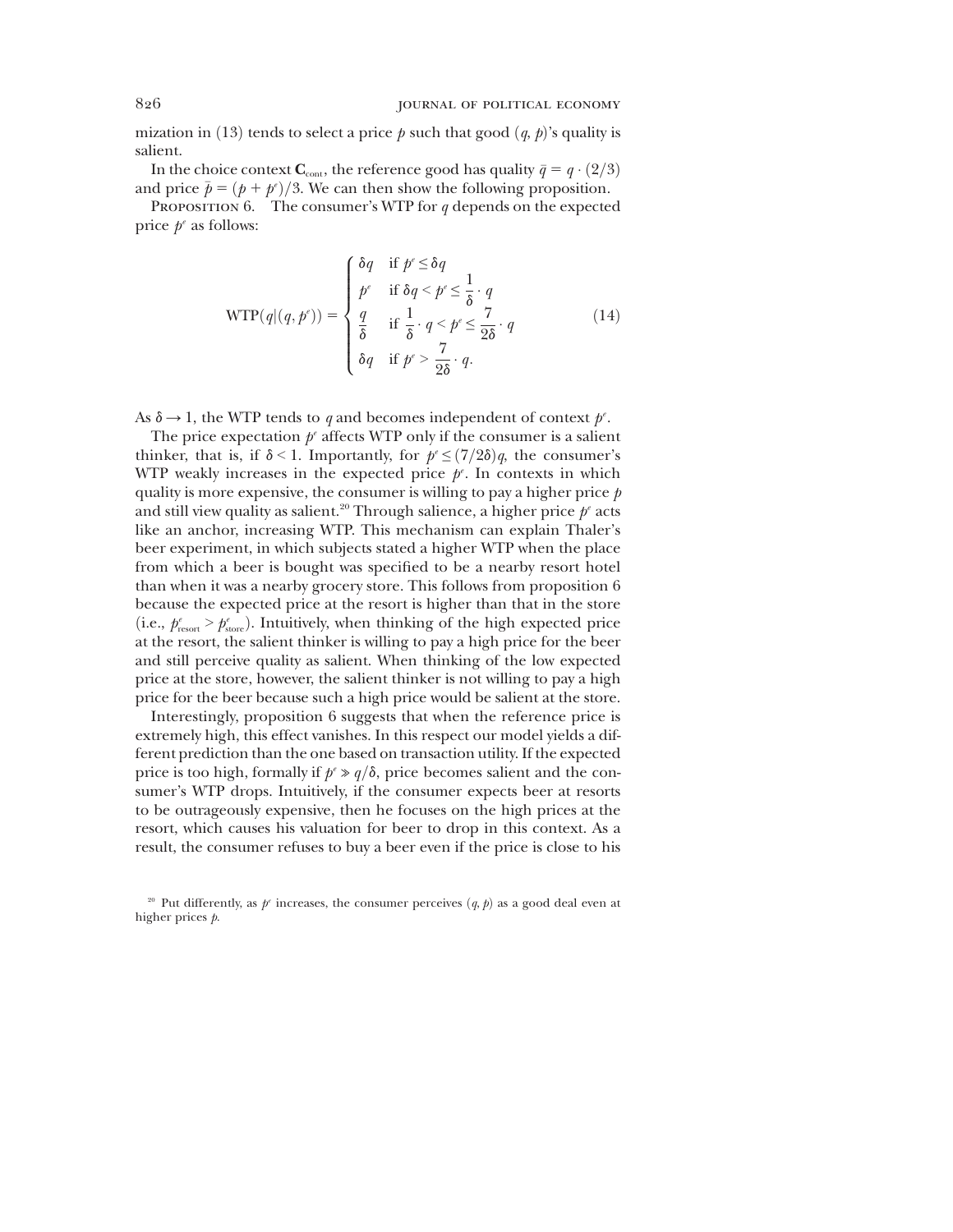mization in (13) tends to select a price $p$ such that good $(q, p)$'s quality is salient.

In the choice context $\mathbf{C}_{\text{cont}}$, the reference good has quality $\bar{q} = q \cdot (2/3)$ and price $\bar{p} = (p + p^e)/3$. We can then show the following proposition.

Proposition 6. The consumer's WTP for $q$ depends on the expected price $p^e$ as follows:

$$
\text{WTP}(q|(q, p^e)) = \begin{cases} \delta q & \text{if } p^e \leq \delta q \\ p^e & \text{if } \delta q < p^e \leq \dfrac{1}{\delta} \cdot q \\ \dfrac{q}{\delta} & \text{if } \dfrac{1}{\delta} \cdot q < p^e \leq \dfrac{7}{2\delta} \cdot q \\ \delta q & \text{if } p^e > \dfrac{7}{2\delta} \cdot q. \end{cases} \tag{14}
$$

As $\delta \to 1$, the WTP tends to $q$ and becomes independent of context $p^e$.

The price expectation $p^e$ affects WTP only if the consumer is a salient thinker, that is, if $\delta < 1$. Importantly, for $p^e \leq (7/2\delta)q$, the consumer's WTP weakly increases in the expected price $p^e$. In contexts in which quality is more expensive, the consumer is willing to pay a higher price $p$ and still view quality as salient.[20] Through salience, a higher price $p^e$ acts like an anchor, increasing WTP. This mechanism can explain Thaler's beer experiment, in which subjects stated a higher WTP when the place from which a beer is bought was specified to be a nearby resort hotel than when it was a nearby grocery store. This follows from proposition 6 because the expected price at the resort is higher than that in the store (i.e., $p^e_{\text{resort}} > p^e_{\text{store}}$). Intuitively, when thinking of the high expected price at the resort, the salient thinker is willing to pay a high price for the beer and still perceive quality as salient. When thinking of the low expected price at the store, however, the salient thinker is not willing to pay a high price for the beer because such a high price would be salient at the store.

Interestingly, proposition 6 suggests that when the reference price is extremely high, this effect vanishes. In this respect our model yields a different prediction than the one based on transaction utility. If the expected price is too high, formally if $p^e \gg q/\delta$, price becomes salient and the consumer's WTP drops. Intuitively, if the consumer expects beer at resorts to be outrageously expensive, then he focuses on the high prices at the resort, which causes his valuation for beer to drop in this context. As a result, the consumer refuses to buy a beer even if the price is close to his

[20] Put differently, as $p^e$ increases, the consumer perceives $(q, p)$ as a good deal even at higher prices $p$.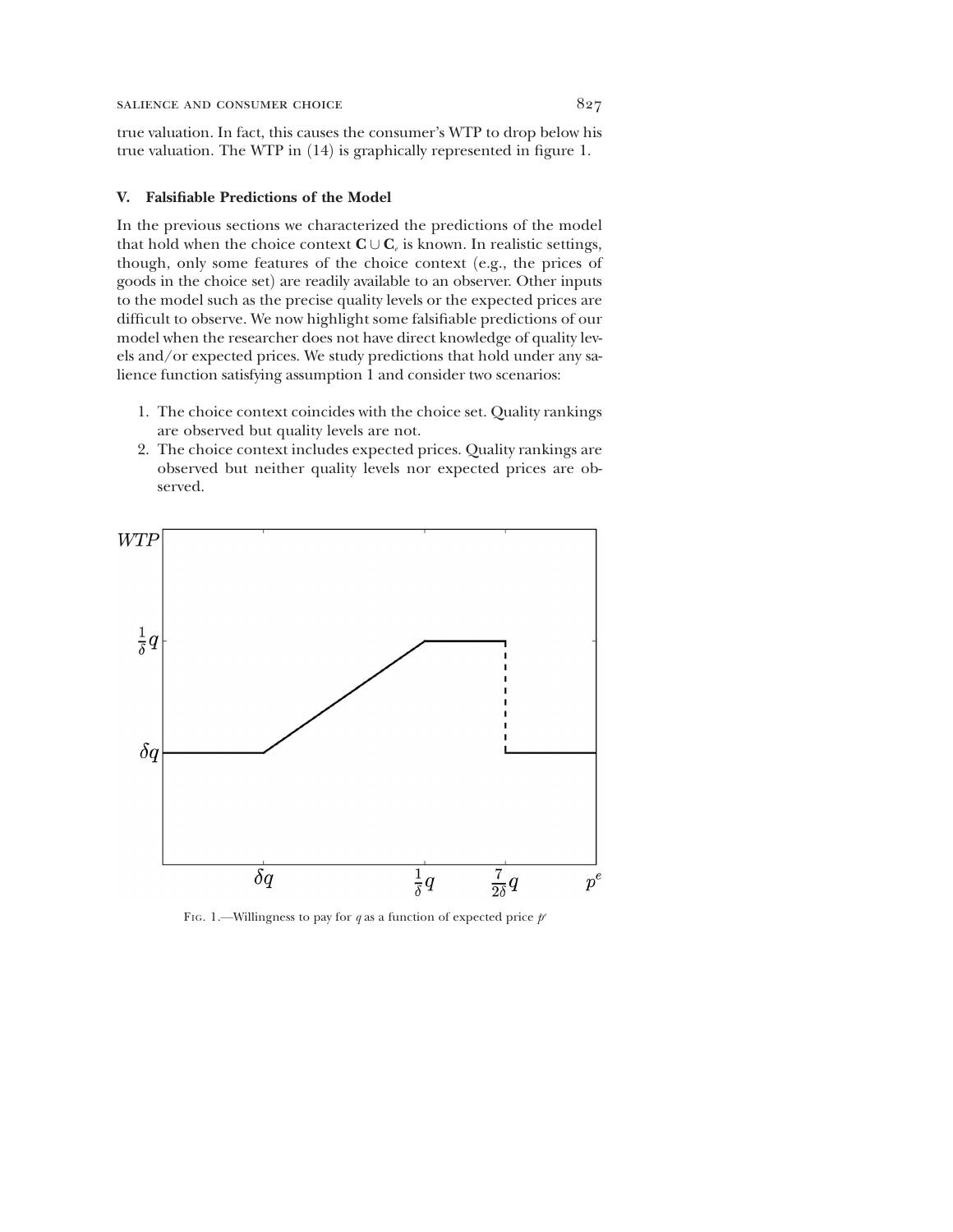true valuation. In fact, this causes the consumer's WTP to drop below his true valuation. The WTP in (14) is graphically represented in figure 1.

## V. Falsifiable Predictions of the Model

In the previous sections we characterized the predictions of the model that hold when the choice context $\mathbf{C} \cup \mathbf{C}_e$ is known. In realistic settings, though, only some features of the choice context (e.g., the prices of goods in the choice set) are readily available to an observer. Other inputs to the model such as the precise quality levels or the expected prices are difficult to observe. We now highlight some falsifiable predictions of our model when the researcher does not have direct knowledge of quality levels and/or expected prices. We study predictions that hold under any salience function satisfying assumption 1 and consider two scenarios:

1. The choice context coincides with the choice set. Quality rankings are observed but quality levels are not.
2. The choice context includes expected prices. Quality rankings are observed but neither quality levels nor expected prices are observed.

Fig. 1.—Willingness to pay for $q$ as a function of expected price $p^e$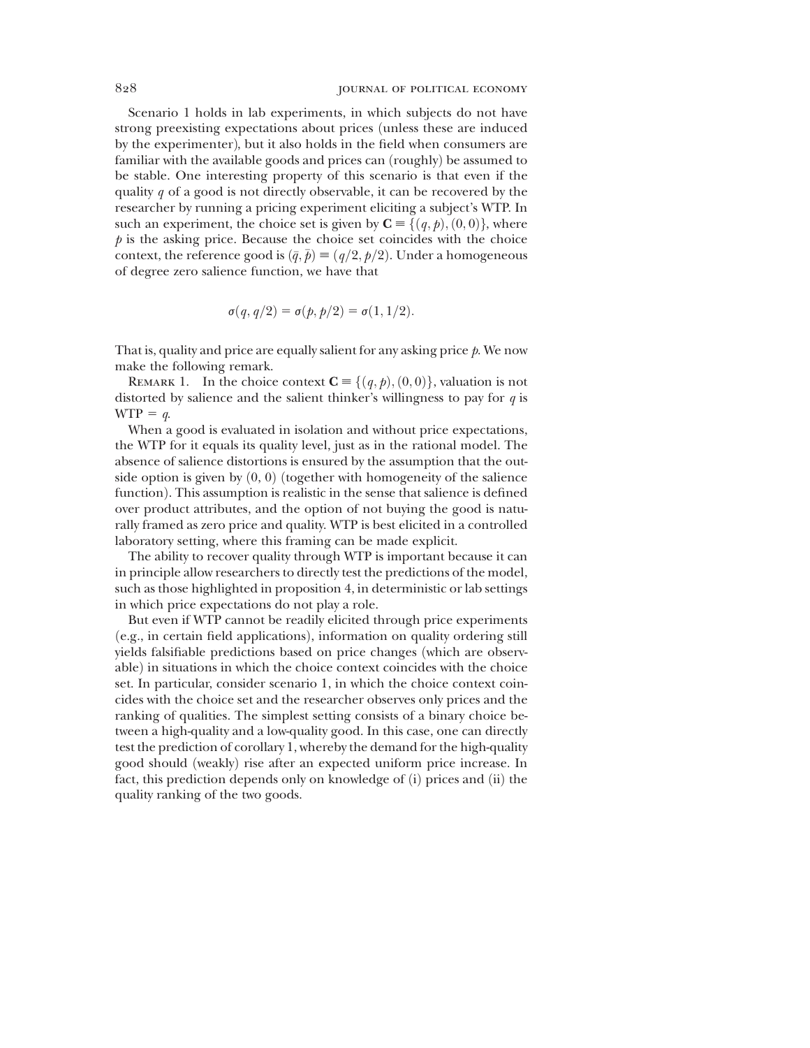Scenario 1 holds in lab experiments, in which subjects do not have strong preexisting expectations about prices (unless these are induced by the experimenter), but it also holds in the field when consumers are familiar with the available goods and prices can (roughly) be assumed to be stable. One interesting property of this scenario is that even if the quality $q$ of a good is not directly observable, it can be recovered by the researcher by running a pricing experiment eliciting a subject's WTP. In such an experiment, the choice set is given by $\mathbf{C} \equiv \{(q, p), (0, 0)\}$, where $p$ is the asking price. Because the choice set coincides with the choice context, the reference good is $(\bar{q}, \bar{p}) \equiv (q/2, p/2)$. Under a homogeneous of degree zero salience function, we have that

$$\sigma(q, q/2) = \sigma(p, p/2) = \sigma(1, 1/2).$$

That is, quality and price are equally salient for any asking price $p$. We now make the following remark.

Remark 1. In the choice context $\mathbf{C} \equiv \{(q, p), (0, 0)\}$, valuation is not distorted by salience and the salient thinker's willingness to pay for $q$ is $\text{WTP} = q$.

When a good is evaluated in isolation and without price expectations, the WTP for it equals its quality level, just as in the rational model. The absence of salience distortions is ensured by the assumption that the outside option is given by $(0, 0)$ (together with homogeneity of the salience function). This assumption is realistic in the sense that salience is defined over product attributes, and the option of not buying the good is naturally framed as zero price and quality. WTP is best elicited in a controlled laboratory setting, where this framing can be made explicit.

The ability to recover quality through WTP is important because it can in principle allow researchers to directly test the predictions of the model, such as those highlighted in proposition 4, in deterministic or lab settings in which price expectations do not play a role.

But even if WTP cannot be readily elicited through price experiments (e.g., in certain field applications), information on quality ordering still yields falsifiable predictions based on price changes (which are observable) in situations in which the choice context coincides with the choice set. In particular, consider scenario 1, in which the choice context coincides with the choice set and the researcher observes only prices and the ranking of qualities. The simplest setting consists of a binary choice between a high-quality and a low-quality good. In this case, one can directly test the prediction of corollary 1, whereby the demand for the high-quality good should (weakly) rise after an expected uniform price increase. In fact, this prediction depends only on knowledge of (i) prices and (ii) the quality ranking of the two goods.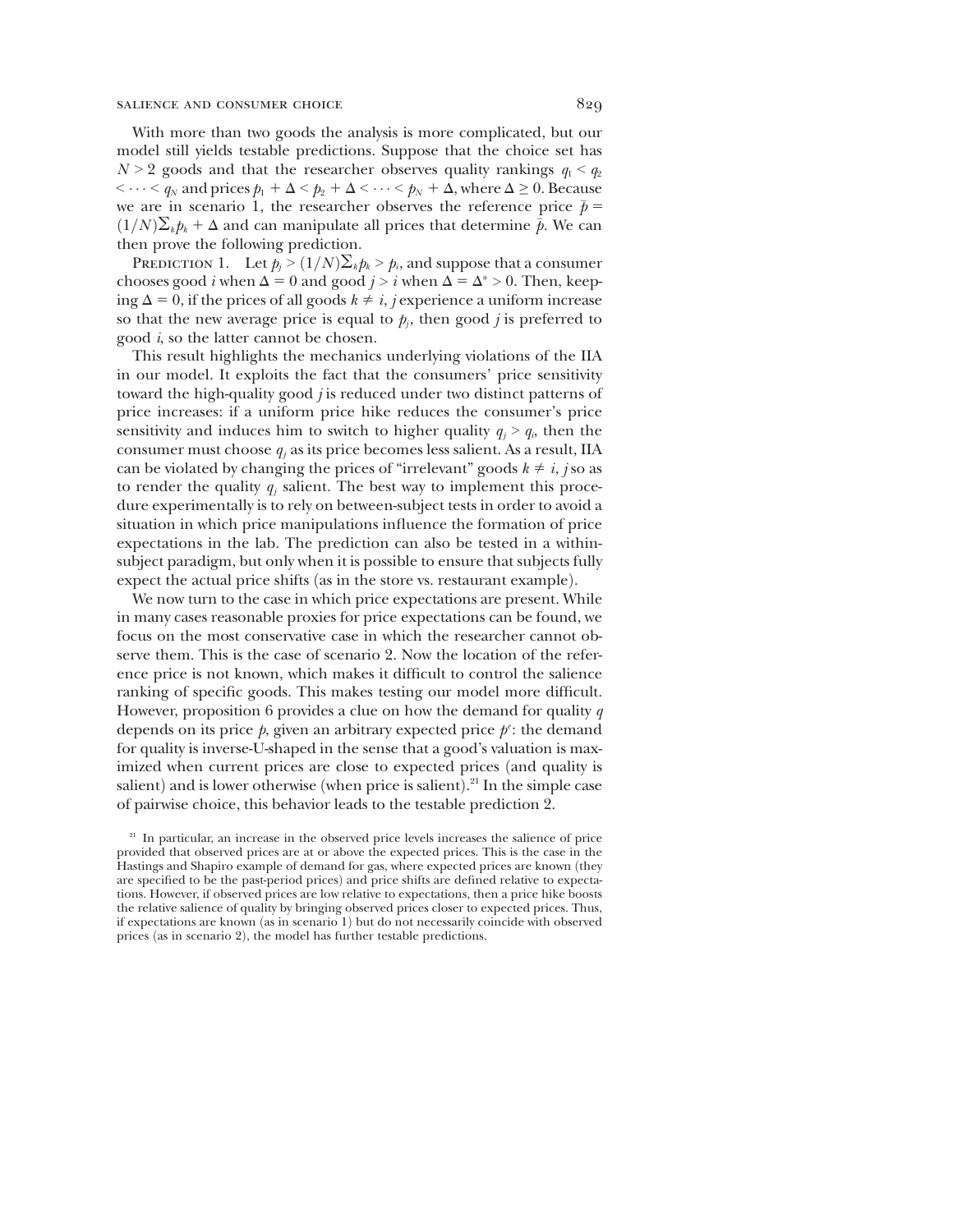With more than two goods the analysis is more complicated, but our model still yields testable predictions. Suppose that the choice set has $N > 2$ goods and that the researcher observes quality rankings $q_1 < q_2 < \cdots < q_N$ and prices $p_1 + \Delta < p_2 + \Delta < \cdots < p_N + \Delta$, where $\Delta \geq 0$. Because we are in scenario 1, the researcher observes the reference price $\bar{p} = (1/N)\sum_k p_k + \Delta$ and can manipulate all prices that determine $\bar{p}$. We can then prove the following prediction.

Prediction 1. Let $p_j > (1/N)\sum_k p_k > p_i$, and suppose that a consumer chooses good $i$ when $\Delta = 0$ and good $j > i$ when $\Delta = \Delta^* > 0$. Then, keeping $\Delta = 0$, if the prices of all goods $k \neq i, j$ experience a uniform increase so that the new average price is equal to $p_j$, then good $j$ is preferred to good $i$, so the latter cannot be chosen.

This result highlights the mechanics underlying violations of the IIA in our model. It exploits the fact that the consumers' price sensitivity toward the high-quality good $j$ is reduced under two distinct patterns of price increases: if a uniform price hike reduces the consumer's price sensitivity and induces him to switch to higher quality $q_j > q_i$, then the consumer must choose $q_j$ as its price becomes less salient. As a result, IIA can be violated by changing the prices of "irrelevant" goods $k \neq i, j$ so as to render the quality $q_j$ salient. The best way to implement this procedure experimentally is to rely on between-subject tests in order to avoid a situation in which price manipulations influence the formation of price expectations in the lab. The prediction can also be tested in a within-subject paradigm, but only when it is possible to ensure that subjects fully expect the actual price shifts (as in the store vs. restaurant example).

We now turn to the case in which price expectations are present. While in many cases reasonable proxies for price expectations can be found, we focus on the most conservative case in which the researcher cannot observe them. This is the case of scenario 2. Now the location of the reference price is not known, which makes it difficult to control the salience ranking of specific goods. This makes testing our model more difficult. However, proposition 6 provides a clue on how the demand for quality $q$ depends on its price $p$, given an arbitrary expected price $p^e$: the demand for quality is inverse-U-shaped in the sense that a good's valuation is maximized when current prices are close to expected prices (and quality is salient) and is lower otherwise (when price is salient).[21] In the simple case of pairwise choice, this behavior leads to the testable prediction 2.

[21] In particular, an increase in the observed price levels increases the salience of price provided that observed prices are at or above the expected prices. This is the case in the Hastings and Shapiro example of demand for gas, where expected prices are known (they are specified to be the past-period prices) and price shifts are defined relative to expectations. However, if observed prices are low relative to expectations, then a price hike boosts the relative salience of quality by bringing observed prices closer to expected prices. Thus, if expectations are known (as in scenario 1) but do not necessarily coincide with observed prices (as in scenario 2), the model has further testable predictions.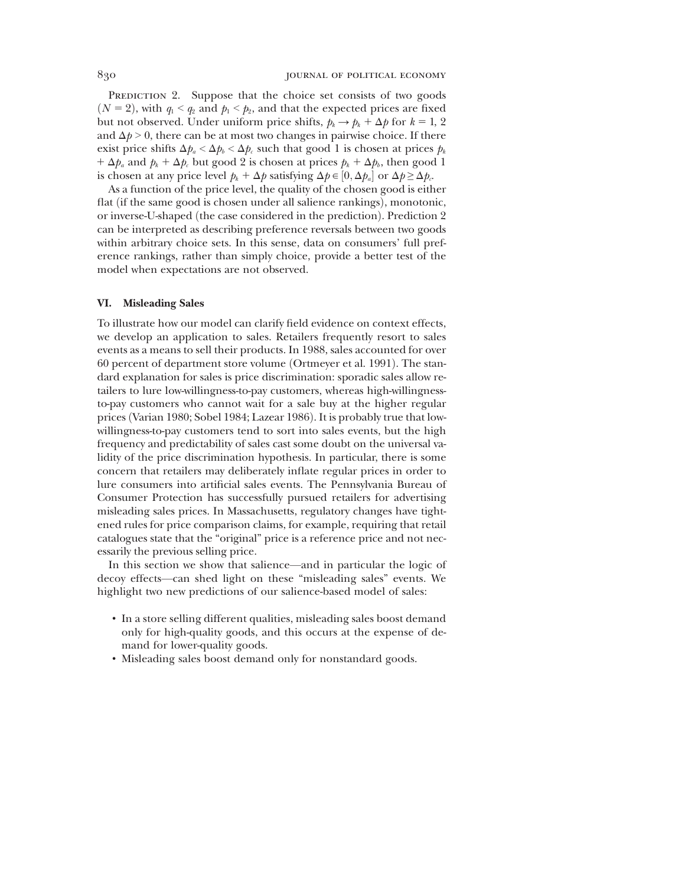Prediction 2. Suppose that the choice set consists of two goods ($N = 2$), with $q_1 < q_2$ and $p_1 < p_2$, and that the expected prices are fixed but not observed. Under uniform price shifts, $p_k \rightarrow p_k + \Delta p$ for $k = 1, 2$ and $\Delta p > 0$, there can be at most two changes in pairwise choice. If there exist price shifts $\Delta p_a < \Delta p_b < \Delta p_c$ such that good 1 is chosen at prices $p_k + \Delta p_a$ and $p_k + \Delta p_c$ but good 2 is chosen at prices $p_k + \Delta p_b$, then good 1 is chosen at any price level $p_k + \Delta p$ satisfying $\Delta p \in [0, \Delta p_a]$ or $\Delta p \geq \Delta p_c$.

As a function of the price level, the quality of the chosen good is either flat (if the same good is chosen under all salience rankings), monotonic, or inverse-U-shaped (the case considered in the prediction). Prediction 2 can be interpreted as describing preference reversals between two goods within arbitrary choice sets. In this sense, data on consumers' full preference rankings, rather than simply choice, provide a better test of the model when expectations are not observed.

## VI. Misleading Sales

To illustrate how our model can clarify field evidence on context effects, we develop an application to sales. Retailers frequently resort to sales events as a means to sell their products. In 1988, sales accounted for over 60 percent of department store volume (Ortmeyer et al. 1991). The standard explanation for sales is price discrimination: sporadic sales allow retailers to lure low-willingness-to-pay customers, whereas high-willingness-to-pay customers who cannot wait for a sale buy at the higher regular prices (Varian 1980; Sobel 1984; Lazear 1986). It is probably true that low-willingness-to-pay customers tend to sort into sales events, but the high frequency and predictability of sales cast some doubt on the universal validity of the price discrimination hypothesis. In particular, there is some concern that retailers may deliberately inflate regular prices in order to lure consumers into artificial sales events. The Pennsylvania Bureau of Consumer Protection has successfully pursued retailers for advertising misleading sales prices. In Massachusetts, regulatory changes have tightened rules for price comparison claims, for example, requiring that retail catalogues state that the "original" price is a reference price and not necessarily the previous selling price.

In this section we show that salience—and in particular the logic of decoy effects—can shed light on these "misleading sales" events. We highlight two new predictions of our salience-based model of sales:

- In a store selling different qualities, misleading sales boost demand only for high-quality goods, and this occurs at the expense of demand for lower-quality goods.
- Misleading sales boost demand only for nonstandard goods.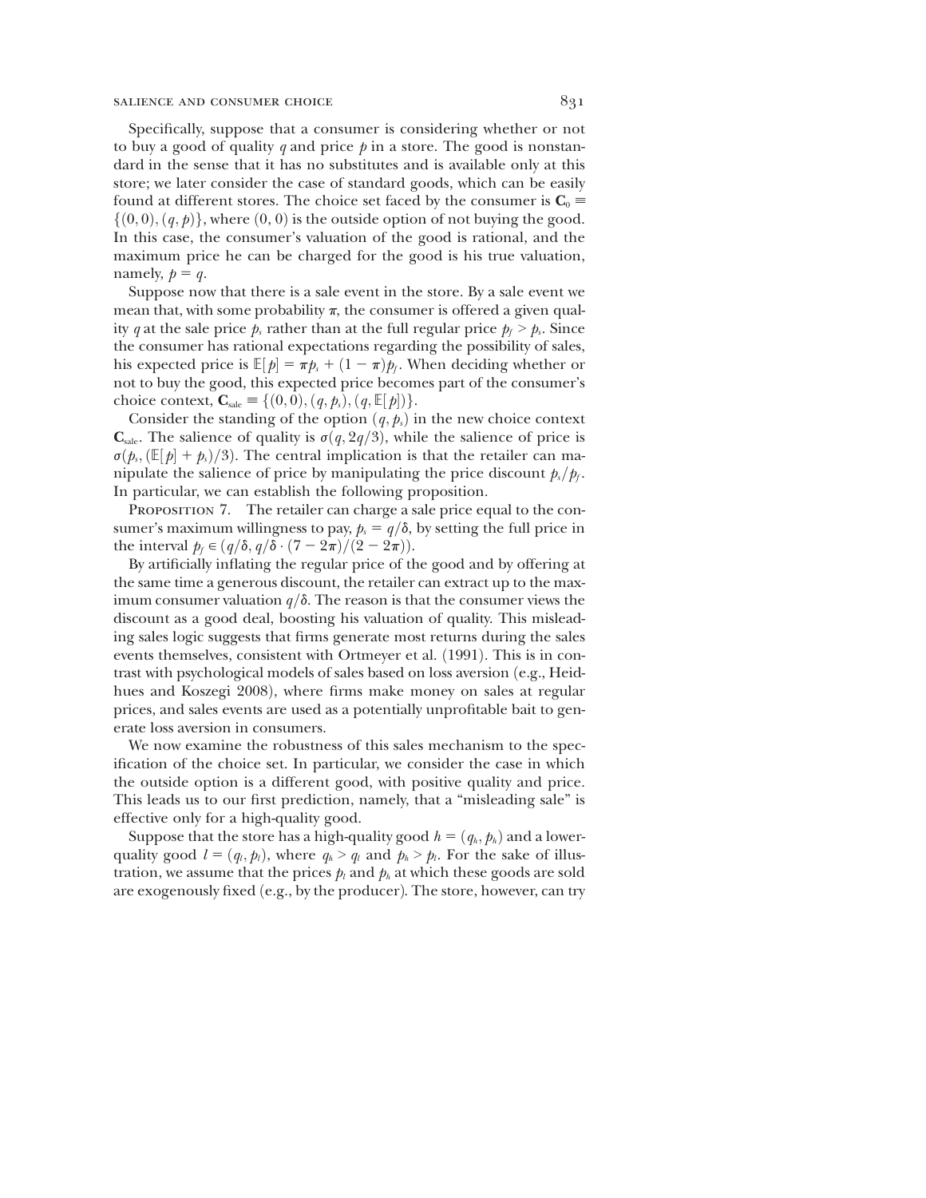Specifically, suppose that a consumer is considering whether or not to buy a good of quality $q$ and price $p$ in a store. The good is nonstandard in the sense that it has no substitutes and is available only at this store; we later consider the case of standard goods, which can be easily found at different stores. The choice set faced by the consumer is $\mathbf{C}_0 \equiv \{(0,0),(q,p)\}$, where $(0, 0)$ is the outside option of not buying the good. In this case, the consumer's valuation of the good is rational, and the maximum price he can be charged for the good is his true valuation, namely, $p = q$.

Suppose now that there is a sale event in the store. By a sale event we mean that, with some probability $\pi$, the consumer is offered a given quality $q$ at the sale price $p_s$ rather than at the full regular price $p_f > p_s$. Since the consumer has rational expectations regarding the possibility of sales, his expected price is $\mathbb{E}[p] = \pi p_s + (1-\pi)p_f$. When deciding whether or not to buy the good, this expected price becomes part of the consumer's choice context, $\mathbf{C}_{\text{sale}} \equiv \{(0,0),(q,p_s),(q,\mathbb{E}[p])\}$.

Consider the standing of the option $(q, p_s)$ in the new choice context $\mathbf{C}_{\text{sale}}$. The salience of quality is $\sigma(q, 2q/3)$, while the salience of price is $\sigma(p_s, (\mathbb{E}[p] + p_s)/3)$. The central implication is that the retailer can manipulate the salience of price by manipulating the price discount $p_s/p_f$. In particular, we can establish the following proposition.

Proposition 7. The retailer can charge a sale price equal to the consumer's maximum willingness to pay, $p_s = q/\delta$, by setting the full price in the interval $p_f \in (q/\delta, q/\delta \cdot (7-2\pi)/(2-2\pi))$.

By artificially inflating the regular price of the good and by offering at the same time a generous discount, the retailer can extract up to the maximum consumer valuation $q/\delta$. The reason is that the consumer views the discount as a good deal, boosting his valuation of quality. This misleading sales logic suggests that firms generate most returns during the sales events themselves, consistent with Ortmeyer et al. (1991). This is in contrast with psychological models of sales based on loss aversion (e.g., Heidhues and Koszegi 2008), where firms make money on sales at regular prices, and sales events are used as a potentially unprofitable bait to generate loss aversion in consumers.

We now examine the robustness of this sales mechanism to the specification of the choice set. In particular, we consider the case in which the outside option is a different good, with positive quality and price. This leads us to our first prediction, namely, that a "misleading sale" is effective only for a high-quality good.

Suppose that the store has a high-quality good $h = (q_h, p_h)$ and a lower-quality good $l = (q_l, p_l)$, where $q_h > q_l$ and $p_h > p_l$. For the sake of illustration, we assume that the prices $p_l$ and $p_h$ at which these goods are sold are exogenously fixed (e.g., by the producer). The store, however, can try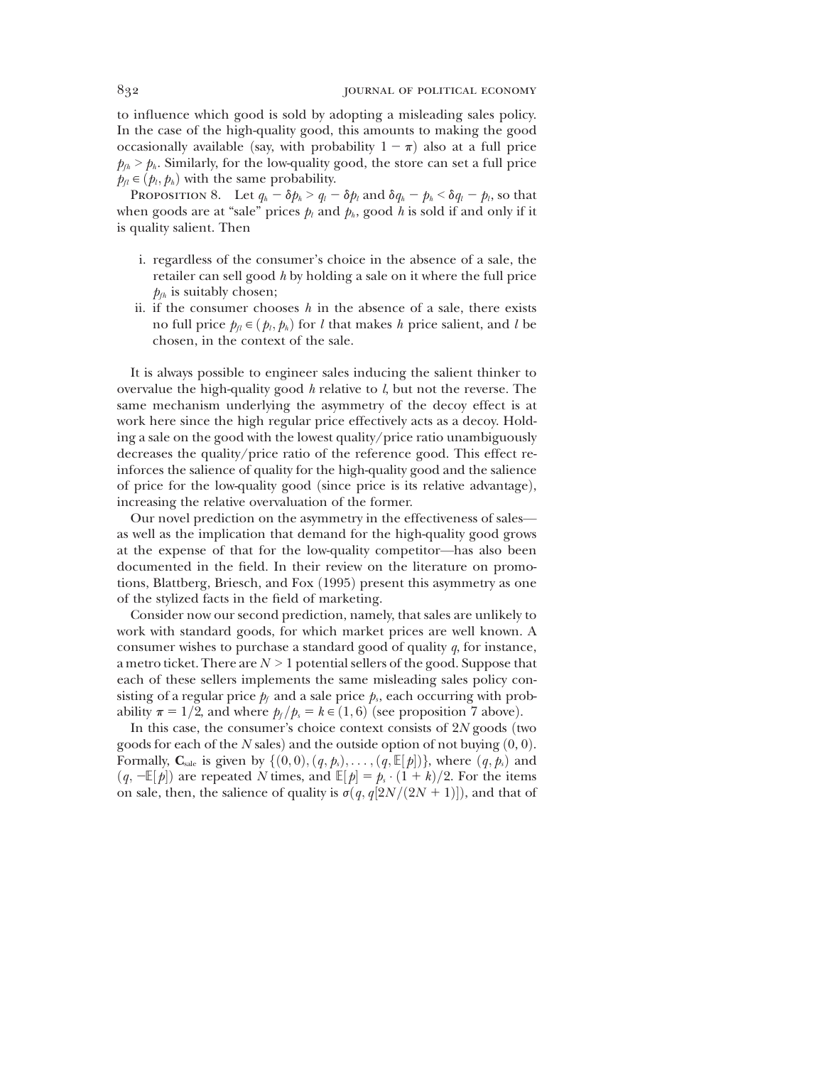to influence which good is sold by adopting a misleading sales policy. In the case of the high-quality good, this amounts to making the good occasionally available (say, with probability $1 - \pi$) also at a full price $p_{fh} > p_h$. Similarly, for the low-quality good, the store can set a full price $p_{fl} \in (p_l, p_h)$ with the same probability.

Proposition 8. Let $q_h - \delta p_h > q_l - \delta p_l$ and $\delta q_h - p_h < \delta q_l - p_l$, so that when goods are at "sale" prices $p_l$ and $p_h$, good $h$ is sold if and only if it is quality salient. Then

i. regardless of the consumer's choice in the absence of a sale, the retailer can sell good $h$ by holding a sale on it where the full price $p_{fh}$ is suitably chosen;

ii. if the consumer chooses $h$ in the absence of a sale, there exists no full price $p_{fl} \in (p_l, p_h)$ for $l$ that makes $h$ price salient, and $l$ be chosen, in the context of the sale.

It is always possible to engineer sales inducing the salient thinker to overvalue the high-quality good $h$ relative to $l$, but not the reverse. The same mechanism underlying the asymmetry of the decoy effect is at work here since the high regular price effectively acts as a decoy. Holding a sale on the good with the lowest quality/price ratio unambiguously decreases the quality/price ratio of the reference good. This effect reinforces the salience of quality for the high-quality good and the salience of price for the low-quality good (since price is its relative advantage), increasing the relative overvaluation of the former.

Our novel prediction on the asymmetry in the effectiveness of sales—as well as the implication that demand for the high-quality good grows at the expense of that for the low-quality competitor—has also been documented in the field. In their review on the literature on promotions, Blattberg, Briesch, and Fox (1995) present this asymmetry as one of the stylized facts in the field of marketing.

Consider now our second prediction, namely, that sales are unlikely to work with standard goods, for which market prices are well known. A consumer wishes to purchase a standard good of quality $q$, for instance, a metro ticket. There are $N > 1$ potential sellers of the good. Suppose that each of these sellers implements the same misleading sales policy consisting of a regular price $p_f$ and a sale price $p_s$, each occurring with probability $\pi = 1/2$, and where $p_f / p_s = k \in (1, 6)$ (see proposition 7 above).

In this case, the consumer's choice context consists of $2N$ goods (two goods for each of the $N$ sales) and the outside option of not buying $(0, 0)$. Formally, $\mathbf{C}_{\text{sale}}$ is given by $\{(0,0), (q, p_s), \ldots, (q, \mathbb{E}[p])\}$, where $(q, p_s)$ and $(q, -\mathbb{E}[p])$ are repeated $N$ times, and $\mathbb{E}[p] = p_s \cdot (1 + k)/2$. For the items on sale, then, the salience of quality is $\sigma(q, q[2N/(2N + 1)])$, and that of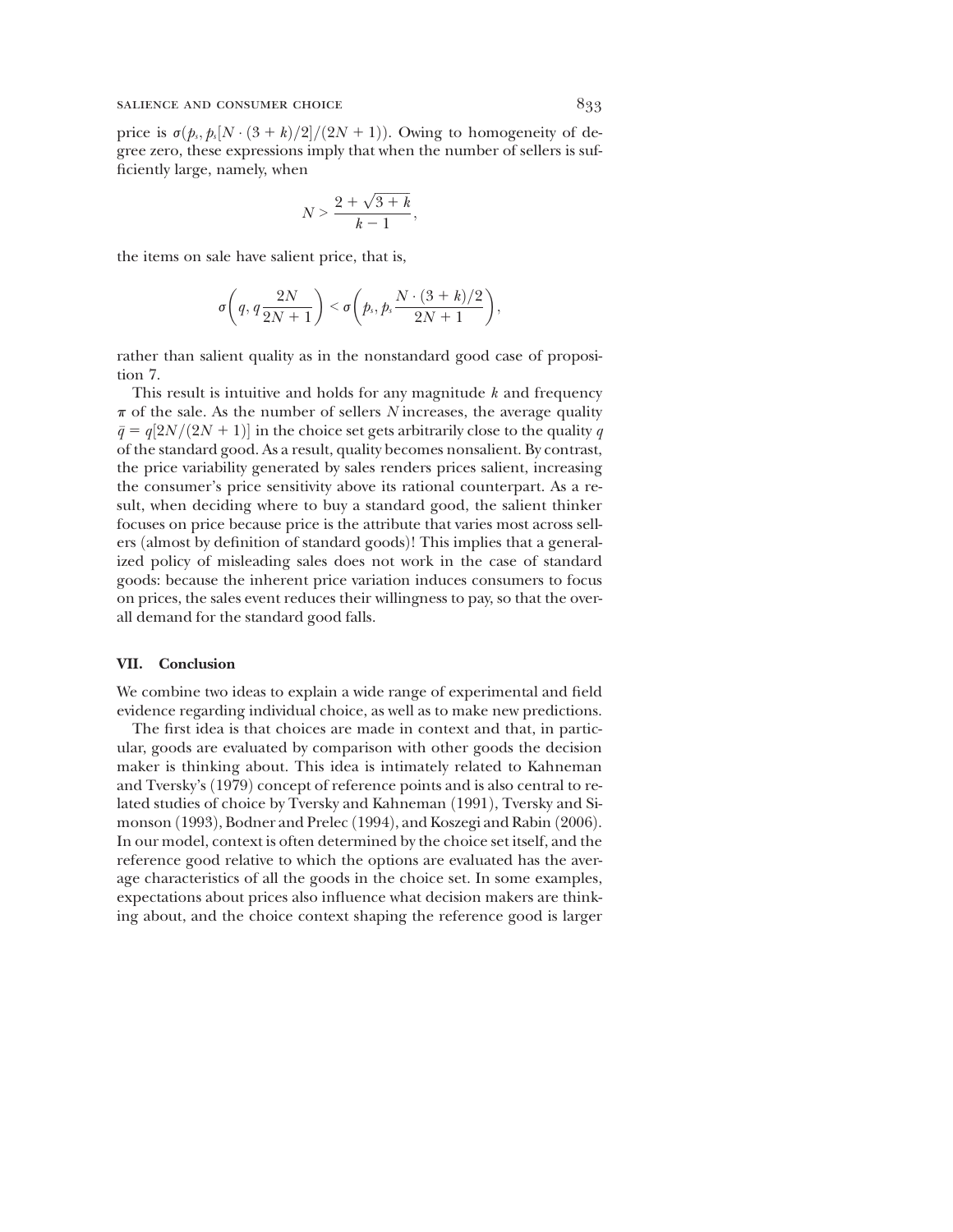price is $\sigma(p_s, p_s[N \cdot (3+k)/2]/(2N+1))$. Owing to homogeneity of degree zero, these expressions imply that when the number of sellers is sufficiently large, namely, when

$$N > \frac{2 + \sqrt{3+k}}{k-1},$$

the items on sale have salient price, that is,

$$\sigma\left(q, q\frac{2N}{2N+1}\right) < \sigma\left(p_s, p_s\frac{N \cdot (3+k)/2}{2N+1}\right),$$

rather than salient quality as in the nonstandard good case of proposition 7.

This result is intuitive and holds for any magnitude $k$ and frequency $\pi$ of the sale. As the number of sellers $N$ increases, the average quality $\bar{q} = q[2N/(2N+1)]$ in the choice set gets arbitrarily close to the quality $q$ of the standard good. As a result, quality becomes nonsalient. By contrast, the price variability generated by sales renders prices salient, increasing the consumer's price sensitivity above its rational counterpart. As a result, when deciding where to buy a standard good, the salient thinker focuses on price because price is the attribute that varies most across sellers (almost by definition of standard goods)! This implies that a generalized policy of misleading sales does not work in the case of standard goods: because the inherent price variation induces consumers to focus on prices, the sales event reduces their willingness to pay, so that the overall demand for the standard good falls.

## VII. Conclusion

We combine two ideas to explain a wide range of experimental and field evidence regarding individual choice, as well as to make new predictions.

The first idea is that choices are made in context and that, in particular, goods are evaluated by comparison with other goods the decision maker is thinking about. This idea is intimately related to Kahneman and Tversky's (1979) concept of reference points and is also central to related studies of choice by Tversky and Kahneman (1991), Tversky and Simonson (1993), Bodner and Prelec (1994), and Koszegi and Rabin (2006). In our model, context is often determined by the choice set itself, and the reference good relative to which the options are evaluated has the average characteristics of all the goods in the choice set. In some examples, expectations about prices also influence what decision makers are thinking about, and the choice context shaping the reference good is larger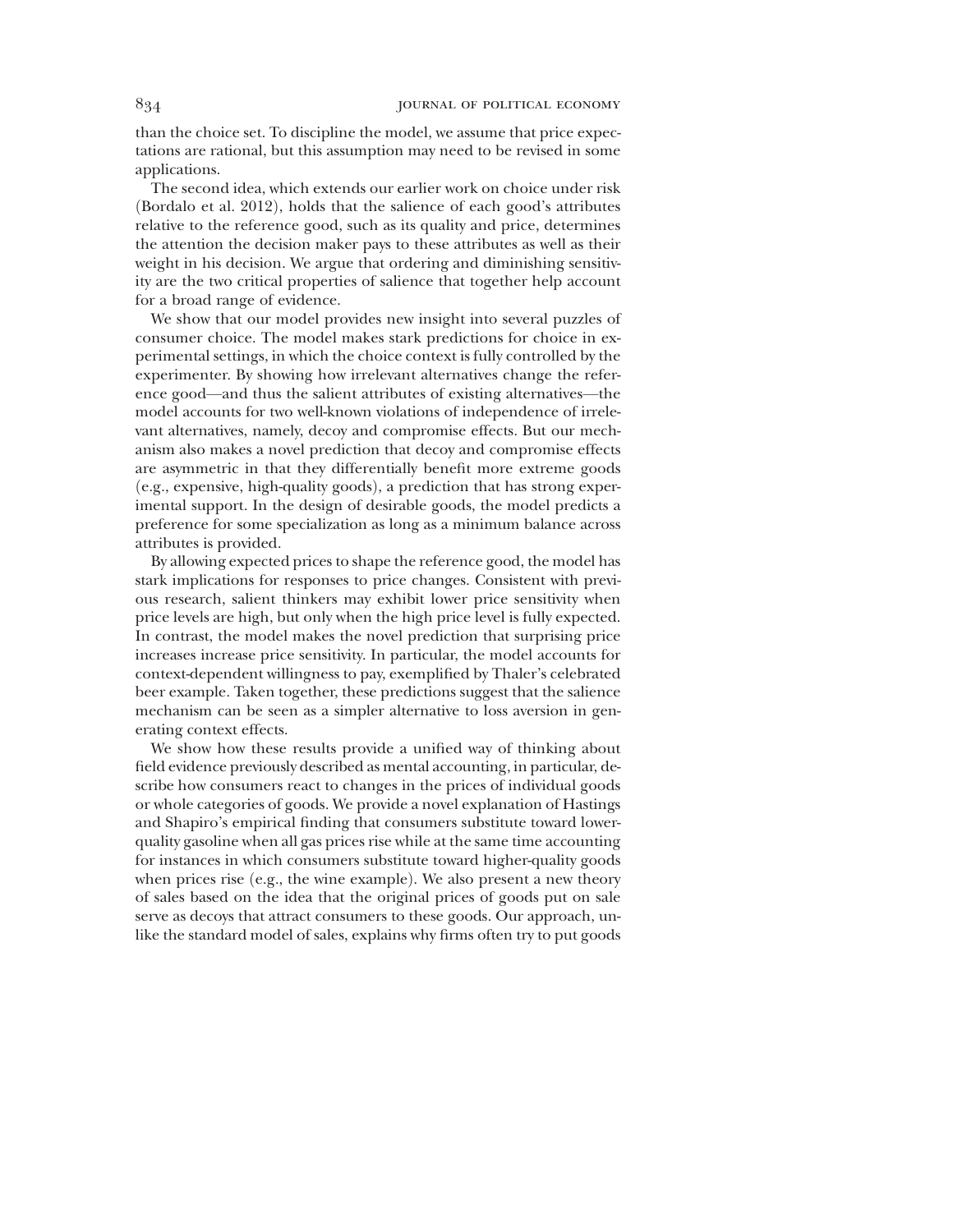than the choice set. To discipline the model, we assume that price expectations are rational, but this assumption may need to be revised in some applications.

The second idea, which extends our earlier work on choice under risk (Bordalo et al. 2012), holds that the salience of each good's attributes relative to the reference good, such as its quality and price, determines the attention the decision maker pays to these attributes as well as their weight in his decision. We argue that ordering and diminishing sensitivity are the two critical properties of salience that together help account for a broad range of evidence.

We show that our model provides new insight into several puzzles of consumer choice. The model makes stark predictions for choice in experimental settings, in which the choice context is fully controlled by the experimenter. By showing how irrelevant alternatives change the reference good—and thus the salient attributes of existing alternatives—the model accounts for two well-known violations of independence of irrelevant alternatives, namely, decoy and compromise effects. But our mechanism also makes a novel prediction that decoy and compromise effects are asymmetric in that they differentially benefit more extreme goods (e.g., expensive, high-quality goods), a prediction that has strong experimental support. In the design of desirable goods, the model predicts a preference for some specialization as long as a minimum balance across attributes is provided.

By allowing expected prices to shape the reference good, the model has stark implications for responses to price changes. Consistent with previous research, salient thinkers may exhibit lower price sensitivity when price levels are high, but only when the high price level is fully expected. In contrast, the model makes the novel prediction that surprising price increases increase price sensitivity. In particular, the model accounts for context-dependent willingness to pay, exemplified by Thaler's celebrated beer example. Taken together, these predictions suggest that the salience mechanism can be seen as a simpler alternative to loss aversion in generating context effects.

We show how these results provide a unified way of thinking about field evidence previously described as mental accounting, in particular, describe how consumers react to changes in the prices of individual goods or whole categories of goods. We provide a novel explanation of Hastings and Shapiro's empirical finding that consumers substitute toward lower-quality gasoline when all gas prices rise while at the same time accounting for instances in which consumers substitute toward higher-quality goods when prices rise (e.g., the wine example). We also present a new theory of sales based on the idea that the original prices of goods put on sale serve as decoys that attract consumers to these goods. Our approach, unlike the standard model of sales, explains why firms often try to put goods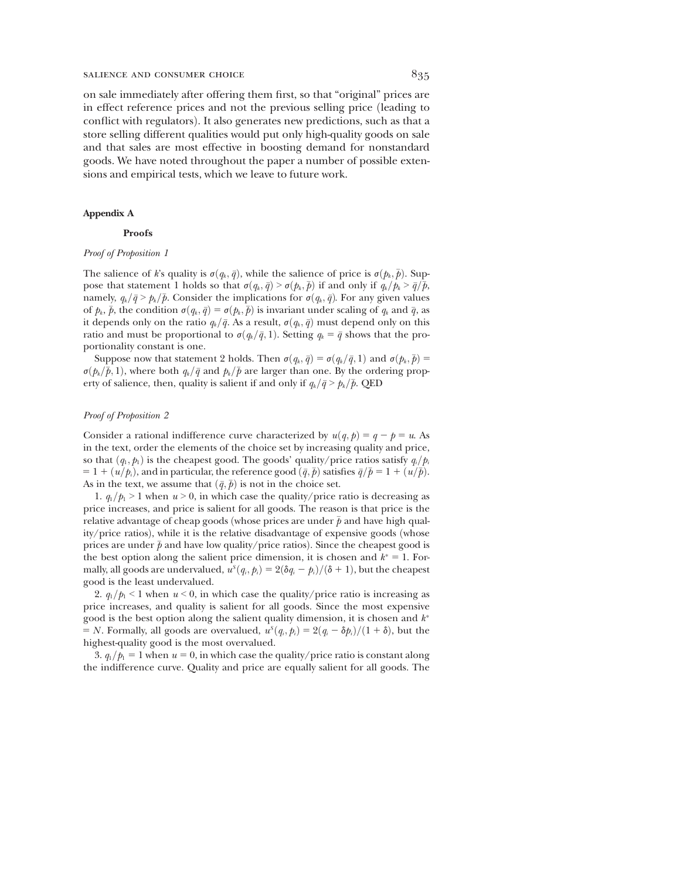on sale immediately after offering them first, so that "original" prices are in effect reference prices and not the previous selling price (leading to conflict with regulators). It also generates new predictions, such as that a store selling different qualities would put only high-quality goods on sale and that sales are most effective in boosting demand for nonstandard goods. We have noted throughout the paper a number of possible extensions and empirical tests, which we leave to future work.

## Appendix A

### Proofs

*Proof of Proposition 1*

The salience of $k$'s quality is $\sigma(q_k, \bar{q})$, while the salience of price is $\sigma(p_k, \bar{p})$. Suppose that statement 1 holds so that $\sigma(q_k, \bar{q}) > \sigma(p_k, \bar{p})$ if and only if $q_k/p_k > \bar{q}/\bar{p}$, namely, $q_k/\bar{q} > p_k/\bar{p}$. Consider the implications for $\sigma(q_k, \bar{q})$. For any given values of $p_k$, $\bar{p}$, the condition $\sigma(q_k, \bar{q}) = \sigma(p_k, \bar{p})$ is invariant under scaling of $q_k$ and $\bar{q}$, as it depends only on the ratio $q_k/\bar{q}$. As a result, $\sigma(q_k, \bar{q})$ must depend only on this ratio and must be proportional to $\sigma(q_k/\bar{q}, 1)$. Setting $q_k = \bar{q}$ shows that the proportionality constant is one.

Suppose now that statement 2 holds. Then $\sigma(q_k, \bar{q}) = \sigma(q_k/\bar{q}, 1)$ and $\sigma(p_k, \bar{p}) = \sigma(p_k/\bar{p}, 1)$, where both $q_k/\bar{q}$ and $p_k/\bar{p}$ are larger than one. By the ordering property of salience, then, quality is salient if and only if $q_k/\bar{q} > p_k/\bar{p}$. QED

*Proof of Proposition 2*

Consider a rational indifference curve characterized by $u(q, p) = q - p = u$. As in the text, order the elements of the choice set by increasing quality and price, so that $(q_1, p_1)$ is the cheapest good. The goods' quality/price ratios satisfy $q_i/p_i = 1 + (u/p_i)$, and in particular, the reference good $(\bar{q}, \bar{p})$ satisfies $\bar{q}/\bar{p} = 1 + (u/\bar{p})$. As in the text, we assume that $(\bar{q}, \bar{p})$ is not in the choice set.

1. $q_1/p_1 > 1$ when $u > 0$, in which case the quality/price ratio is decreasing as price increases, and price is salient for all goods. The reason is that price is the relative advantage of cheap goods (whose prices are under $\bar{p}$ and have high quality/price ratios), while it is the relative disadvantage of expensive goods (whose prices are under $\bar{p}$ and have low quality/price ratios). Since the cheapest good is the best option along the salient price dimension, it is chosen and $k^* = 1$. Formally, all goods are undervalued, $u^S(q_i, p_i) = 2(\delta q_i - p_i)/(\delta + 1)$, but the cheapest good is the least undervalued.

2. $q_1/p_1 < 1$ when $u < 0$, in which case the quality/price ratio is increasing as price increases, and quality is salient for all goods. Since the most expensive good is the best option along the salient quality dimension, it is chosen and $k^* = N$. Formally, all goods are overvalued, $u^S(q_i, p_i) = 2(q_i - \delta p_i)/(1 + \delta)$, but the highest-quality good is the most overvalued.

3. $q_1/p_1 = 1$ when $u = 0$, in which case the quality/price ratio is constant along the indifference curve. Quality and price are equally salient for all goods. The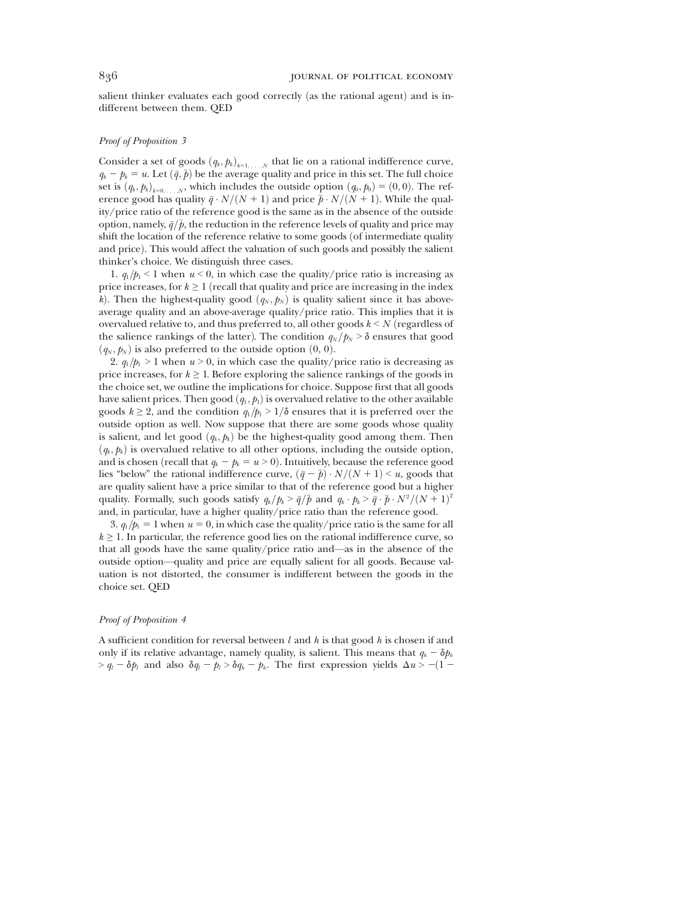salient thinker evaluates each good correctly (as the rational agent) and is indifferent between them. QED

*Proof of Proposition 3*

Consider a set of goods $(q_k, p_k)_{k=1,\ldots,N}$ that lie on a rational indifference curve, $q_k - p_k = u$. Let $(\bar{q}, \bar{p})$ be the average quality and price in this set. The full choice set is $(q_k, p_k)_{k=0,\ldots,N}$, which includes the outside option $(q_0, p_0) = (0, 0)$. The reference good has quality $\bar{q} \cdot N/(N+1)$ and price $\bar{p} \cdot N/(N+1)$. While the quality/price ratio of the reference good is the same as in the absence of the outside option, namely, $\bar{q}/\bar{p}$, the reduction in the reference levels of quality and price may shift the location of the reference relative to some goods (of intermediate quality and price). This would affect the valuation of such goods and possibly the salient thinker's choice. We distinguish three cases.

1. $q_1/p_1 < 1$ when $u < 0$, in which case the quality/price ratio is increasing as price increases, for $k \geq 1$ (recall that quality and price are increasing in the index $k$). Then the highest-quality good $(q_N, p_N)$ is quality salient since it has above-average quality and an above-average quality/price ratio. This implies that it is overvalued relative to, and thus preferred to, all other goods $k < N$ (regardless of the salience rankings of the latter). The condition $q_N/p_N > \delta$ ensures that good $(q_N, p_N)$ is also preferred to the outside option $(0, 0)$.

2. $q_1/p_1 > 1$ when $u > 0$, in which case the quality/price ratio is decreasing as price increases, for $k \geq 1$. Before exploring the salience rankings of the goods in the choice set, we outline the implications for choice. Suppose first that all goods have salient prices. Then good $(q_1, p_1)$ is overvalued relative to the other available goods $k \geq 2$, and the condition $q_1/p_1 > 1/\delta$ ensures that it is preferred over the outside option as well. Now suppose that there are some goods whose quality is salient, and let good $(q_k, p_k)$ be the highest-quality good among them. Then $(q_k, p_k)$ is overvalued relative to all other options, including the outside option, and is chosen (recall that $q_k - p_k = u > 0$). Intuitively, because the reference good lies "below" the rational indifference curve, $(\bar{q} - \bar{p}) \cdot N/(N+1) < u$, goods that are quality salient have a price similar to that of the reference good but a higher quality. Formally, such goods satisfy $q_k/p_k > \bar{q}/\bar{p}$ and $q_k \cdot p_k > \bar{q} \cdot \bar{p} \cdot N^2/(N+1)^2$ and, in particular, have a higher quality/price ratio than the reference good.

3. $q_1/p_1 = 1$ when $u = 0$, in which case the quality/price ratio is the same for all $k \geq 1$. In particular, the reference good lies on the rational indifference curve, so that all goods have the same quality/price ratio and—as in the absence of the outside option—quality and price are equally salient for all goods. Because valuation is not distorted, the consumer is indifferent between the goods in the choice set. QED

*Proof of Proposition 4*

A sufficient condition for reversal between $l$ and $h$ is that good $h$ is chosen if and only if its relative advantage, namely quality, is salient. This means that $q_h - \delta p_h > q_l - \delta p_l$ and also $\delta q_l - p_l > \delta q_h - p_h$. The first expression yields $\Delta u > -(1 -$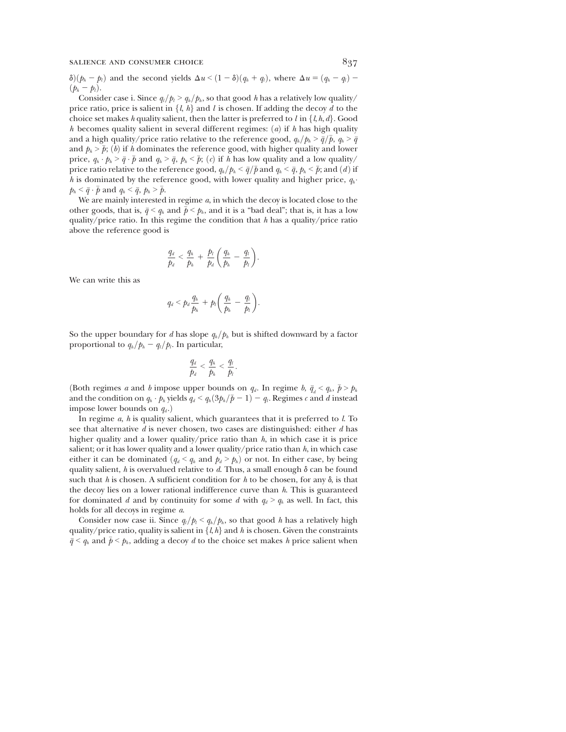$\delta)(p_h - p_l)$ and the second yields $\Delta u < (1-\delta)(q_h + q_l)$, where $\Delta u = (q_h - q_l) - (p_h - p_l)$.

Consider case i. Since $q_l/p_l > q_h/p_h$, so that good $h$ has a relatively low quality/price ratio, price is salient in $\{l, h\}$ and $l$ is chosen. If adding the decoy $d$ to the choice set makes $h$ quality salient, then the latter is preferred to $l$ in $\{l, h, d\}$. Good $h$ becomes quality salient in several different regimes: ($a$) if $h$ has high quality and a high quality/price ratio relative to the reference good, $q_h/p_h > \bar{q}/\bar{p}$, $q_h > \bar{q}$ and $p_h > \bar{p}$; ($b$) if $h$ dominates the reference good, with higher quality and lower price, $q_h \cdot p_h > \bar{q} \cdot \bar{p}$ and $q_h > \bar{q}$, $p_h < \bar{p}$; ($c$) if $h$ has low quality and a low quality/price ratio relative to the reference good, $q_h/p_h < \bar{q}/\bar{p}$ and $q_h < \bar{q}$, $p_h < \bar{p}$; and ($d$) if $h$ is dominated by the reference good, with lower quality and higher price, $q_h \cdot p_h < \bar{q} \cdot \bar{p}$ and $q_h < \bar{q}$, $p_h > \bar{p}$.

We are mainly interested in regime $a$, in which the decoy is located close to the other goods, that is, $\bar{q} < q_h$ and $\bar{p} < p_h$, and it is a "bad deal"; that is, it has a low quality/price ratio. In this regime the condition that $h$ has a quality/price ratio above the reference good is

$$\frac{q_d}{p_d} < \frac{q_h}{p_h} + \frac{p_l}{p_d}\left(\frac{q_h}{p_h} - \frac{q_l}{p_l}\right).$$

We can write this as

$$q_d < p_d \frac{q_h}{p_h} + p_l\left(\frac{q_h}{p_h} - \frac{q_l}{p_l}\right).$$

So the upper boundary for $d$ has slope $q_h/p_h$ but is shifted downward by a factor proportional to $q_h/p_h - q_l/p_l$. In particular,

$$\frac{q_d}{p_d} < \frac{q_h}{p_h} < \frac{q_l}{p_l}.$$

(Both regimes $a$ and $b$ impose upper bounds on $q_d$. In regime $b$, $\bar{q}_d < q_h$, $\bar{p} > p_h$ and the condition on $q_h \cdot p_h$ yields $q_d < q_h(3p_h/\bar{p} - 1) - q_l$. Regimes $c$ and $d$ instead impose lower bounds on $q_d$.)

In regime $a$, $h$ is quality salient, which guarantees that it is preferred to $l$. To see that alternative $d$ is never chosen, two cases are distinguished: either $d$ has higher quality and a lower quality/price ratio than $h$, in which case it is price salient; or it has lower quality and a lower quality/price ratio than $h$, in which case either it can be dominated ($q_d < q_h$ and $p_d > p_h$) or not. In either case, by being quality salient, $h$ is overvalued relative to $d$. Thus, a small enough $\delta$ can be found such that $h$ is chosen. A sufficient condition for $h$ to be chosen, for any $\delta$, is that the decoy lies on a lower rational indifference curve than $h$. This is guaranteed for dominated $d$ and by continuity for some $d$ with $q_d > q_h$ as well. In fact, this holds for all decoys in regime $a$.

Consider now case ii. Since $q_l/p_l < q_h/p_h$, so that good $h$ has a relatively high quality/price ratio, quality is salient in $\{l, h\}$ and $h$ is chosen. Given the constraints $\bar{q} < q_h$ and $\bar{p} < p_h$, adding a decoy $d$ to the choice set makes $h$ price salient when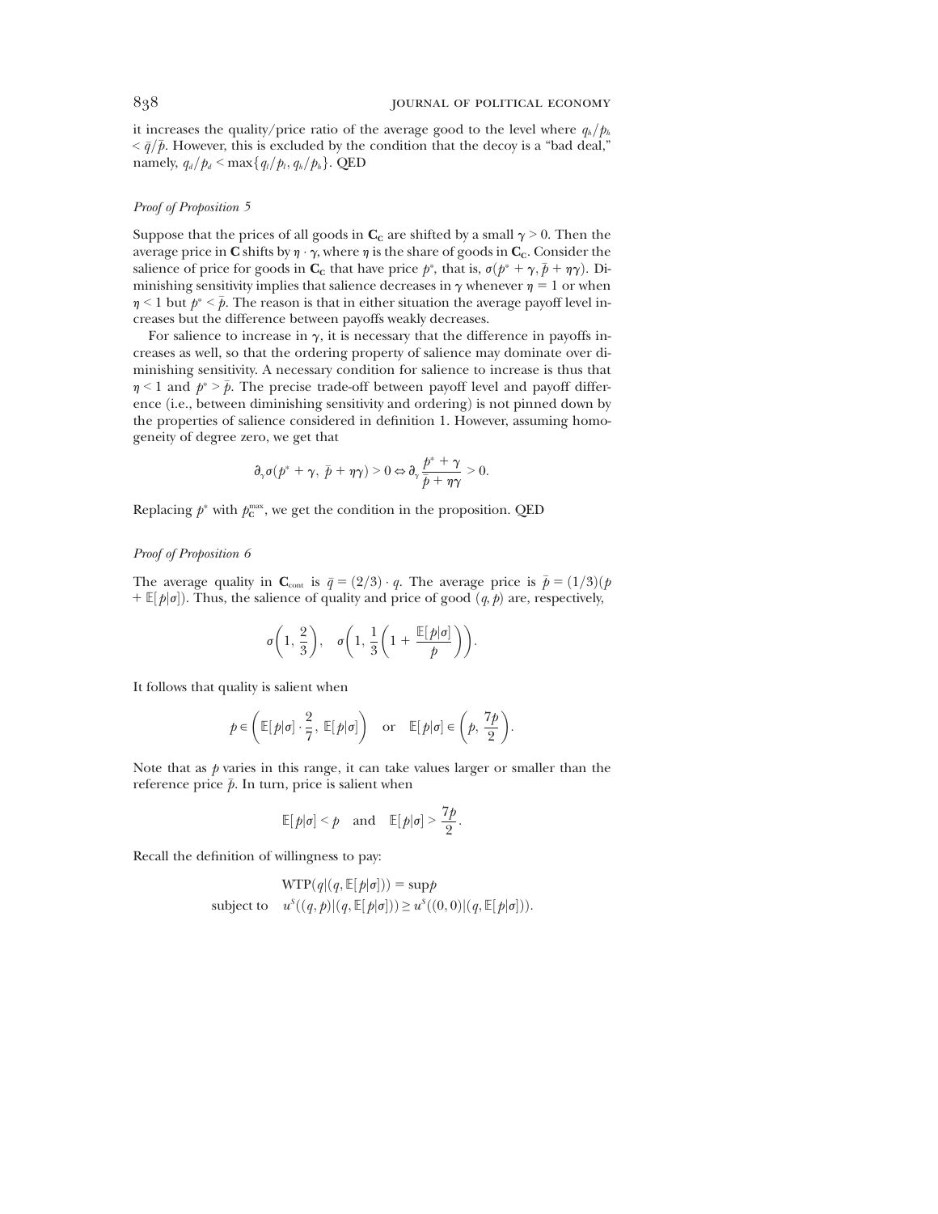it increases the quality/price ratio of the average good to the level where $q_h/p_h < \bar{q}/\bar{p}$. However, this is excluded by the condition that the decoy is a "bad deal," namely, $q_d/p_d < \max\{q_l/p_l, q_h/p_h\}$. QED

### *Proof of Proposition 5*

Suppose that the prices of all goods in $\mathbf{C_C}$ are shifted by a small $\gamma > 0$. Then the average price in $\mathbf{C}$ shifts by $\eta \cdot \gamma$, where $\eta$ is the share of goods in $\mathbf{C_C}$. Consider the salience of price for goods in $\mathbf{C_C}$ that have price $p^*$, that is, $\sigma(p^* + \gamma, \bar{p} + \eta\gamma)$. Diminishing sensitivity implies that salience decreases in $\gamma$ whenever $\eta = 1$ or when $\eta < 1$ but $p^* < \bar{p}$. The reason is that in either situation the average payoff level increases but the difference between payoffs weakly decreases.

For salience to increase in $\gamma$, it is necessary that the difference in payoffs increases as well, so that the ordering property of salience may dominate over diminishing sensitivity. A necessary condition for salience to increase is thus that $\eta < 1$ and $p^* > \bar{p}$. The precise trade-off between payoff level and payoff difference (i.e., between diminishing sensitivity and ordering) is not pinned down by the properties of salience considered in definition 1. However, assuming homogeneity of degree zero, we get that

$$\partial_\gamma \sigma(p^* + \gamma,\ \bar{p} + \eta\gamma) > 0 \Leftrightarrow \partial_\gamma \frac{p^* + \gamma}{\bar{p} + \eta\gamma} > 0.$$

Replacing $p^*$ with $p_{\mathbf{C}}^{\max}$, we get the condition in the proposition. QED

### *Proof of Proposition 6*

The average quality in $\mathbf{C}_{\text{cont}}$ is $\bar{q} = (2/3) \cdot q$. The average price is $\bar{p} = (1/3)(p + \mathbb{E}[p|\sigma])$. Thus, the salience of quality and price of good $(q, p)$ are, respectively,

$$\sigma\left(1, \frac{2}{3}\right), \quad \sigma\left(1, \frac{1}{3}\left(1 + \frac{\mathbb{E}[p|\sigma]}{p}\right)\right).$$

It follows that quality is salient when

$$p \in \left(\mathbb{E}[p|\sigma] \cdot \frac{2}{7},\ \mathbb{E}[p|\sigma]\right) \quad \text{or} \quad \mathbb{E}[p|\sigma] \in \left(p,\ \frac{7p}{2}\right).$$

Note that as $p$ varies in this range, it can take values larger or smaller than the reference price $\bar{p}$. In turn, price is salient when

$$\mathbb{E}[p|\sigma] < p \quad \text{and} \quad \mathbb{E}[p|\sigma] > \frac{7p}{2}.$$

Recall the definition of willingness to pay:

$$\begin{aligned} &\text{WTP}(q|(q, \mathbb{E}[p|\sigma])) = \sup p \\ \text{subject to} \quad &u^S((q,p)|(q, \mathbb{E}[p|\sigma])) \geq u^S((0,0)|(q, \mathbb{E}[p|\sigma])). \end{aligned}$$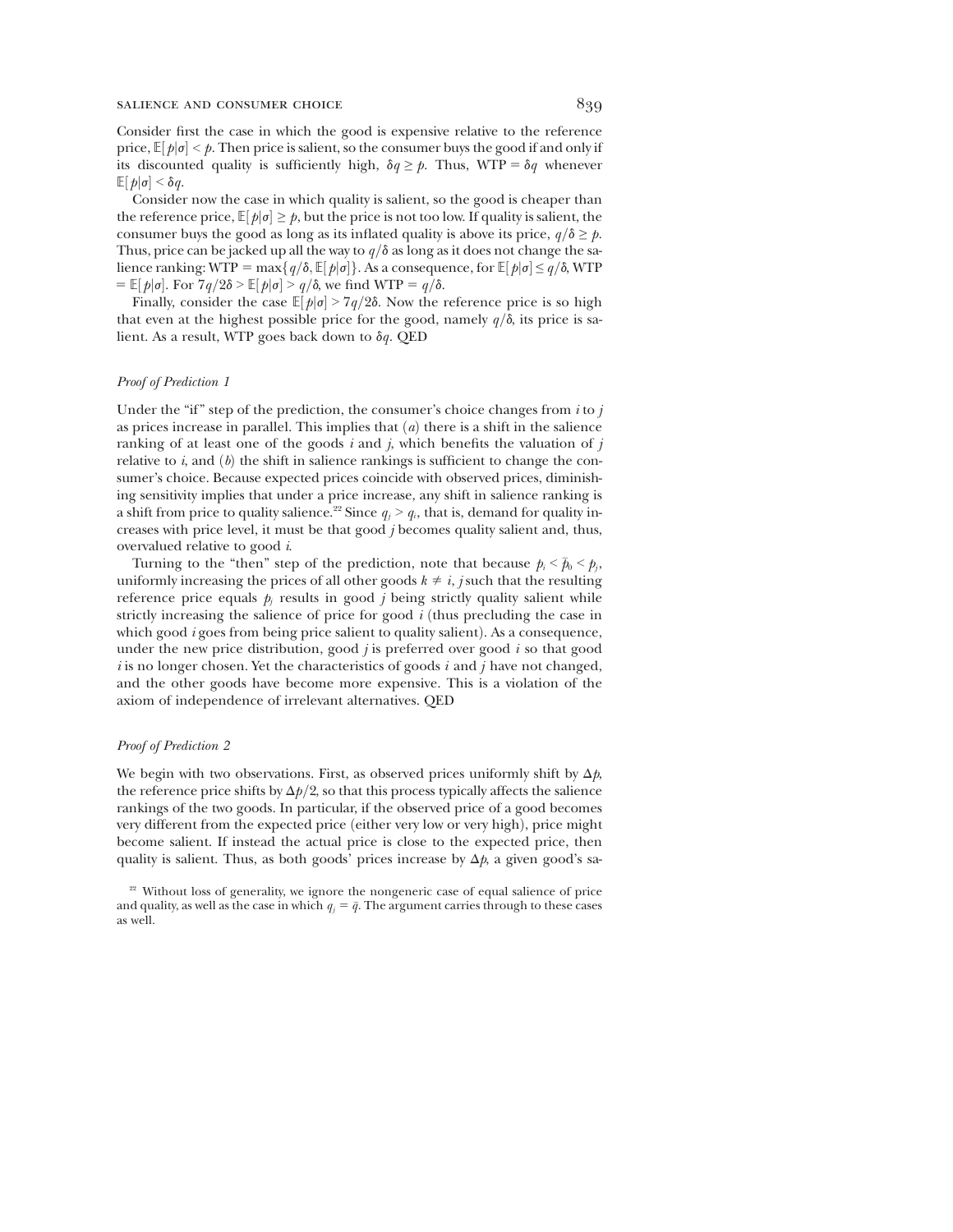Consider first the case in which the good is expensive relative to the reference price, $\mathbb{E}[p|\sigma] < p$. Then price is salient, so the consumer buys the good if and only if its discounted quality is sufficiently high, $\delta q \geq p$. Thus, WTP $= \delta q$ whenever $\mathbb{E}[p|\sigma] < \delta q$.

Consider now the case in which quality is salient, so the good is cheaper than the reference price, $\mathbb{E}[p|\sigma] \geq p$, but the price is not too low. If quality is salient, the consumer buys the good as long as its inflated quality is above its price, $q/\delta \geq p$. Thus, price can be jacked up all the way to $q/\delta$ as long as it does not change the salience ranking: WTP $= \max\{q/\delta, \mathbb{E}[p|\sigma]\}$. As a consequence, for $\mathbb{E}[p|\sigma] \leq q/\delta$, WTP $= \mathbb{E}[p|\sigma]$. For $7q/2\delta > \mathbb{E}[p|\sigma] > q/\delta$, we find WTP $= q/\delta$.

Finally, consider the case $\mathbb{E}[p|\sigma] > 7q/2\delta$. Now the reference price is so high that even at the highest possible price for the good, namely $q/\delta$, its price is salient. As a result, WTP goes back down to $\delta q$. QED

### *Proof of Prediction 1*

Under the "if" step of the prediction, the consumer's choice changes from $i$ to $j$ as prices increase in parallel. This implies that (*a*) there is a shift in the salience ranking of at least one of the goods $i$ and $j$, which benefits the valuation of $j$ relative to $i$, and (*b*) the shift in salience rankings is sufficient to change the consumer's choice. Because expected prices coincide with observed prices, diminishing sensitivity implies that under a price increase, any shift in salience ranking is a shift from price to quality salience.[22] Since $q_j > q_i$, that is, demand for quality increases with price level, it must be that good $j$ becomes quality salient and, thus, overvalued relative to good $i$.

Turning to the "then" step of the prediction, note that because $p_i < \bar{p}_0 < p_j$, uniformly increasing the prices of all other goods $k \neq i, j$ such that the resulting reference price equals $p_j$ results in good $j$ being strictly quality salient while strictly increasing the salience of price for good $i$ (thus precluding the case in which good $i$ goes from being price salient to quality salient). As a consequence, under the new price distribution, good $j$ is preferred over good $i$ so that good $i$ is no longer chosen. Yet the characteristics of goods $i$ and $j$ have not changed, and the other goods have become more expensive. This is a violation of the axiom of independence of irrelevant alternatives. QED

### *Proof of Prediction 2*

We begin with two observations. First, as observed prices uniformly shift by $\Delta p$, the reference price shifts by $\Delta p/2$, so that this process typically affects the salience rankings of the two goods. In particular, if the observed price of a good becomes very different from the expected price (either very low or very high), price might become salient. If instead the actual price is close to the expected price, then quality is salient. Thus, as both goods' prices increase by $\Delta p$, a given good's sa-

[22] Without loss of generality, we ignore the nongeneric case of equal salience of price and quality, as well as the case in which $q_j = \bar{q}$. The argument carries through to these cases as well.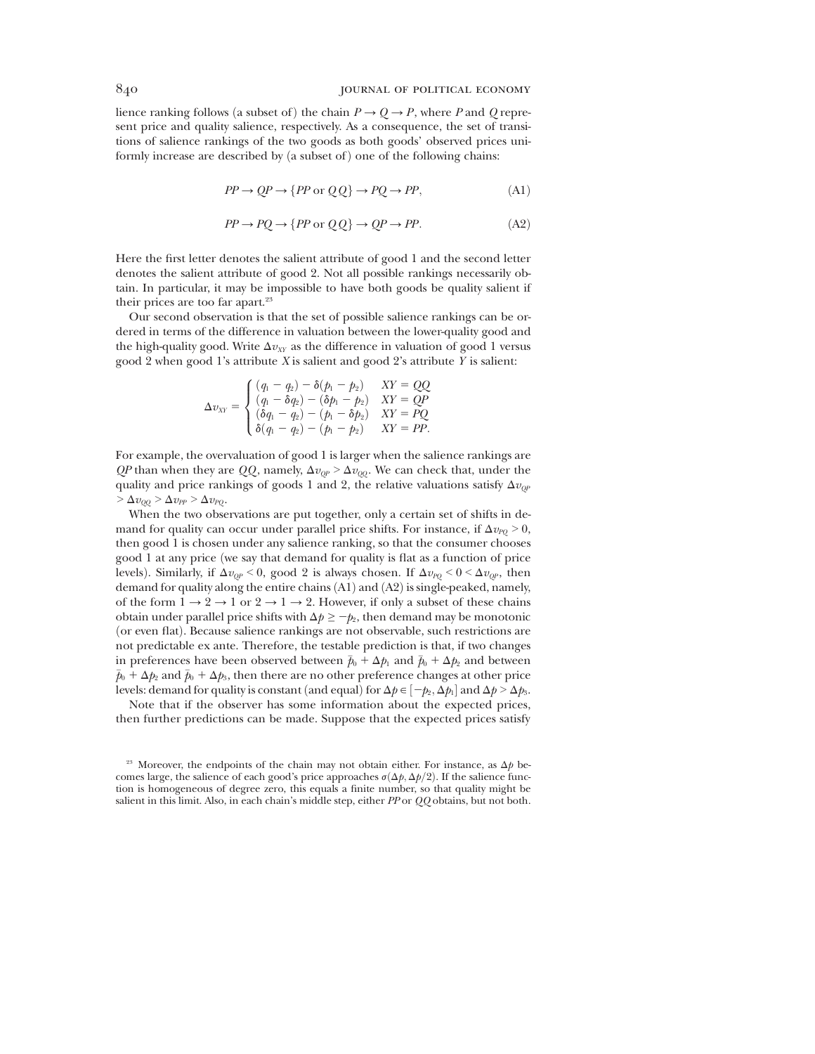lience ranking follows (a subset of) the chain $P \to Q \to P$, where $P$ and $Q$ represent price and quality salience, respectively. As a consequence, the set of transitions of salience rankings of the two goods as both goods' observed prices uniformly increase are described by (a subset of) one of the following chains:

$$PP \to QP \to \{PP \text{ or } QQ\} \to PQ \to PP, \tag{A1}$$

$$PP \to PQ \to \{PP \text{ or } QQ\} \to QP \to PP. \tag{A2}$$

Here the first letter denotes the salient attribute of good 1 and the second letter denotes the salient attribute of good 2. Not all possible rankings necessarily obtain. In particular, it may be impossible to have both goods be quality salient if their prices are too far apart.[23]

Our second observation is that the set of possible salience rankings can be ordered in terms of the difference in valuation between the lower-quality good and the high-quality good. Write $\Delta v_{XY}$ as the difference in valuation of good 1 versus good 2 when good 1's attribute $X$ is salient and good 2's attribute $Y$ is salient:

$$\Delta v_{XY} = \begin{cases} (q_1 - q_2) - \delta(p_1 - p_2) & XY = QQ \\ (q_1 - \delta q_2) - (\delta p_1 - p_2) & XY = QP \\ (\delta q_1 - q_2) - (p_1 - \delta p_2) & XY = PQ \\ \delta(q_1 - q_2) - (p_1 - p_2) & XY = PP. \end{cases}$$

For example, the overvaluation of good 1 is larger when the salience rankings are $QP$ than when they are $QQ$, namely, $\Delta v_{QP} > \Delta v_{QQ}$. We can check that, under the quality and price rankings of goods 1 and 2, the relative valuations satisfy $\Delta v_{QP} > \Delta v_{QQ} > \Delta v_{PP} > \Delta v_{PQ}$.

When the two observations are put together, only a certain set of shifts in demand for quality can occur under parallel price shifts. For instance, if $\Delta v_{PQ} > 0$, then good 1 is chosen under any salience ranking, so that the consumer chooses good 1 at any price (we say that demand for quality is flat as a function of price levels). Similarly, if $\Delta v_{QP} < 0$, good 2 is always chosen. If $\Delta v_{PQ} < 0 < \Delta v_{QP}$, then demand for quality along the entire chains (A1) and (A2) is single-peaked, namely, of the form $1 \to 2 \to 1$ or $2 \to 1 \to 2$. However, if only a subset of these chains obtain under parallel price shifts with $\Delta p \geq -p_2$, then demand may be monotonic (or even flat). Because salience rankings are not observable, such restrictions are not predictable ex ante. Therefore, the testable prediction is that, if two changes in preferences have been observed between $\bar{p}_0 + \Delta p_1$ and $\bar{p}_0 + \Delta p_2$ and between $\bar{p}_0 + \Delta p_2$ and $\bar{p}_0 + \Delta p_3$, then there are no other preference changes at other price levels: demand for quality is constant (and equal) for $\Delta p \in [-p_2, \Delta p_1]$ and $\Delta p > \Delta p_3$.

Note that if the observer has some information about the expected prices, then further predictions can be made. Suppose that the expected prices satisfy

[23] Moreover, the endpoints of the chain may not obtain either. For instance, as $\Delta p$ becomes large, the salience of each good's price approaches $\sigma(\Delta p, \Delta p/2)$. If the salience function is homogeneous of degree zero, this equals a finite number, so that quality might be salient in this limit. Also, in each chain's middle step, either $PP$ or $QQ$ obtains, but not both.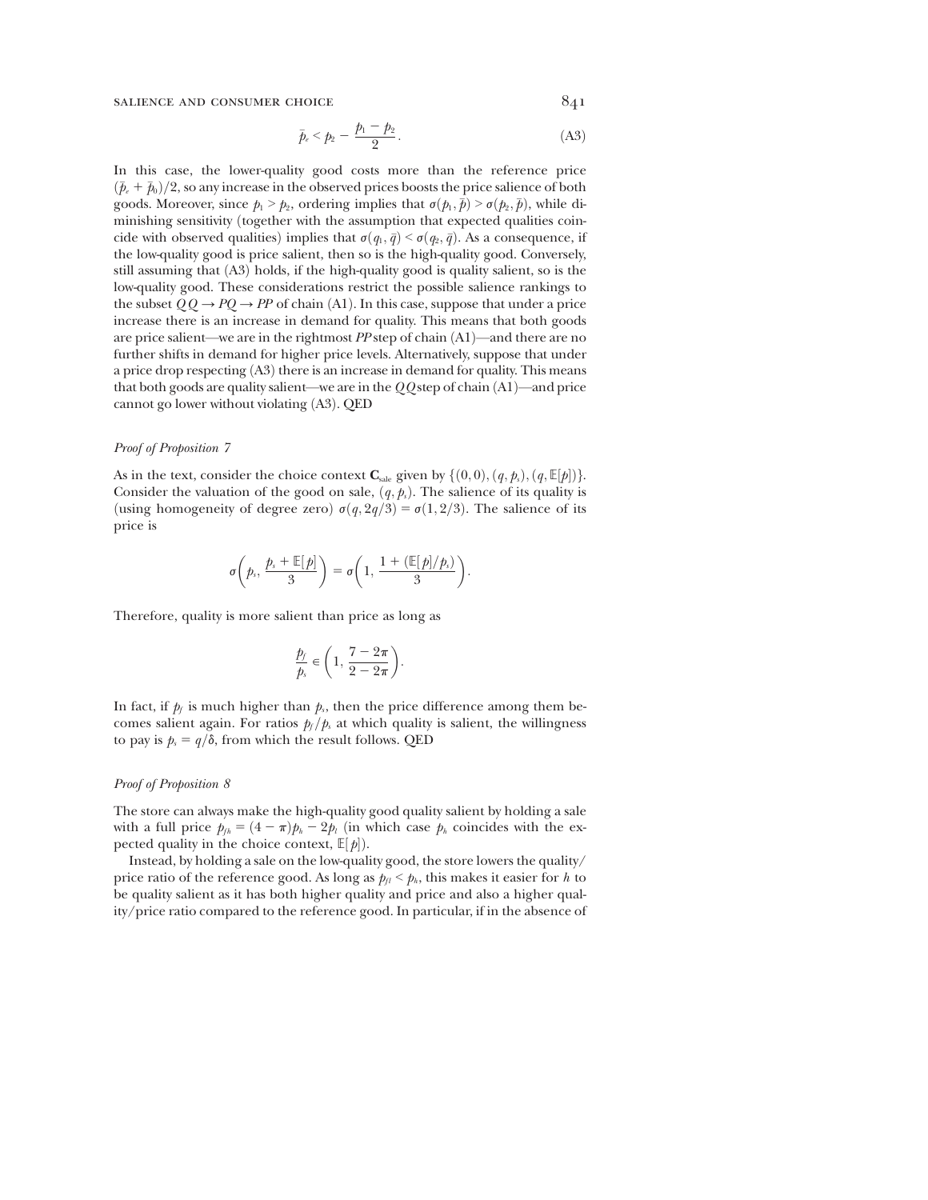$$\bar{p}_e < p_2 - \frac{p_1 - p_2}{2}. \tag{A3}$$

In this case, the lower-quality good costs more than the reference price $(\bar{p}_e + \bar{p}_0)/2$, so any increase in the observed prices boosts the price salience of both goods. Moreover, since $p_1 > p_2$, ordering implies that $\sigma(p_1, \bar{p}) > \sigma(p_2, \bar{p})$, while diminishing sensitivity (together with the assumption that expected qualities coincide with observed qualities) implies that $\sigma(q_1, \bar{q}) < \sigma(q_2, \bar{q})$. As a consequence, if the low-quality good is price salient, then so is the high-quality good. Conversely, still assuming that (A3) holds, if the high-quality good is quality salient, so is the low-quality good. These considerations restrict the possible salience rankings to the subset $QQ \rightarrow PQ \rightarrow PP$ of chain (A1). In this case, suppose that under a price increase there is an increase in demand for quality. This means that both goods are price salient—we are in the rightmost $PP$ step of chain (A1)—and there are no further shifts in demand for higher price levels. Alternatively, suppose that under a price drop respecting (A3) there is an increase in demand for quality. This means that both goods are quality salient—we are in the $QQ$ step of chain (A1)—and price cannot go lower without violating (A3). QED

### *Proof of Proposition 7*

As in the text, consider the choice context $\mathbf{C}_{\text{sale}}$ given by $\{(0, 0), (q, p_s), (q, \mathbb{E}[p])\}$. Consider the valuation of the good on sale, $(q, p_s)$. The salience of its quality is (using homogeneity of degree zero) $\sigma(q, 2q/3) = \sigma(1, 2/3)$. The salience of its price is

$$\sigma\left(p_s, \frac{p_s + \mathbb{E}[p]}{3}\right) = \sigma\left(1, \frac{1 + (\mathbb{E}[p]/p_s)}{3}\right).$$

Therefore, quality is more salient than price as long as

$$\frac{p_f}{p_s} \in \left(1, \frac{7 - 2\pi}{2 - 2\pi}\right).$$

In fact, if $p_f$ is much higher than $p_s$, then the price difference among them becomes salient again. For ratios $p_f/p_s$ at which quality is salient, the willingness to pay is $p_s = q/\delta$, from which the result follows. QED

### *Proof of Proposition 8*

The store can always make the high-quality good quality salient by holding a sale with a full price $p_{fh} = (4 - \pi)p_h - 2p_l$ (in which case $p_h$ coincides with the expected quality in the choice context, $\mathbb{E}[p]$).

Instead, by holding a sale on the low-quality good, the store lowers the quality/price ratio of the reference good. As long as $p_{fl} < p_h$, this makes it easier for $h$ to be quality salient as it has both higher quality and price and also a higher quality/price ratio compared to the reference good. In particular, if in the absence of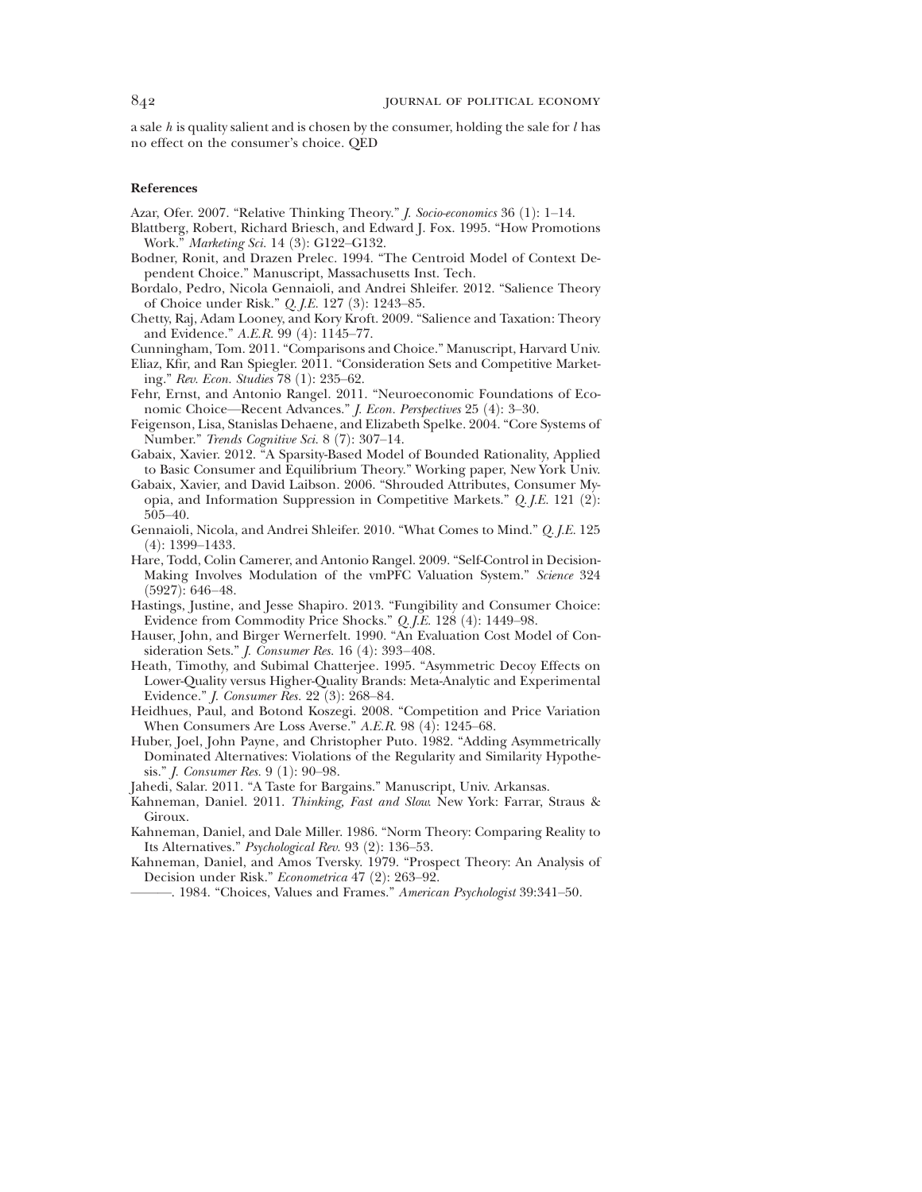a sale $h$ is quality salient and is chosen by the consumer, holding the sale for $l$ has no effect on the consumer's choice. QED

## References

Azar, Ofer. 2007. "Relative Thinking Theory." *J. Socio-economics* 36 (1): 1–14.

Blattberg, Robert, Richard Briesch, and Edward J. Fox. 1995. "How Promotions Work." *Marketing Sci.* 14 (3): G122–G132.

Bodner, Ronit, and Drazen Prelec. 1994. "The Centroid Model of Context Dependent Choice." Manuscript, Massachusetts Inst. Tech.

Bordalo, Pedro, Nicola Gennaioli, and Andrei Shleifer. 2012. "Salience Theory of Choice under Risk." *Q.J.E.* 127 (3): 1243–85.

Chetty, Raj, Adam Looney, and Kory Kroft. 2009. "Salience and Taxation: Theory and Evidence." *A.E.R.* 99 (4): 1145–77.

Cunningham, Tom. 2011. "Comparisons and Choice." Manuscript, Harvard Univ.

Eliaz, Kfir, and Ran Spiegler. 2011. "Consideration Sets and Competitive Marketing." *Rev. Econ. Studies* 78 (1): 235–62.

Fehr, Ernst, and Antonio Rangel. 2011. "Neuroeconomic Foundations of Economic Choice—Recent Advances." *J. Econ. Perspectives* 25 (4): 3–30.

Feigenson, Lisa, Stanislas Dehaene, and Elizabeth Spelke. 2004. "Core Systems of Number." *Trends Cognitive Sci.* 8 (7): 307–14.

Gabaix, Xavier. 2012. "A Sparsity-Based Model of Bounded Rationality, Applied to Basic Consumer and Equilibrium Theory." Working paper, New York Univ.

Gabaix, Xavier, and David Laibson. 2006. "Shrouded Attributes, Consumer Myopia, and Information Suppression in Competitive Markets." *Q.J.E.* 121 (2): 505–40.

Gennaioli, Nicola, and Andrei Shleifer. 2010. "What Comes to Mind." *Q.J.E.* 125 (4): 1399–1433.

Hare, Todd, Colin Camerer, and Antonio Rangel. 2009. "Self-Control in Decision-Making Involves Modulation of the vmPFC Valuation System." *Science* 324 (5927): 646–48.

Hastings, Justine, and Jesse Shapiro. 2013. "Fungibility and Consumer Choice: Evidence from Commodity Price Shocks." *Q.J.E.* 128 (4): 1449–98.

Hauser, John, and Birger Wernerfelt. 1990. "An Evaluation Cost Model of Consideration Sets." *J. Consumer Res.* 16 (4): 393–408.

Heath, Timothy, and Subimal Chatterjee. 1995. "Asymmetric Decoy Effects on Lower-Quality versus Higher-Quality Brands: Meta-Analytic and Experimental Evidence." *J. Consumer Res.* 22 (3): 268–84.

Heidhues, Paul, and Botond Koszegi. 2008. "Competition and Price Variation When Consumers Are Loss Averse." *A.E.R.* 98 (4): 1245–68.

Huber, Joel, John Payne, and Christopher Puto. 1982. "Adding Asymmetrically Dominated Alternatives: Violations of the Regularity and Similarity Hypothesis." *J. Consumer Res.* 9 (1): 90–98.

Jahedi, Salar. 2011. "A Taste for Bargains." Manuscript, Univ. Arkansas.

Kahneman, Daniel. 2011. *Thinking, Fast and Slow.* New York: Farrar, Straus & Giroux.

Kahneman, Daniel, and Dale Miller. 1986. "Norm Theory: Comparing Reality to Its Alternatives." *Psychological Rev.* 93 (2): 136–53.

Kahneman, Daniel, and Amos Tversky. 1979. "Prospect Theory: An Analysis of Decision under Risk." *Econometrica* 47 (2): 263–92.

———. 1984. "Choices, Values and Frames." *American Psychologist* 39:341–50.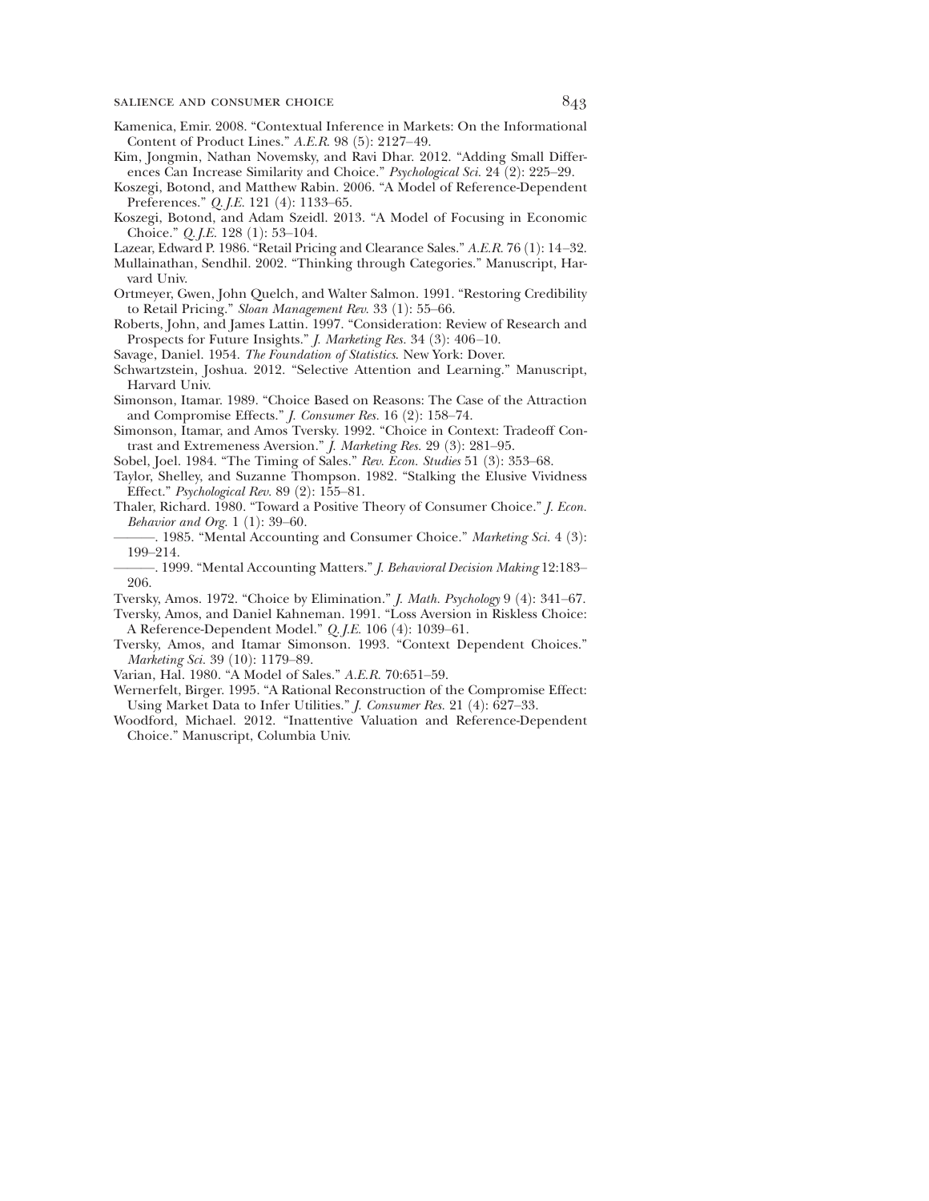Kamenica, Emir. 2008. "Contextual Inference in Markets: On the Informational Content of Product Lines." *A.E.R.* 98 (5): 2127–49.

Kim, Jongmin, Nathan Novemsky, and Ravi Dhar. 2012. "Adding Small Differences Can Increase Similarity and Choice." *Psychological Sci.* 24 (2): 225–29.

Koszegi, Botond, and Matthew Rabin. 2006. "A Model of Reference-Dependent Preferences." *Q.J.E.* 121 (4): 1133–65.

Koszegi, Botond, and Adam Szeidl. 2013. "A Model of Focusing in Economic Choice." *Q.J.E.* 128 (1): 53–104.

Lazear, Edward P. 1986. "Retail Pricing and Clearance Sales." *A.E.R.* 76 (1): 14–32.

Mullainathan, Sendhil. 2002. "Thinking through Categories." Manuscript, Harvard Univ.

Ortmeyer, Gwen, John Quelch, and Walter Salmon. 1991. "Restoring Credibility to Retail Pricing." *Sloan Management Rev.* 33 (1): 55–66.

Roberts, John, and James Lattin. 1997. "Consideration: Review of Research and Prospects for Future Insights." *J. Marketing Res.* 34 (3): 406–10.

Savage, Daniel. 1954. *The Foundation of Statistics.* New York: Dover.

Schwartzstein, Joshua. 2012. "Selective Attention and Learning." Manuscript, Harvard Univ.

Simonson, Itamar. 1989. "Choice Based on Reasons: The Case of the Attraction and Compromise Effects." *J. Consumer Res.* 16 (2): 158–74.

Simonson, Itamar, and Amos Tversky. 1992. "Choice in Context: Tradeoff Contrast and Extremeness Aversion." *J. Marketing Res.* 29 (3): 281–95.

Sobel, Joel. 1984. "The Timing of Sales." *Rev. Econ. Studies* 51 (3): 353–68.

Taylor, Shelley, and Suzanne Thompson. 1982. "Stalking the Elusive Vividness Effect." *Psychological Rev.* 89 (2): 155–81.

Thaler, Richard. 1980. "Toward a Positive Theory of Consumer Choice." *J. Econ. Behavior and Org.* 1 (1): 39–60.

———. 1985. "Mental Accounting and Consumer Choice." *Marketing Sci.* 4 (3): 199–214.

———. 1999. "Mental Accounting Matters." *J. Behavioral Decision Making* 12:183–206.

Tversky, Amos. 1972. "Choice by Elimination." *J. Math. Psychology* 9 (4): 341–67.

Tversky, Amos, and Daniel Kahneman. 1991. "Loss Aversion in Riskless Choice: A Reference-Dependent Model." *Q.J.E.* 106 (4): 1039–61.

Tversky, Amos, and Itamar Simonson. 1993. "Context Dependent Choices." *Marketing Sci.* 39 (10): 1179–89.

Varian, Hal. 1980. "A Model of Sales." *A.E.R.* 70:651–59.

Wernerfelt, Birger. 1995. "A Rational Reconstruction of the Compromise Effect: Using Market Data to Infer Utilities." *J. Consumer Res.* 21 (4): 627–33.

Woodford, Michael. 2012. "Inattentive Valuation and Reference-Dependent Choice." Manuscript, Columbia Univ.